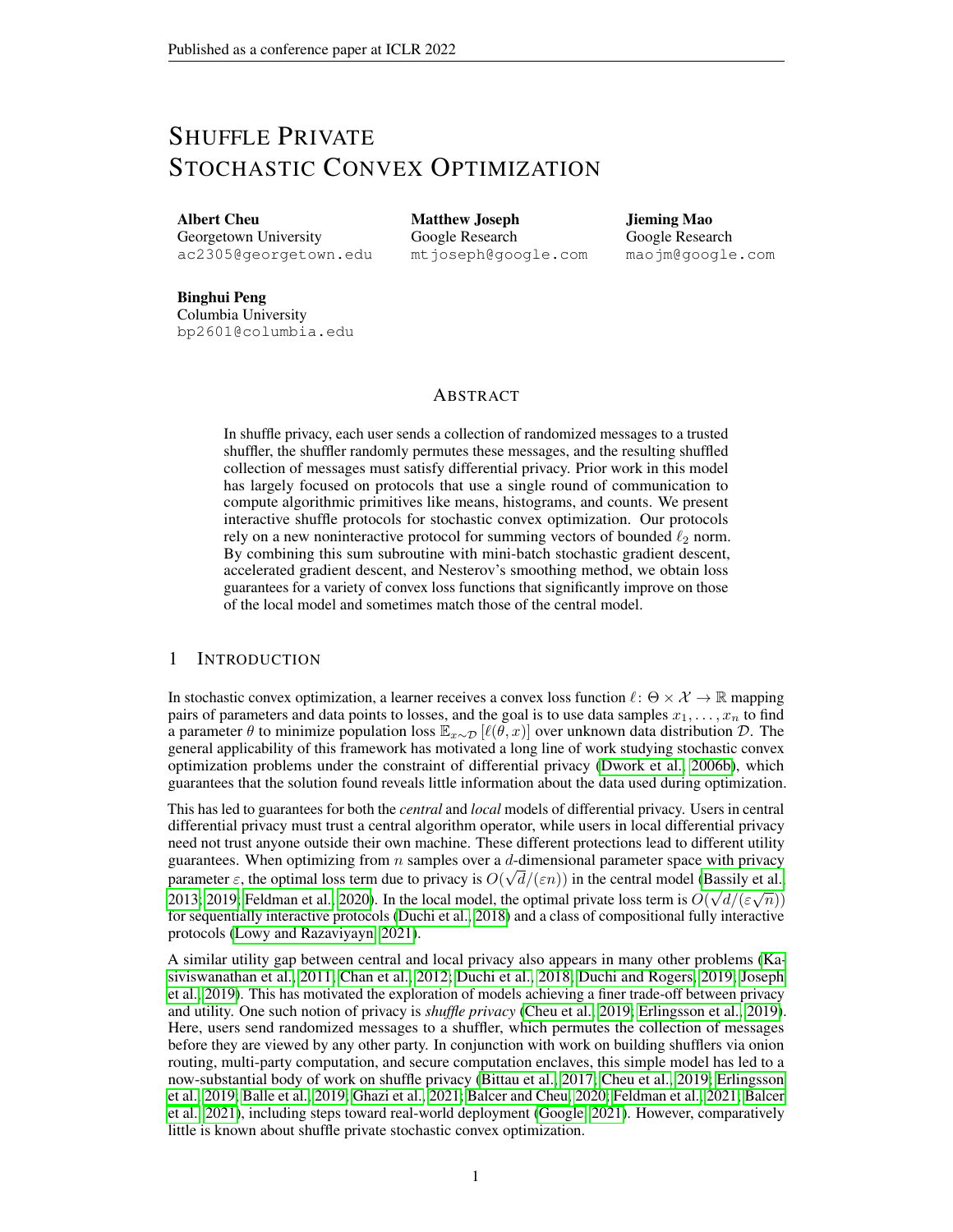# Shuffle Private Stochastic Convex Optimization

**Albert Cheu**
Georgetown University
ac2305@georgetown.edu

**Matthew Joseph**
Google Research
mtjoseph@google.com

**Jieming Mao**
Google Research
maojm@google.com

**Binghui Peng**
Columbia University
bp2601@columbia.edu

## Abstract

In shuffle privacy, each user sends a collection of randomized messages to a trusted shuffler, the shuffler randomly permutes these messages, and the resulting shuffled collection of messages must satisfy differential privacy. Prior work in this model has largely focused on protocols that use a single round of communication to compute algorithmic primitives like means, histograms, and counts. We present interactive shuffle protocols for stochastic convex optimization. Our protocols rely on a new noninteractive protocol for summing vectors of bounded $\ell_2$ norm. By combining this sum subroutine with mini-batch stochastic gradient descent, accelerated gradient descent, and Nesterov's smoothing method, we obtain loss guarantees for a variety of convex loss functions that significantly improve on those of the local model and sometimes match those of the central model.

## 1 Introduction

In stochastic convex optimization, a learner receives a convex loss function $\ell \colon \Theta \times \mathcal{X} \to \mathbb{R}$ mapping pairs of parameters and data points to losses, and the goal is to use data samples $x_1, \ldots, x_n$ to find a parameter $\theta$ to minimize population loss $\mathbb{E}_{x \sim \mathcal{D}}[\ell(\theta, x)]$ over unknown data distribution $\mathcal{D}$. The general applicability of this framework has motivated a long line of work studying stochastic convex optimization problems under the constraint of differential privacy (Dwork et al., 2006b), which guarantees that the solution found reveals little information about the data used during optimization.

This has led to guarantees for both the *central* and *local* models of differential privacy. Users in central differential privacy must trust a central algorithm operator, while users in local differential privacy need not trust anyone outside their own machine. These different protections lead to different utility guarantees. When optimizing from $n$ samples over a $d$-dimensional parameter space with privacy parameter $\varepsilon$, the optimal loss term due to privacy is $O(\sqrt{d}/(\varepsilon n))$ in the central model (Bassily et al., 2013; 2019; Feldman et al., 2020). In the local model, the optimal private loss term is $O(\sqrt{d}/(\varepsilon\sqrt{n}))$ for sequentially interactive protocols (Duchi et al., 2018) and a class of compositional fully interactive protocols (Lowy and Razaviyayn, 2021).

A similar utility gap between central and local privacy also appears in many other problems (Kasiviswanathan et al., 2011; Chan et al., 2012; Duchi et al., 2018; Duchi and Rogers, 2019; Joseph et al., 2019). This has motivated the exploration of models achieving a finer trade-off between privacy and utility. One such notion of privacy is *shuffle privacy* (Cheu et al., 2019; Erlingsson et al., 2019). Here, users send randomized messages to a shuffler, which permutes the collection of messages before they are viewed by any other party. In conjunction with work on building shufflers via onion routing, multi-party computation, and secure computation enclaves, this simple model has led to a now-substantial body of work on shuffle privacy (Bittau et al., 2017; Cheu et al., 2019; Erlingsson et al., 2019; Balle et al., 2019; Ghazi et al., 2021; Balcer and Cheu, 2020; Feldman et al., 2021; Balcer et al., 2021), including steps toward real-world deployment (Google, 2021). However, comparatively little is known about shuffle private stochastic convex optimization.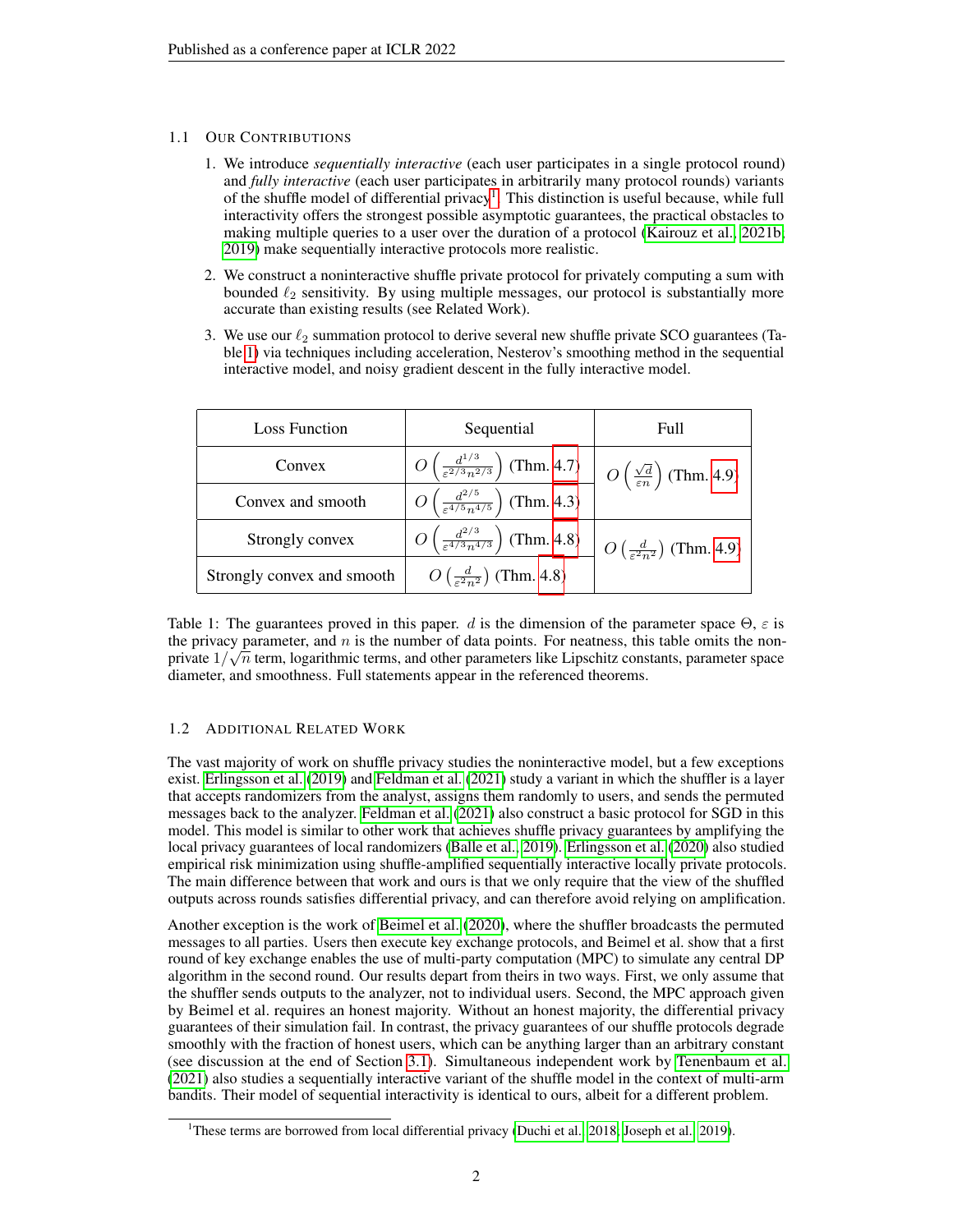### 1.1 Our Contributions

1. We introduce *sequentially interactive* (each user participates in a single protocol round) and *fully interactive* (each user participates in arbitrarily many protocol rounds) variants of the shuffle model of differential privacy[1]. This distinction is useful because, while full interactivity offers the strongest possible asymptotic guarantees, the practical obstacles to making multiple queries to a user over the duration of a protocol (Kairouz et al., 2021b; 2019) make sequentially interactive protocols more realistic.
2. We construct a noninteractive shuffle private protocol for privately computing a sum with bounded $\ell_2$ sensitivity. By using multiple messages, our protocol is substantially more accurate than existing results (see Related Work).
3. We use our $\ell_2$ summation protocol to derive several new shuffle private SCO guarantees (Table 1) via techniques including acceleration, Nesterov's smoothing method in the sequential interactive model, and noisy gradient descent in the fully interactive model.

| Loss Function | Sequential | Full |
|---|---|---|
| Convex | $O\left(\frac{d^{1/3}}{\varepsilon^{2/3}n^{2/3}}\right)$ (Thm. 4.7) | $O\left(\frac{\sqrt{d}}{\varepsilon n}\right)$ (Thm. 4.9) |
| Convex and smooth | $O\left(\frac{d^{2/5}}{\varepsilon^{4/5}n^{4/5}}\right)$ (Thm. 4.3) | |
| Strongly convex | $O\left(\frac{d^{2/3}}{\varepsilon^{4/3}n^{4/3}}\right)$ (Thm. 4.8) | $O\left(\frac{d}{\varepsilon^2 n^2}\right)$ (Thm. 4.9) |
| Strongly convex and smooth | $O\left(\frac{d}{\varepsilon^2 n^2}\right)$ (Thm. 4.8) | |

Table 1: The guarantees proved in this paper. $d$ is the dimension of the parameter space $\Theta$, $\varepsilon$ is the privacy parameter, and $n$ is the number of data points. For neatness, this table omits the non-private $1/\sqrt{n}$ term, logarithmic terms, and other parameters like Lipschitz constants, parameter space diameter, and smoothness. Full statements appear in the referenced theorems.

### 1.2 Additional Related Work

The vast majority of work on shuffle privacy studies the noninteractive model, but a few exceptions exist. Erlingsson et al. (2019) and Feldman et al. (2021) study a variant in which the shuffler is a layer that accepts randomizers from the analyst, assigns them randomly to users, and sends the permuted messages back to the analyzer. Feldman et al. (2021) also construct a basic protocol for SGD in this model. This model is similar to other work that achieves shuffle privacy guarantees by amplifying the local privacy guarantees of local randomizers (Balle et al., 2019). Erlingsson et al. (2020) also studied empirical risk minimization using shuffle-amplified sequentially interactive locally private protocols. The main difference between that work and ours is that we only require that the view of the shuffled outputs across rounds satisfies differential privacy, and can therefore avoid relying on amplification.

Another exception is the work of Beimel et al. (2020), where the shuffler broadcasts the permuted messages to all parties. Users then execute key exchange protocols, and Beimel et al. show that a first round of key exchange enables the use of multi-party computation (MPC) to simulate any central DP algorithm in the second round. Our results depart from theirs in two ways. First, we only assume that the shuffler sends outputs to the analyzer, not to individual users. Second, the MPC approach given by Beimel et al. requires an honest majority. Without an honest majority, the differential privacy guarantees of their simulation fail. In contrast, the privacy guarantees of our shuffle protocols degrade smoothly with the fraction of honest users, which can be anything larger than an arbitrary constant (see discussion at the end of Section 3.1). Simultaneous independent work by Tenenbaum et al. (2021) also studies a sequentially interactive variant of the shuffle model in the context of multi-arm bandits. Their model of sequential interactivity is identical to ours, albeit for a different problem.

[1] These terms are borrowed from local differential privacy (Duchi et al., 2018; Joseph et al., 2019).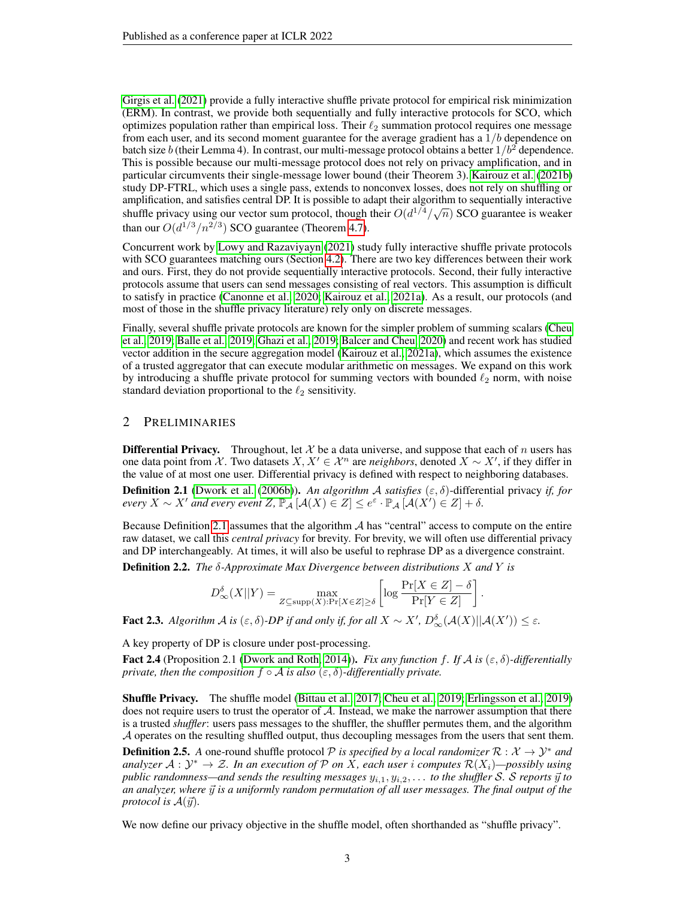Girgis et al. (2021) provide a fully interactive shuffle private protocol for empirical risk minimization (ERM). In contrast, we provide both sequentially and fully interactive protocols for SCO, which optimizes population rather than empirical loss. Their $\ell_2$ summation protocol requires one message from each user, and its second moment guarantee for the average gradient has a $1/b$ dependence on batch size $b$ (their Lemma 4). In contrast, our multi-message protocol obtains a better $1/b^2$ dependence. This is possible because our multi-message protocol does not rely on privacy amplification, and in particular circumvents their single-message lower bound (their Theorem 3). Kairouz et al. (2021b) study DP-FTRL, which uses a single pass, extends to nonconvex losses, does not rely on shuffling or amplification, and satisfies central DP. It is possible to adapt their algorithm to sequentially interactive shuffle privacy using our vector sum protocol, though their $O(d^{1/4}/\sqrt{n})$ SCO guarantee is weaker than our $O(d^{1/3}/n^{2/3})$ SCO guarantee (Theorem 4.7).

Concurrent work by Lowy and Razaviyayn (2021) study fully interactive shuffle private protocols with SCO guarantees matching ours (Section 4.2). There are two key differences between their work and ours. First, they do not provide sequentially interactive protocols. Second, their fully interactive protocols assume that users can send messages consisting of real vectors. This assumption is difficult to satisfy in practice (Canonne et al., 2020; Kairouz et al., 2021a). As a result, our protocols (and most of those in the shuffle privacy literature) rely only on discrete messages.

Finally, several shuffle private protocols are known for the simpler problem of summing scalars (Cheu et al., 2019; Balle et al., 2019; Ghazi et al., 2019; Balcer and Cheu, 2020) and recent work has studied vector addition in the secure aggregation model (Kairouz et al., 2021a), which assumes the existence of a trusted aggregator that can execute modular arithmetic on messages. We expand on this work by introducing a shuffle private protocol for summing vectors with bounded $\ell_2$ norm, with noise standard deviation proportional to the $\ell_2$ sensitivity.

## 2 Preliminaries

**Differential Privacy.** Throughout, let $\mathcal{X}$ be a data universe, and suppose that each of $n$ users has one data point from $\mathcal{X}$. Two datasets $X, X' \in \mathcal{X}^n$ are *neighbors*, denoted $X \sim X'$, if they differ in the value of at most one user. Differential privacy is defined with respect to neighboring databases.

**Definition 2.1** (Dwork et al. (2006b)). *An algorithm $\mathcal{A}$ satisfies $(\varepsilon, \delta)$-differential privacy if, for every $X \sim X'$ and every event $Z$, $\mathbb{P}_{\mathcal{A}}[\mathcal{A}(X) \in Z] \leq e^{\varepsilon} \cdot \mathbb{P}_{\mathcal{A}}[\mathcal{A}(X') \in Z] + \delta$.*

Because Definition 2.1 assumes that the algorithm $\mathcal{A}$ has "central" access to compute on the entire raw dataset, we call this *central privacy* for brevity. For brevity, we will often use differential privacy and DP interchangeably. At times, it will also be useful to rephrase DP as a divergence constraint.

**Definition 2.2.** *The $\delta$-Approximate Max Divergence between distributions $X$ and $Y$ is*

$$D^{\delta}_{\infty}(X||Y) = \max_{Z \subseteq \mathrm{supp}(X): \Pr[X \in Z] \geq \delta} \left[ \log \frac{\Pr[X \in Z] - \delta}{\Pr[Y \in Z]} \right].$$

**Fact 2.3.** *Algorithm $\mathcal{A}$ is $(\varepsilon, \delta)$-DP if and only if, for all $X \sim X'$, $D^{\delta}_{\infty}(\mathcal{A}(X)||\mathcal{A}(X')) \leq \varepsilon$.*

A key property of DP is closure under post-processing.

**Fact 2.4** (Proposition 2.1 (Dwork and Roth, 2014)). *Fix any function $f$. If $\mathcal{A}$ is $(\varepsilon, \delta)$-differentially private, then the composition $f \circ \mathcal{A}$ is also $(\varepsilon, \delta)$-differentially private.*

**Shuffle Privacy.** The shuffle model (Bittau et al., 2017; Cheu et al., 2019; Erlingsson et al., 2019) does not require users to trust the operator of $\mathcal{A}$. Instead, we make the narrower assumption that there is a trusted *shuffler*: users pass messages to the shuffler, the shuffler permutes them, and the algorithm $\mathcal{A}$ operates on the resulting shuffled output, thus decoupling messages from the users that sent them.

**Definition 2.5.** *A* one-round shuffle protocol *$\mathcal{P}$ is specified by a local randomizer $\mathcal{R} : \mathcal{X} \to \mathcal{Y}^*$ and analyzer $\mathcal{A} : \mathcal{Y}^* \to \mathcal{Z}$. In an execution of $\mathcal{P}$ on $X$, each user $i$ computes $\mathcal{R}(X_i)$—possibly using public randomness—and sends the resulting messages $y_{i,1}, y_{i,2}, \ldots$ to the shuffler $\mathcal{S}$. $\mathcal{S}$ reports $\vec{y}$ to an analyzer, where $\vec{y}$ is a uniformly random permutation of all user messages. The final output of the protocol is $\mathcal{A}(\vec{y})$.*

We now define our privacy objective in the shuffle model, often shorthanded as "shuffle privacy".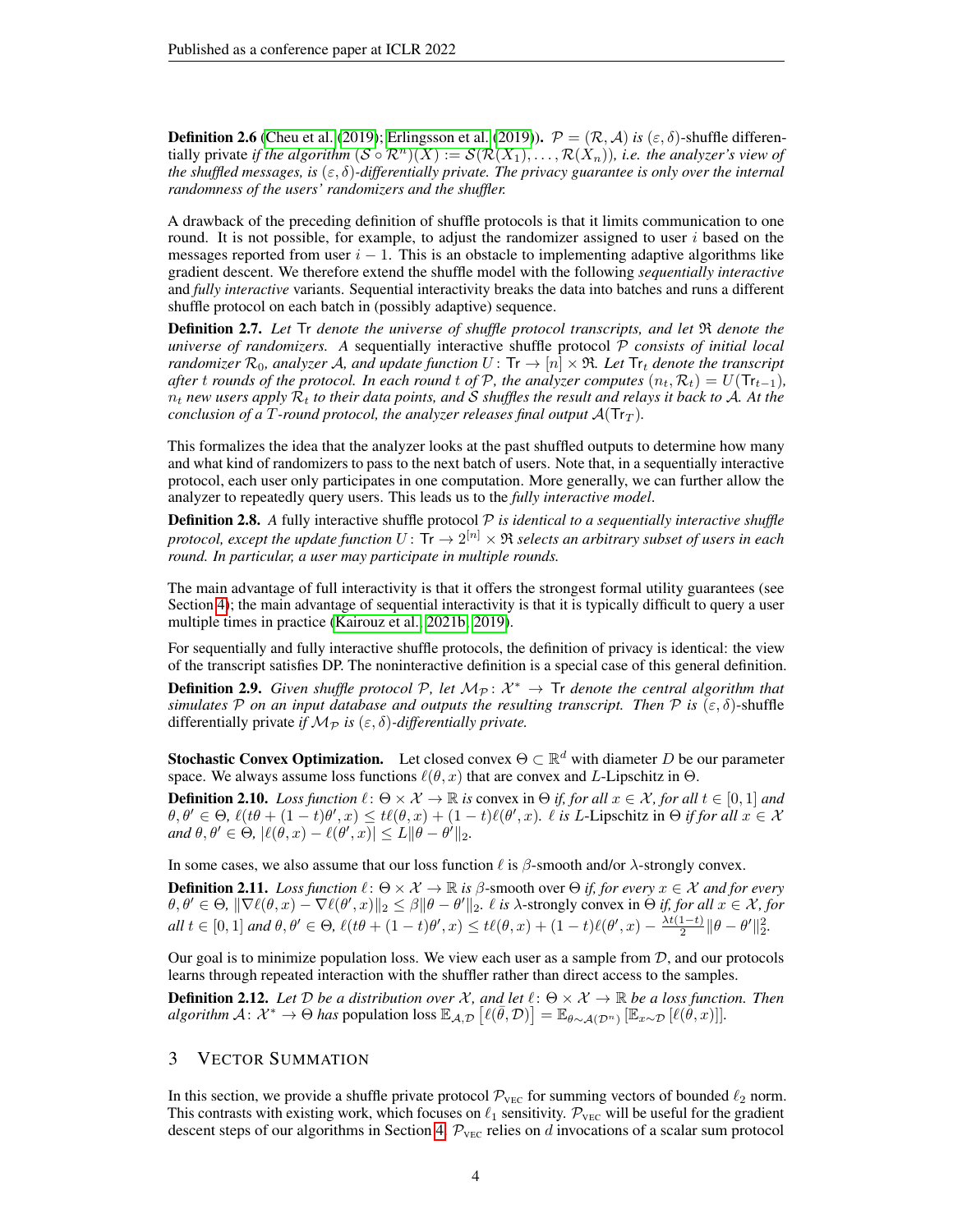**Definition 2.6** (Cheu et al. (2019); Erlingsson et al. (2019))**.** $\mathcal{P} = (\mathcal{R}, \mathcal{A})$ *is* $(\varepsilon, \delta)$-shuffle differentially private *if the algorithm* $(\mathcal{S} \circ \mathcal{R}^n)(X) := \mathcal{S}(\mathcal{R}(X_1), \ldots, \mathcal{R}(X_n))$*, i.e. the analyzer's view of the shuffled messages, is* $(\varepsilon, \delta)$*-differentially private. The privacy guarantee is only over the internal randomness of the users' randomizers and the shuffler.*

A drawback of the preceding definition of shuffle protocols is that it limits communication to one round. It is not possible, for example, to adjust the randomizer assigned to user $i$ based on the messages reported from user $i-1$. This is an obstacle to implementing adaptive algorithms like gradient descent. We therefore extend the shuffle model with the following *sequentially interactive* and *fully interactive* variants. Sequential interactivity breaks the data into batches and runs a different shuffle protocol on each batch in (possibly adaptive) sequence.

**Definition 2.7.** *Let* $\mathsf{Tr}$ *denote the universe of shuffle protocol transcripts, and let* $\mathfrak{R}$ *denote the universe of randomizers. A* sequentially interactive shuffle protocol $\mathcal{P}$ *consists of initial local randomizer* $\mathcal{R}_0$*, analyzer* $\mathcal{A}$*, and update function* $U \colon \mathsf{Tr} \to [n] \times \mathfrak{R}$*. Let* $\mathsf{Tr}_t$ *denote the transcript after* $t$ *rounds of the protocol. In each round* $t$ *of* $\mathcal{P}$*, the analyzer computes* $(n_t, \mathcal{R}_t) = U(\mathsf{Tr}_{t-1})$*,* $n_t$ *new users apply* $\mathcal{R}_t$ *to their data points, and* $\mathcal{S}$ *shuffles the result and relays it back to* $\mathcal{A}$*. At the conclusion of a* $T$*-round protocol, the analyzer releases final output* $\mathcal{A}(\mathsf{Tr}_T)$*.*

This formalizes the idea that the analyzer looks at the past shuffled outputs to determine how many and what kind of randomizers to pass to the next batch of users. Note that, in a sequentially interactive protocol, each user only participates in one computation. More generally, we can further allow the analyzer to repeatedly query users. This leads us to the *fully interactive model*.

**Definition 2.8.** *A* fully interactive shuffle protocol $\mathcal{P}$ *is identical to a sequentially interactive shuffle protocol, except the update function* $U \colon \mathsf{Tr} \to 2^{[n]} \times \mathfrak{R}$ *selects an arbitrary subset of users in each round. In particular, a user may participate in multiple rounds.*

The main advantage of full interactivity is that it offers the strongest formal utility guarantees (see Section 4); the main advantage of sequential interactivity is that it is typically difficult to query a user multiple times in practice (Kairouz et al., 2021b; 2019).

For sequentially and fully interactive shuffle protocols, the definition of privacy is identical: the view of the transcript satisfies DP. The noninteractive definition is a special case of this general definition.

**Definition 2.9.** *Given shuffle protocol* $\mathcal{P}$*, let* $\mathcal{M}_{\mathcal{P}} \colon \mathcal{X}^* \to \mathsf{Tr}$ *denote the central algorithm that simulates* $\mathcal{P}$ *on an input database and outputs the resulting transcript. Then* $\mathcal{P}$ *is* $(\varepsilon, \delta)$-shuffle differentially private *if* $\mathcal{M}_{\mathcal{P}}$ *is* $(\varepsilon, \delta)$*-differentially private.*

**Stochastic Convex Optimization.** Let closed convex $\Theta \subset \mathbb{R}^d$ with diameter $D$ be our parameter space. We always assume loss functions $\ell(\theta, x)$ that are convex and $L$-Lipschitz in $\Theta$.

**Definition 2.10.** *Loss function* $\ell \colon \Theta \times \mathcal{X} \to \mathbb{R}$ *is* convex in $\Theta$ *if, for all* $x \in \mathcal{X}$*, for all* $t \in [0, 1]$ *and* $\theta, \theta' \in \Theta$*,* $\ell(t\theta + (1-t)\theta', x) \leq t\ell(\theta, x) + (1-t)\ell(\theta', x)$*.* $\ell$ *is* $L$-Lipschitz in $\Theta$ *if for all* $x \in \mathcal{X}$ *and* $\theta, \theta' \in \Theta$*,* $|\ell(\theta, x) - \ell(\theta', x)| \leq L\|\theta - \theta'\|_2$*.*

In some cases, we also assume that our loss function $\ell$ is $\beta$-smooth and/or $\lambda$-strongly convex.

**Definition 2.11.** *Loss function* $\ell \colon \Theta \times \mathcal{X} \to \mathbb{R}$ *is* $\beta$-smooth over $\Theta$ *if, for every* $x \in \mathcal{X}$ *and for every* $\theta, \theta' \in \Theta$*,* $\|\nabla \ell(\theta, x) - \nabla \ell(\theta', x)\|_2 \leq \beta\|\theta - \theta'\|_2$*.* $\ell$ *is* $\lambda$-strongly convex in $\Theta$ *if, for all* $x \in \mathcal{X}$*, for all* $t \in [0, 1]$ *and* $\theta, \theta' \in \Theta$*,* $\ell(t\theta + (1-t)\theta', x) \leq t\ell(\theta, x) + (1-t)\ell(\theta', x) - \frac{\lambda t(1-t)}{2}\|\theta - \theta'\|_2^2$*.*

Our goal is to minimize population loss. We view each user as a sample from $\mathcal{D}$, and our protocols learns through repeated interaction with the shuffler rather than direct access to the samples.

**Definition 2.12.** *Let* $\mathcal{D}$ *be a distribution over* $\mathcal{X}$*, and let* $\ell \colon \Theta \times \mathcal{X} \to \mathbb{R}$ *be a loss function. Then algorithm* $\mathcal{A} \colon \mathcal{X}^* \to \Theta$ *has* population loss $\mathbb{E}_{\mathcal{A}, \mathcal{D}}\left[\ell(\bar{\theta}, \mathcal{D})\right] = \mathbb{E}_{\theta \sim \mathcal{A}(\mathcal{D}^n)}\left[\mathbb{E}_{x \sim \mathcal{D}}\left[\ell(\theta, x)\right]\right]$*.*

## 3 Vector Summation

In this section, we provide a shuffle private protocol $\mathcal{P}_{\text{VEC}}$ for summing vectors of bounded $\ell_2$ norm. This contrasts with existing work, which focuses on $\ell_1$ sensitivity. $\mathcal{P}_{\text{VEC}}$ will be useful for the gradient descent steps of our algorithms in Section 4. $\mathcal{P}_{\text{VEC}}$ relies on $d$ invocations of a scalar sum protocol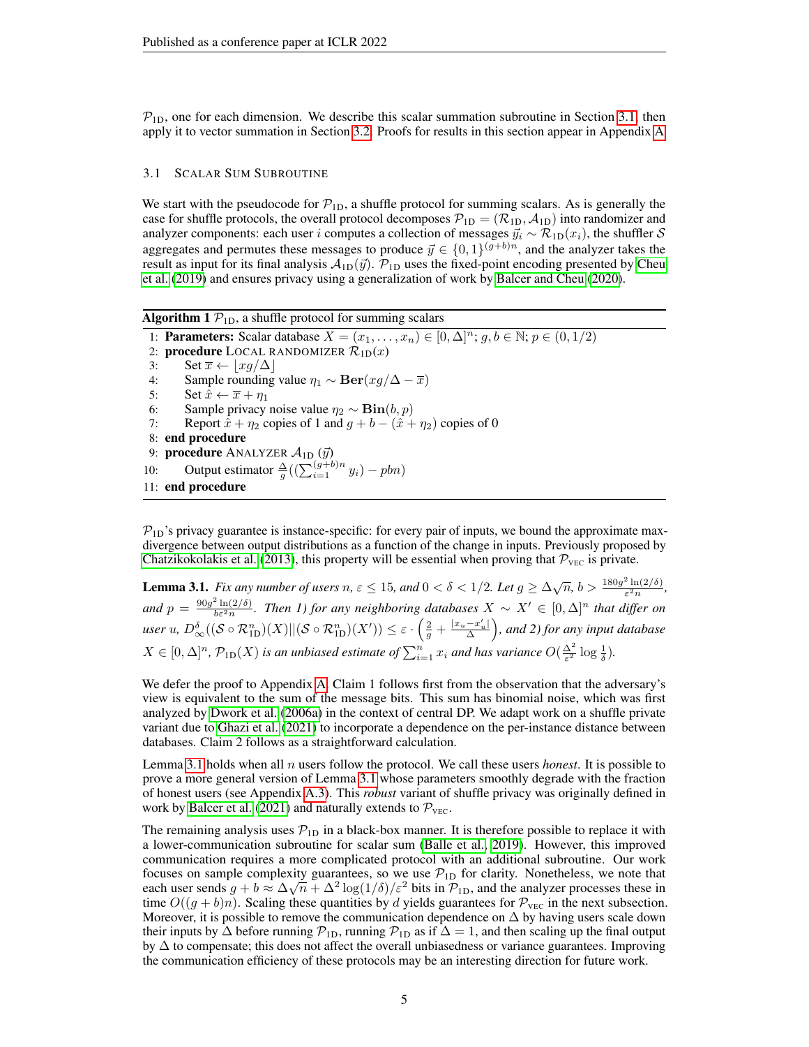$\mathcal{P}_{\text{1D}}$, one for each dimension. We describe this scalar summation subroutine in Section 3.1, then apply it to vector summation in Section 3.2. Proofs for results in this section appear in Appendix A.

### 3.1 Scalar Sum Subroutine

We start with the pseudocode for $\mathcal{P}_{\text{1D}}$, a shuffle protocol for summing scalars. As is generally the case for shuffle protocols, the overall protocol decomposes $\mathcal{P}_{\text{1D}} = (\mathcal{R}_{\text{1D}}, \mathcal{A}_{\text{1D}})$ into randomizer and analyzer components: each user $i$ computes a collection of messages $\vec{y}_i \sim \mathcal{R}_{\text{1D}}(x_i)$, the shuffler $\mathcal{S}$ aggregates and permutes these messages to produce $\vec{y} \in \{0,1\}^{(g+b)n}$, and the analyzer takes the result as input for its final analysis $\mathcal{A}_{\text{1D}}(\vec{y})$. $\mathcal{P}_{\text{1D}}$ uses the fixed-point encoding presented by Cheu et al. (2019) and ensures privacy using a generalization of work by Balcer and Cheu (2020).

**Algorithm 1** $\mathcal{P}_{\text{1D}}$, a shuffle protocol for summing scalars

```
1:  Parameters: Scalar database X = (x_1, ..., x_n) ∈ [0, Δ]^n; g, b ∈ ℕ; p ∈ (0, 1/2)
2:  procedure LOCAL RANDOMIZER R_1D(x)
3:      Set x̄ ← ⌊xg/Δ⌋
4:      Sample rounding value η_1 ~ Ber(xg/Δ − x̄)
5:      Set x̂ ← x̄ + η_1
6:      Sample privacy noise value η_2 ~ Bin(b, p)
7:      Report x̂ + η_2 copies of 1 and g + b − (x̂ + η_2) copies of 0
8:  end procedure
9:  procedure ANALYZER A_1D(y⃗)
10:     Output estimator (Δ/g)((Σ_{i=1}^{(g+b)n} y_i) − pbn)
11: end procedure
```

$\mathcal{P}_{\text{1D}}$'s privacy guarantee is instance-specific: for every pair of inputs, we bound the approximate max-divergence between output distributions as a function of the change in inputs. Previously proposed by Chatzikokolakis et al. (2013), this property will be essential when proving that $\mathcal{P}_{\text{VEC}}$ is private.

**Lemma 3.1.** *Fix any number of users $n$, $\varepsilon \leq 15$, and $0 < \delta < 1/2$. Let $g \geq \Delta\sqrt{n}$, $b > \frac{180g^2\ln(2/\delta)}{\varepsilon^2 n}$, and $p = \frac{90g^2\ln(2/\delta)}{b\varepsilon^2 n}$. Then 1) for any neighboring databases $X \sim X' \in [0,\Delta]^n$ that differ on user $u$, $D_\infty^\delta((\mathcal{S} \circ \mathcal{R}_{\text{1D}}^n)(X) || (\mathcal{S} \circ \mathcal{R}_{\text{1D}}^n)(X')) \leq \varepsilon \cdot \left(\frac{2}{g} + \frac{|x_u - x'_u|}{\Delta}\right)$, and 2) for any input database $X \in [0,\Delta]^n$, $\mathcal{P}_{\text{1D}}(X)$ is an unbiased estimate of $\sum_{i=1}^n x_i$ and has variance $O(\frac{\Delta^2}{\varepsilon^2}\log\frac{1}{\delta})$.*

We defer the proof to Appendix A. Claim 1 follows first from the observation that the adversary's view is equivalent to the sum of the message bits. This sum has binomial noise, which was first analyzed by Dwork et al. (2006a) in the context of central DP. We adapt work on a shuffle private variant due to Ghazi et al. (2021) to incorporate a dependence on the per-instance distance between databases. Claim 2 follows as a straightforward calculation.

Lemma 3.1 holds when all $n$ users follow the protocol. We call these users *honest*. It is possible to prove a more general version of Lemma 3.1 whose parameters smoothly degrade with the fraction of honest users (see Appendix A.3). This *robust* variant of shuffle privacy was originally defined in work by Balcer et al. (2021) and naturally extends to $\mathcal{P}_{\text{VEC}}$.

The remaining analysis uses $\mathcal{P}_{\text{1D}}$ in a black-box manner. It is therefore possible to replace it with a lower-communication subroutine for scalar sum (Balle et al., 2019). However, this improved communication requires a more complicated protocol with an additional subroutine. Our work focuses on sample complexity guarantees, so we use $\mathcal{P}_{\text{1D}}$ for clarity. Nonetheless, we note that each user sends $g + b \approx \Delta\sqrt{n} + \Delta^2\log(1/\delta)/\varepsilon^2$ bits in $\mathcal{P}_{\text{1D}}$, and the analyzer processes these in time $O((g+b)n)$. Scaling these quantities by $d$ yields guarantees for $\mathcal{P}_{\text{VEC}}$ in the next subsection. Moreover, it is possible to remove the communication dependence on $\Delta$ by having users scale down their inputs by $\Delta$ before running $\mathcal{P}_{\text{1D}}$, running $\mathcal{P}_{\text{1D}}$ as if $\Delta = 1$, and then scaling up the final output by $\Delta$ to compensate; this does not affect the overall unbiasedness or variance guarantees. Improving the communication efficiency of these protocols may be an interesting direction for future work.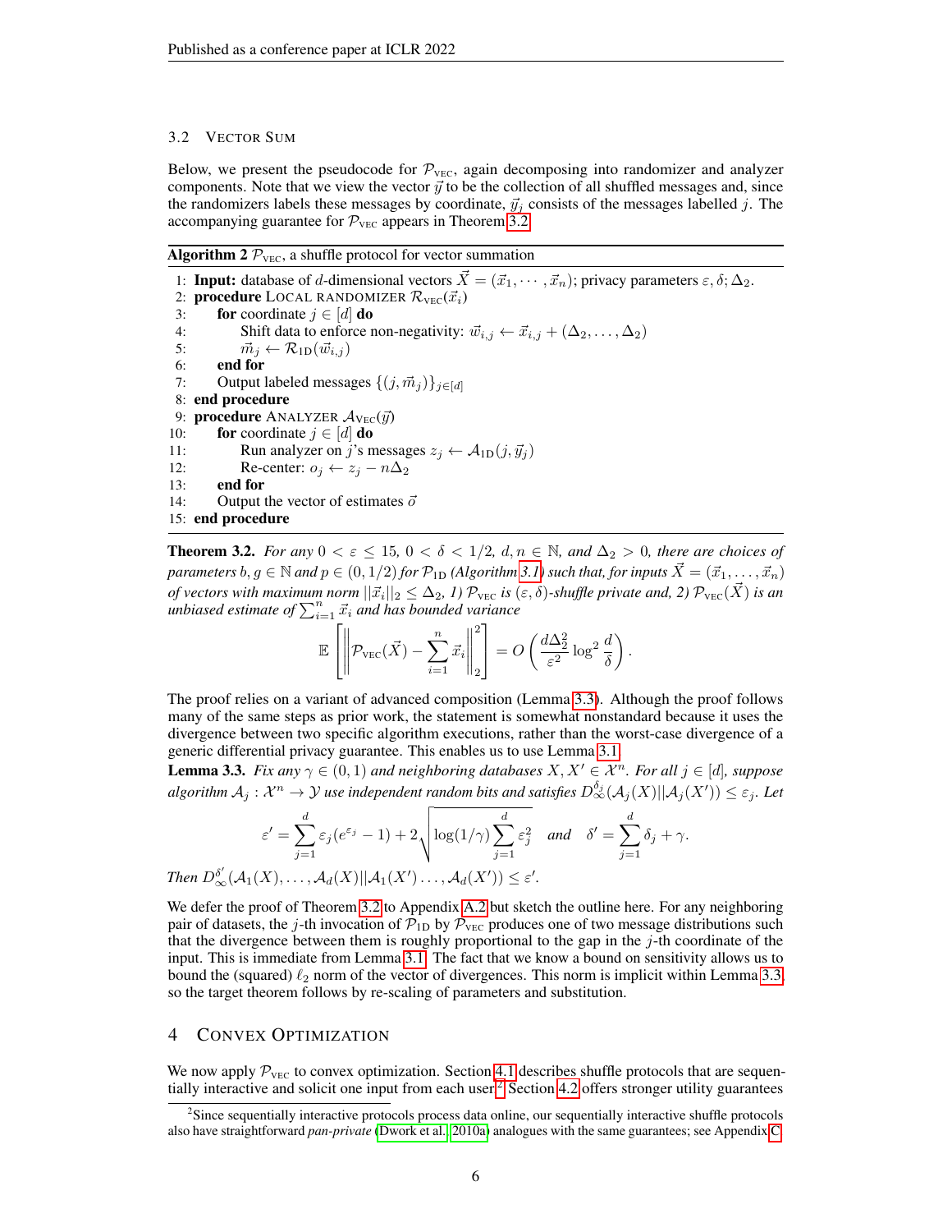### 3.2 Vector Sum

Below, we present the pseudocode for $\mathcal{P}_{\text{VEC}}$, again decomposing into randomizer and analyzer components. Note that we view the vector $\vec{y}$ to be the collection of all shuffled messages and, since the randomizers labels these messages by coordinate, $\vec{y}_j$ consists of the messages labelled $j$. The accompanying guarantee for $\mathcal{P}_{\text{VEC}}$ appears in Theorem 3.2.

**Algorithm 2** $\mathcal{P}_{\text{VEC}}$, a shuffle protocol for vector summation

```
1: Input: database of d-dimensional vectors X = (x_1, ..., x_n); privacy parameters ε, δ; Δ_2.
2: procedure LOCAL RANDOMIZER R_VEC(x_i)
3:     for coordinate j ∈ [d] do
4:         Shift data to enforce non-negativity: w_{i,j} ← x_{i,j} + (Δ_2, ..., Δ_2)
5:         m_j ← R_1D(w_{i,j})
6:     end for
7:     Output labeled messages {(j, m_j)}_{j∈[d]}
8: end procedure
9: procedure ANALYZER A_VEC(y)
10:    for coordinate j ∈ [d] do
11:        Run analyzer on j's messages z_j ← A_1D(j, y_j)
12:        Re-center: o_j ← z_j − nΔ_2
13:    end for
14:    Output the vector of estimates o
15: end procedure
```

**Theorem 3.2.** *For any $0 < \varepsilon \leq 15$, $0 < \delta < 1/2$, $d, n \in \mathbb{N}$, and $\Delta_2 > 0$, there are choices of parameters $b, g \in \mathbb{N}$ and $p \in (0, 1/2)$ for $\mathcal{P}_{\text{1D}}$ (Algorithm 3.1) such that, for inputs $\vec{X} = (\vec{x}_1, \ldots, \vec{x}_n)$ of vectors with maximum norm $||\vec{x}_i||_2 \leq \Delta_2$, 1) $\mathcal{P}_{\text{VEC}}$ is $(\varepsilon, \delta)$-shuffle private and, 2) $\mathcal{P}_{\text{VEC}}(\vec{X})$ is an unbiased estimate of $\sum_{i=1}^n \vec{x}_i$ and has bounded variance*

$$\mathbb{E}\left[\left\|\mathcal{P}_{\text{VEC}}(\vec{X}) - \sum_{i=1}^n \vec{x}_i\right\|_2^2\right] = O\left(\frac{d\Delta_2^2}{\varepsilon^2}\log^2\frac{d}{\delta}\right).$$

The proof relies on a variant of advanced composition (Lemma 3.3). Although the proof follows many of the same steps as prior work, the statement is somewhat nonstandard because it uses the divergence between two specific algorithm executions, rather than the worst-case divergence of a generic differential privacy guarantee. This enables us to use Lemma 3.1.

**Lemma 3.3.** *Fix any $\gamma \in (0, 1)$ and neighboring databases $X, X' \in \mathcal{X}^n$. For all $j \in [d]$, suppose algorithm $\mathcal{A}_j : \mathcal{X}^n \to \mathcal{Y}$ use independent random bits and satisfies $D_\infty^{\delta_j}(\mathcal{A}_j(X)||\mathcal{A}_j(X')) \leq \varepsilon_j$. Let*

$$\varepsilon' = \sum_{j=1}^d \varepsilon_j(e^{\varepsilon_j} - 1) + 2\sqrt{\log(1/\gamma)\sum_{j=1}^d \varepsilon_j^2} \quad \textit{and} \quad \delta' = \sum_{j=1}^d \delta_j + \gamma.$$

*Then $D_\infty^{\delta'}(\mathcal{A}_1(X), \ldots, \mathcal{A}_d(X)||\mathcal{A}_1(X') \ldots, \mathcal{A}_d(X')) \leq \varepsilon'$.*

We defer the proof of Theorem 3.2 to Appendix A.2 but sketch the outline here. For any neighboring pair of datasets, the $j$-th invocation of $\mathcal{P}_{\text{1D}}$ by $\mathcal{P}_{\text{VEC}}$ produces one of two message distributions such that the divergence between them is roughly proportional to the gap in the $j$-th coordinate of the input. This is immediate from Lemma 3.1. The fact that we know a bound on sensitivity allows us to bound the (squared) $\ell_2$ norm of the vector of divergences. This norm is implicit within Lemma 3.3, so the target theorem follows by re-scaling of parameters and substitution.

## 4 Convex Optimization

We now apply $\mathcal{P}_{\text{VEC}}$ to convex optimization. Section 4.1 describes shuffle protocols that are sequentially interactive and solicit one input from each user.[2] Section 4.2 offers stronger utility guarantees

[2] Since sequentially interactive protocols process data online, our sequentially interactive shuffle protocols also have straightforward *pan-private* (Dwork et al., 2010a) analogues with the same guarantees; see Appendix C.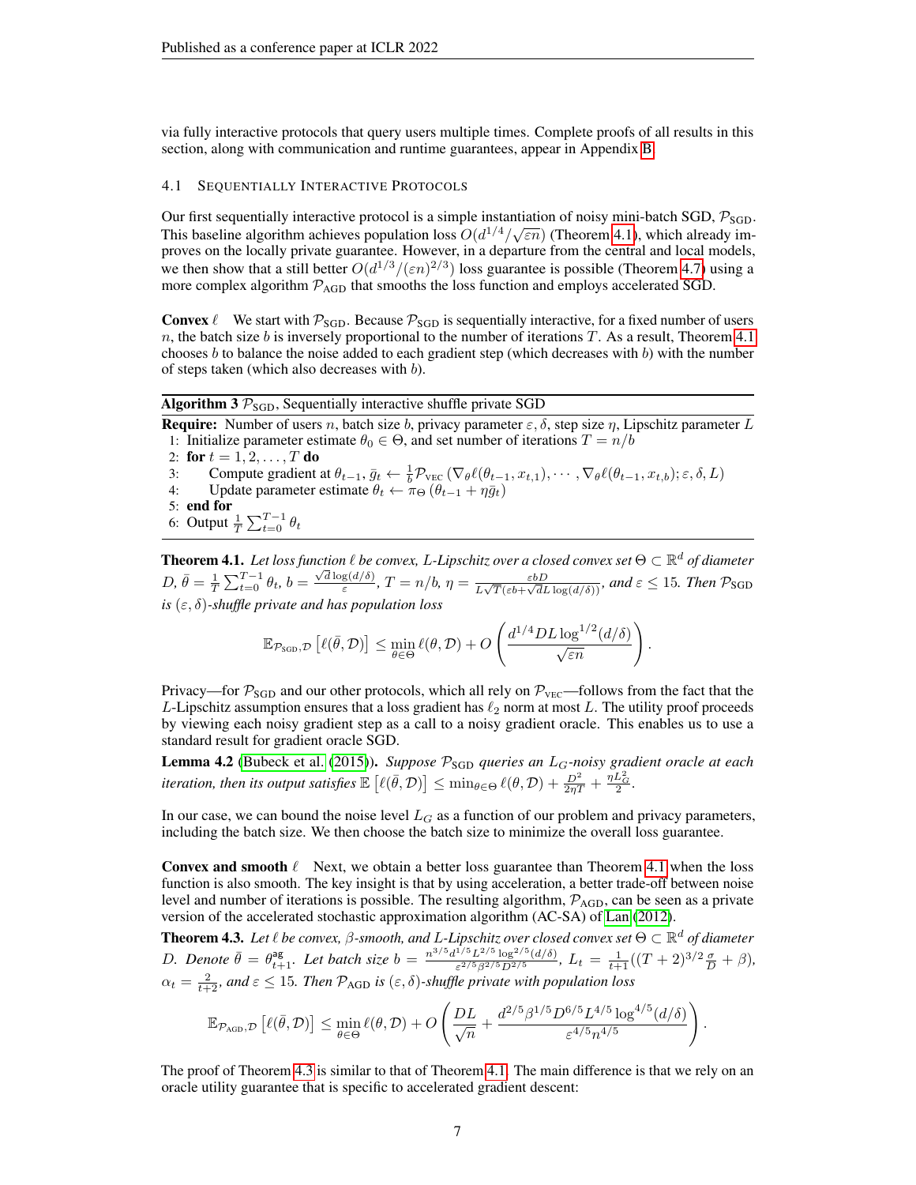via fully interactive protocols that query users multiple times. Complete proofs of all results in this section, along with communication and runtime guarantees, appear in Appendix B.

### 4.1 Sequentially Interactive Protocols

Our first sequentially interactive protocol is a simple instantiation of noisy mini-batch SGD, $\mathcal{P}_{\text{SGD}}$. This baseline algorithm achieves population loss $O(d^{1/4}/\sqrt{\varepsilon n})$ (Theorem 4.1), which already improves on the locally private guarantee. However, in a departure from the central and local models, we then show that a still better $O(d^{1/3}/(\varepsilon n)^{2/3})$ loss guarantee is possible (Theorem 4.7) using a more complex algorithm $\mathcal{P}_{\text{AGD}}$ that smooths the loss function and employs accelerated SGD.

**Convex $\ell$** We start with $\mathcal{P}_{\text{SGD}}$. Because $\mathcal{P}_{\text{SGD}}$ is sequentially interactive, for a fixed number of users $n$, the batch size $b$ is inversely proportional to the number of iterations $T$. As a result, Theorem 4.1 chooses $b$ to balance the noise added to each gradient step (which decreases with $b$) with the number of steps taken (which also decreases with $b$).

**Algorithm 3** $\mathcal{P}_{\text{SGD}}$, Sequentially interactive shuffle private SGD

**Require:** Number of users $n$, batch size $b$, privacy parameter $\varepsilon, \delta$, step size $\eta$, Lipschitz parameter $L$

1: Initialize parameter estimate $\theta_0 \in \Theta$, and set number of iterations $T = n/b$
2: **for** $t = 1, 2, \ldots, T$ **do**
3: Compute gradient at $\theta_{t-1}$, $\bar{g}_t \leftarrow \frac{1}{b}\mathcal{P}_{\text{VEC}}\left(\nabla_\theta \ell(\theta_{t-1}, x_{t,1}), \cdots, \nabla_\theta \ell(\theta_{t-1}, x_{t,b}); \varepsilon, \delta, L\right)$
4: Update parameter estimate $\theta_t \leftarrow \pi_\Theta\left(\theta_{t-1} + \eta \bar{g}_t\right)$
5: **end for**
6: Output $\frac{1}{T}\sum_{t=0}^{T-1} \theta_t$

**Theorem 4.1.** *Let loss function $\ell$ be convex, $L$-Lipschitz over a closed convex set $\Theta \subset \mathbb{R}^d$ of diameter $D$, $\bar{\theta} = \frac{1}{T}\sum_{t=0}^{T-1}\theta_t$, $b = \frac{\sqrt{d}\log(d/\delta)}{\varepsilon}$, $T = n/b$, $\eta = \frac{\varepsilon b D}{L\sqrt{T}(\varepsilon b + \sqrt{d}L\log(d/\delta))}$, and $\varepsilon \leq 15$. Then $\mathcal{P}_{\text{SGD}}$ is $(\varepsilon, \delta)$-shuffle private and has population loss*

$$\mathbb{E}_{\mathcal{P}_{\text{SGD}}, \mathcal{D}}\left[\ell(\bar{\theta}, \mathcal{D})\right] \leq \min_{\theta \in \Theta} \ell(\theta, \mathcal{D}) + O\left(\frac{d^{1/4} D L \log^{1/2}(d/\delta)}{\sqrt{\varepsilon n}}\right).$$

Privacy—for $\mathcal{P}_{\text{SGD}}$ and our other protocols, which all rely on $\mathcal{P}_{\text{VEC}}$—follows from the fact that the $L$-Lipschitz assumption ensures that a loss gradient has $\ell_2$ norm at most $L$. The utility proof proceeds by viewing each noisy gradient step as a call to a noisy gradient oracle. This enables us to use a standard result for gradient oracle SGD.

**Lemma 4.2** (Bubeck et al. (2015)). *Suppose $\mathcal{P}_{\text{SGD}}$ queries an $L_G$-noisy gradient oracle at each iteration, then its output satisfies $\mathbb{E}\left[\ell(\bar{\theta}, \mathcal{D})\right] \leq \min_{\theta \in \Theta} \ell(\theta, \mathcal{D}) + \frac{D^2}{2\eta T} + \frac{\eta L_G^2}{2}$.*

In our case, we can bound the noise level $L_G$ as a function of our problem and privacy parameters, including the batch size. We then choose the batch size to minimize the overall loss guarantee.

**Convex and smooth $\ell$** Next, we obtain a better loss guarantee than Theorem 4.1 when the loss function is also smooth. The key insight is that by using acceleration, a better trade-off between noise level and number of iterations is possible. The resulting algorithm, $\mathcal{P}_{\text{AGD}}$, can be seen as a private version of the accelerated stochastic approximation algorithm (AC-SA) of Lan (2012).

**Theorem 4.3.** *Let $\ell$ be convex, $\beta$-smooth, and $L$-Lipschitz over closed convex set $\Theta \subset \mathbb{R}^d$ of diameter $D$. Denote $\bar{\theta} = \theta_{t+1}^{\text{ag}}$. Let batch size $b = \frac{n^{3/5} d^{1/5} L^{2/5} \log^{2/5}(d/\delta)}{\varepsilon^{2/5} \beta^{2/5} D^{2/5}}$, $L_t = \frac{1}{t+1}((T+2)^{3/2}\frac{\sigma}{D} + \beta)$, $\alpha_t = \frac{2}{t+2}$, and $\varepsilon \leq 15$. Then $\mathcal{P}_{\text{AGD}}$ is $(\varepsilon, \delta)$-shuffle private with population loss*

$$\mathbb{E}_{\mathcal{P}_{\text{AGD}}, \mathcal{D}}\left[\ell(\bar{\theta}, \mathcal{D})\right] \leq \min_{\theta \in \Theta} \ell(\theta, \mathcal{D}) + O\left(\frac{DL}{\sqrt{n}} + \frac{d^{2/5}\beta^{1/5}D^{6/5}L^{4/5}\log^{4/5}(d/\delta)}{\varepsilon^{4/5}n^{4/5}}\right).$$

The proof of Theorem 4.3 is similar to that of Theorem 4.1. The main difference is that we rely on an oracle utility guarantee that is specific to accelerated gradient descent: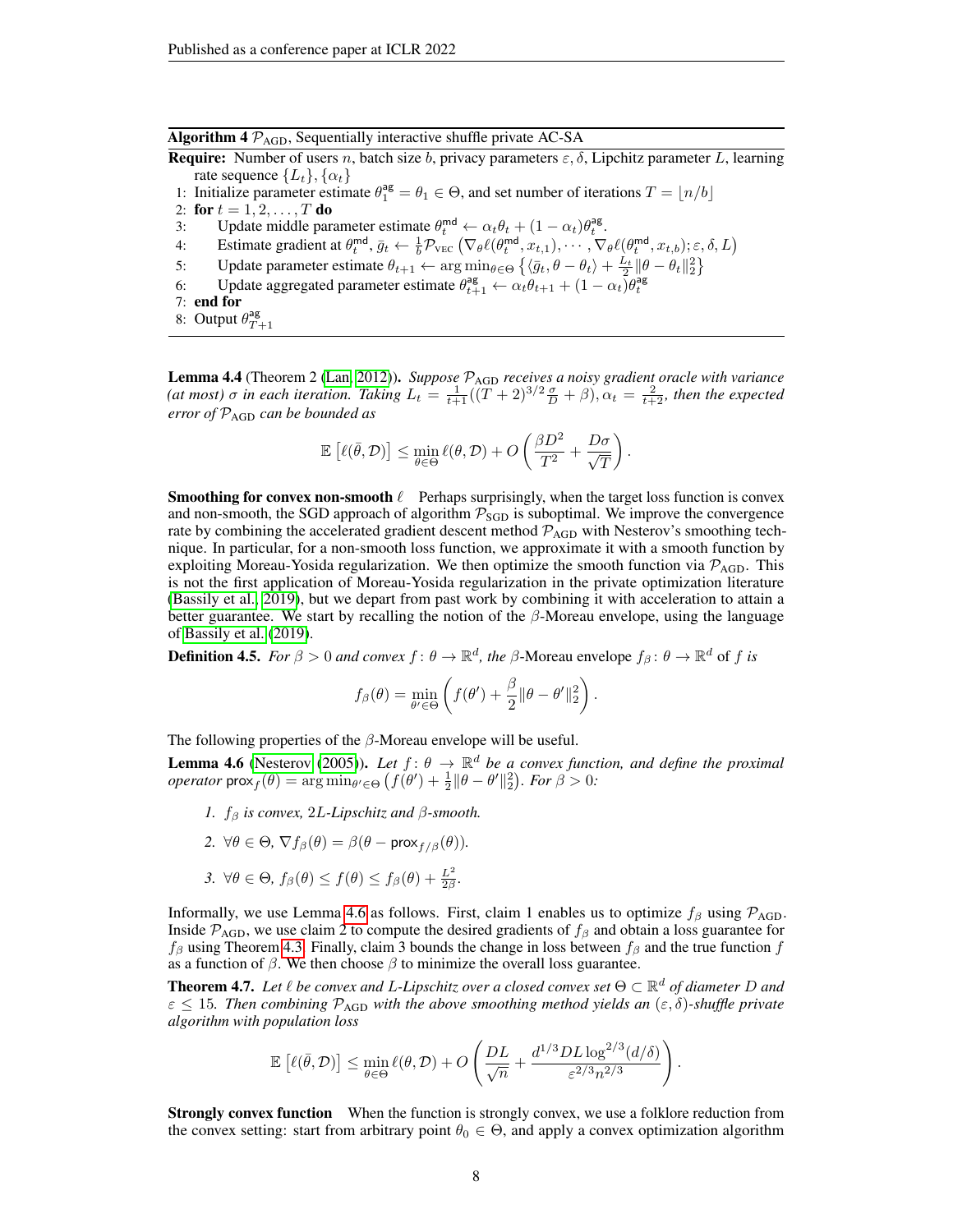**Algorithm 4** $\mathcal{P}_{\text{AGD}}$, Sequentially interactive shuffle private AC-SA

**Require:** Number of users $n$, batch size $b$, privacy parameters $\varepsilon, \delta$, Lipchitz parameter $L$, learning rate sequence $\{L_t\}, \{\alpha_t\}$

1: Initialize parameter estimate $\theta_1^{\mathsf{ag}} = \theta_1 \in \Theta$, and set number of iterations $T = \lfloor n/b \rfloor$
2: **for** $t = 1, 2, \dots, T$ **do**
3: Update middle parameter estimate $\theta_t^{\mathsf{md}} \leftarrow \alpha_t \theta_t + (1 - \alpha_t)\theta_t^{\mathsf{ag}}$.
4: Estimate gradient at $\theta_t^{\mathsf{md}}$, $\bar{g}_t \leftarrow \frac{1}{b}\mathcal{P}_{\text{VEC}}\left(\nabla_\theta \ell(\theta_t^{\mathsf{md}}, x_{t,1}), \cdots, \nabla_\theta \ell(\theta_t^{\mathsf{md}}, x_{t,b}); \varepsilon, \delta, L\right)$
5: Update parameter estimate $\theta_{t+1} \leftarrow \arg\min_{\theta\in\Theta}\left\{\langle \bar{g}_t, \theta - \theta_t\rangle + \frac{L_t}{2}\|\theta - \theta_t\|_2^2\right\}$
6: Update aggregated parameter estimate $\theta_{t+1}^{\mathsf{ag}} \leftarrow \alpha_t \theta_{t+1} + (1 - \alpha_t)\theta_t^{\mathsf{ag}}$
7: **end for**
8: Output $\theta_{T+1}^{\mathsf{ag}}$

**Lemma 4.4** (Theorem 2 (Lan, 2012)). *Suppose $\mathcal{P}_{\text{AGD}}$ receives a noisy gradient oracle with variance (at most) $\sigma$ in each iteration. Taking $L_t = \frac{1}{t+1}((T+2)^{3/2}\frac{\sigma}{D} + \beta), \alpha_t = \frac{2}{t+2}$, then the expected error of $\mathcal{P}_{\text{AGD}}$ can be bounded as*

$$\mathbb{E}\left[\ell(\bar{\theta}, \mathcal{D})\right] \leq \min_{\theta\in\Theta} \ell(\theta, \mathcal{D}) + O\left(\frac{\beta D^2}{T^2} + \frac{D\sigma}{\sqrt{T}}\right).$$

**Smoothing for convex non-smooth $\ell$** Perhaps surprisingly, when the target loss function is convex and non-smooth, the SGD approach of algorithm $\mathcal{P}_{\text{SGD}}$ is suboptimal. We improve the convergence rate by combining the accelerated gradient descent method $\mathcal{P}_{\text{AGD}}$ with Nesterov's smoothing technique. In particular, for a non-smooth loss function, we approximate it with a smooth function by exploiting Moreau-Yosida regularization. We then optimize the smooth function via $\mathcal{P}_{\text{AGD}}$. This is not the first application of Moreau-Yosida regularization in the private optimization literature (Bassily et al., 2019), but we depart from past work by combining it with acceleration to attain a better guarantee. We start by recalling the notion of the $\beta$-Moreau envelope, using the language of Bassily et al. (2019).

**Definition 4.5.** *For $\beta > 0$ and convex $f : \theta \to \mathbb{R}^d$, the $\beta$-Moreau envelope $f_\beta : \theta \to \mathbb{R}^d$ of $f$ is*

$$f_\beta(\theta) = \min_{\theta'\in\Theta}\left(f(\theta') + \frac{\beta}{2}\|\theta - \theta'\|_2^2\right).$$

The following properties of the $\beta$-Moreau envelope will be useful.

**Lemma 4.6** (Nesterov (2005)). *Let $f : \theta \to \mathbb{R}^d$ be a convex function, and define the proximal operator $\mathsf{prox}_f(\theta) = \arg\min_{\theta'\in\Theta}\left(f(\theta') + \frac{1}{2}\|\theta - \theta'\|_2^2\right)$. For $\beta > 0$:*

1. *$f_\beta$ is convex, $2L$-Lipschitz and $\beta$-smooth.*
2. *$\forall\theta \in \Theta$, $\nabla f_\beta(\theta) = \beta(\theta - \mathsf{prox}_{f/\beta}(\theta))$.*
3. *$\forall\theta \in \Theta$, $f_\beta(\theta) \leq f(\theta) \leq f_\beta(\theta) + \frac{L^2}{2\beta}$.*

Informally, we use Lemma 4.6 as follows. First, claim 1 enables us to optimize $f_\beta$ using $\mathcal{P}_{\text{AGD}}$. Inside $\mathcal{P}_{\text{AGD}}$, we use claim 2 to compute the desired gradients of $f_\beta$ and obtain a loss guarantee for $f_\beta$ using Theorem 4.3. Finally, claim 3 bounds the change in loss between $f_\beta$ and the true function $f$ as a function of $\beta$. We then choose $\beta$ to minimize the overall loss guarantee.

**Theorem 4.7.** *Let $\ell$ be convex and $L$-Lipschitz over a closed convex set $\Theta \subset \mathbb{R}^d$ of diameter $D$ and $\varepsilon \leq 15$. Then combining $\mathcal{P}_{\text{AGD}}$ with the above smoothing method yields an $(\varepsilon, \delta)$-shuffle private algorithm with population loss*

$$\mathbb{E}\left[\ell(\bar{\theta}, \mathcal{D})\right] \leq \min_{\theta\in\Theta} \ell(\theta, \mathcal{D}) + O\left(\frac{DL}{\sqrt{n}} + \frac{d^{1/3}DL\log^{2/3}(d/\delta)}{\varepsilon^{2/3}n^{2/3}}\right).$$

**Strongly convex function** When the function is strongly convex, we use a folklore reduction from the convex setting: start from arbitrary point $\theta_0 \in \Theta$, and apply a convex optimization algorithm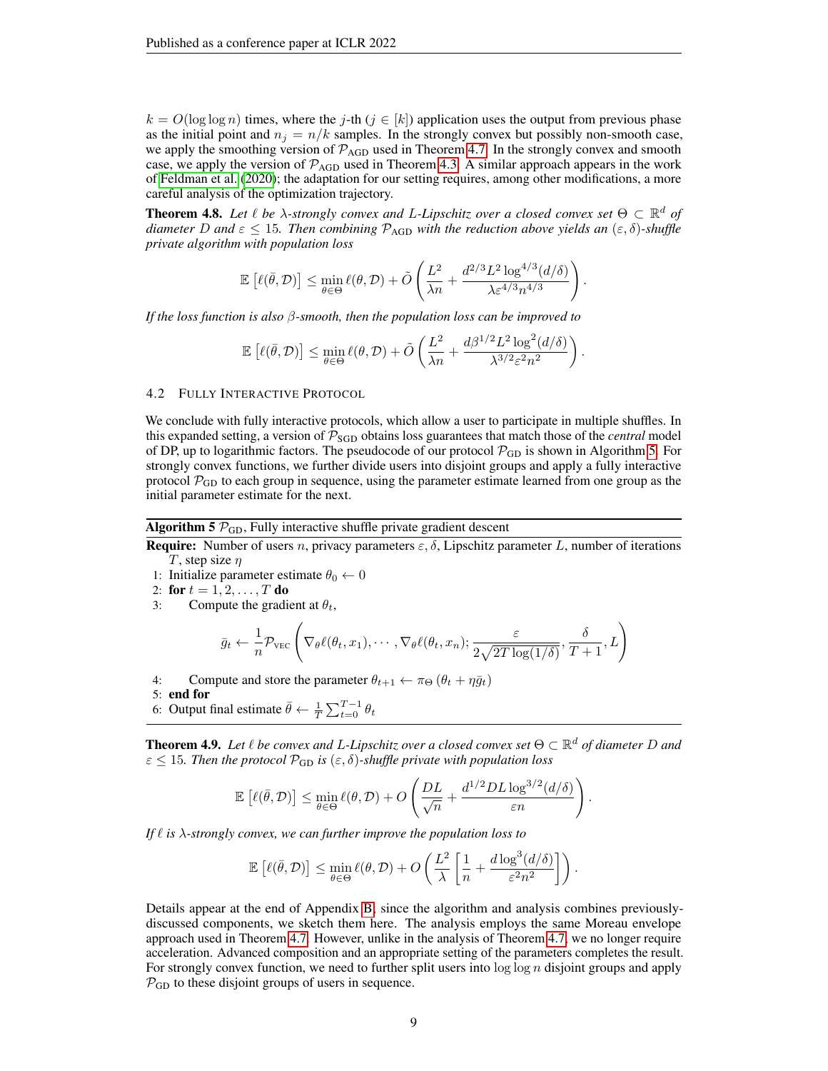$k = O(\log \log n)$ times, where the $j$-th ($j \in [k]$) application uses the output from previous phase as the initial point and $n_j = n/k$ samples. In the strongly convex but possibly non-smooth case, we apply the smoothing version of $\mathcal{P}_{\text{AGD}}$ used in Theorem 4.7. In the strongly convex and smooth case, we apply the version of $\mathcal{P}_{\text{AGD}}$ used in Theorem 4.3. A similar approach appears in the work of Feldman et al. (2020); the adaptation for our setting requires, among other modifications, a more careful analysis of the optimization trajectory.

**Theorem 4.8.** *Let $\ell$ be $\lambda$-strongly convex and $L$-Lipschitz over a closed convex set $\Theta \subset \mathbb{R}^d$ of diameter $D$ and $\varepsilon \leq 15$. Then combining $\mathcal{P}_{\text{AGD}}$ with the reduction above yields an $(\varepsilon, \delta)$-shuffle private algorithm with population loss*

$$\mathbb{E}\left[\ell(\bar{\theta}, \mathcal{D})\right] \leq \min_{\theta \in \Theta} \ell(\theta, \mathcal{D}) + \tilde{O}\left(\frac{L^2}{\lambda n} + \frac{d^{2/3} L^2 \log^{4/3}(d/\delta)}{\lambda \varepsilon^{4/3} n^{4/3}}\right).$$

*If the loss function is also $\beta$-smooth, then the population loss can be improved to*

$$\mathbb{E}\left[\ell(\bar{\theta}, \mathcal{D})\right] \leq \min_{\theta \in \Theta} \ell(\theta, \mathcal{D}) + \tilde{O}\left(\frac{L^2}{\lambda n} + \frac{d \beta^{1/2} L^2 \log^2(d/\delta)}{\lambda^{3/2} \varepsilon^2 n^2}\right).$$

### 4.2 Fully Interactive Protocol

We conclude with fully interactive protocols, which allow a user to participate in multiple shuffles. In this expanded setting, a version of $\mathcal{P}_{\text{SGD}}$ obtains loss guarantees that match those of the *central* model of DP, up to logarithmic factors. The pseudocode of our protocol $\mathcal{P}_{\text{GD}}$ is shown in Algorithm 5. For strongly convex functions, we further divide users into disjoint groups and apply a fully interactive protocol $\mathcal{P}_{\text{GD}}$ to each group in sequence, using the parameter estimate learned from one group as the initial parameter estimate for the next.

---

**Algorithm 5** $\mathcal{P}_{\text{GD}}$, Fully interactive shuffle private gradient descent

---

**Require:** Number of users $n$, privacy parameters $\varepsilon, \delta$, Lipschitz parameter $L$, number of iterations $T$, step size $\eta$

1: Initialize parameter estimate $\theta_0 \leftarrow 0$
2: **for** $t = 1, 2, \ldots, T$ **do**
3: Compute the gradient at $\theta_t$,

$$\bar{g}_t \leftarrow \frac{1}{n} \mathcal{P}_{\text{VEC}}\left(\nabla_\theta \ell(\theta_t, x_1), \cdots, \nabla_\theta \ell(\theta_t, x_n); \frac{\varepsilon}{2\sqrt{2T \log(1/\delta)}}, \frac{\delta}{T+1}, L\right)$$

4: Compute and store the parameter $\theta_{t+1} \leftarrow \pi_\Theta\left(\theta_t + \eta \bar{g}_t\right)$
5: **end for**
6: Output final estimate $\bar{\theta} \leftarrow \frac{1}{T} \sum_{t=0}^{T-1} \theta_t$

---

**Theorem 4.9.** *Let $\ell$ be convex and $L$-Lipschitz over a closed convex set $\Theta \subset \mathbb{R}^d$ of diameter $D$ and $\varepsilon \leq 15$. Then the protocol $\mathcal{P}_{\text{GD}}$ is $(\varepsilon, \delta)$-shuffle private with population loss*

$$\mathbb{E}\left[\ell(\bar{\theta}, \mathcal{D})\right] \leq \min_{\theta \in \Theta} \ell(\theta, \mathcal{D}) + O\left(\frac{DL}{\sqrt{n}} + \frac{d^{1/2} DL \log^{3/2}(d/\delta)}{\varepsilon n}\right).$$

*If $\ell$ is $\lambda$-strongly convex, we can further improve the population loss to*

$$\mathbb{E}\left[\ell(\bar{\theta}, \mathcal{D})\right] \leq \min_{\theta \in \Theta} \ell(\theta, \mathcal{D}) + O\left(\frac{L^2}{\lambda}\left[\frac{1}{n} + \frac{d \log^3(d/\delta)}{\varepsilon^2 n^2}\right]\right).$$

Details appear at the end of Appendix B, since the algorithm and analysis combines previously-discussed components, we sketch them here. The analysis employs the same Moreau envelope approach used in Theorem 4.7. However, unlike in the analysis of Theorem 4.7, we no longer require acceleration. Advanced composition and an appropriate setting of the parameters completes the result. For strongly convex function, we need to further split users into $\log \log n$ disjoint groups and apply $\mathcal{P}_{\text{GD}}$ to these disjoint groups of users in sequence.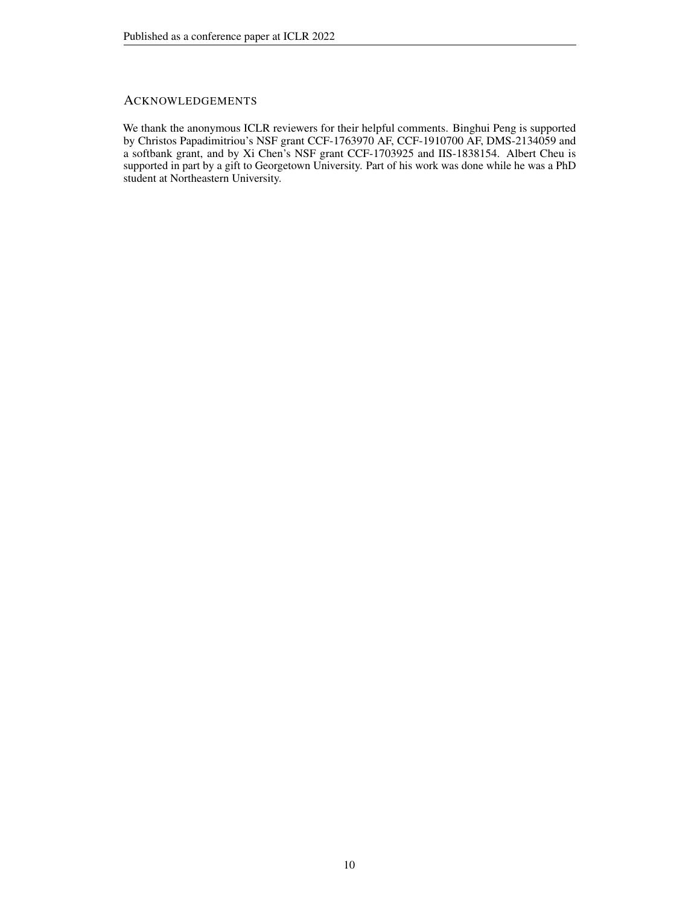## Acknowledgements

We thank the anonymous ICLR reviewers for their helpful comments. Binghui Peng is supported by Christos Papadimitriou's NSF grant CCF-1763970 AF, CCF-1910700 AF, DMS-2134059 and a softbank grant, and by Xi Chen's NSF grant CCF-1703925 and IIS-1838154. Albert Cheu is supported in part by a gift to Georgetown University. Part of his work was done while he was a PhD student at Northeastern University.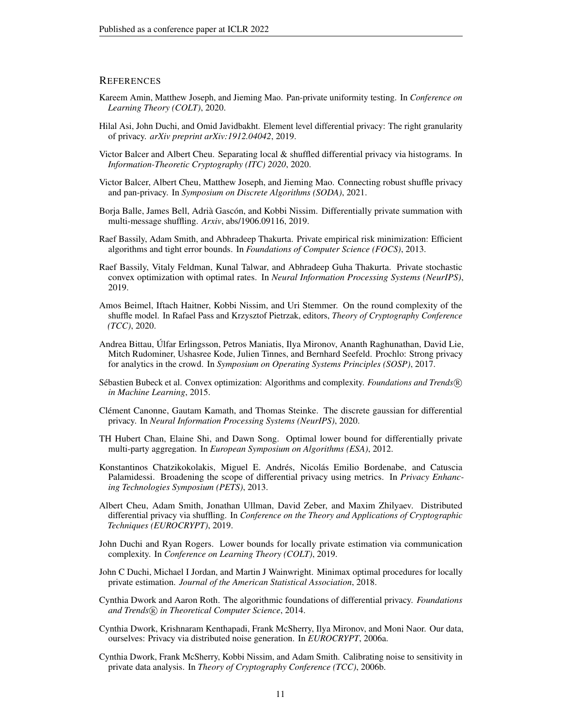# REFERENCES

Kareem Amin, Matthew Joseph, and Jieming Mao. Pan-private uniformity testing. In *Conference on Learning Theory (COLT)*, 2020.

Hilal Asi, John Duchi, and Omid Javidbakht. Element level differential privacy: The right granularity of privacy. *arXiv preprint arXiv:1912.04042*, 2019.

Victor Balcer and Albert Cheu. Separating local & shuffled differential privacy via histograms. In *Information-Theoretic Cryptography (ITC) 2020*, 2020.

Victor Balcer, Albert Cheu, Matthew Joseph, and Jieming Mao. Connecting robust shuffle privacy and pan-privacy. In *Symposium on Discrete Algorithms (SODA)*, 2021.

Borja Balle, James Bell, Adrià Gascón, and Kobbi Nissim. Differentially private summation with multi-message shuffling. *Arxiv*, abs/1906.09116, 2019.

Raef Bassily, Adam Smith, and Abhradeep Thakurta. Private empirical risk minimization: Efficient algorithms and tight error bounds. In *Foundations of Computer Science (FOCS)*, 2013.

Raef Bassily, Vitaly Feldman, Kunal Talwar, and Abhradeep Guha Thakurta. Private stochastic convex optimization with optimal rates. In *Neural Information Processing Systems (NeurIPS)*, 2019.

Amos Beimel, Iftach Haitner, Kobbi Nissim, and Uri Stemmer. On the round complexity of the shuffle model. In Rafael Pass and Krzysztof Pietrzak, editors, *Theory of Cryptography Conference (TCC)*, 2020.

Andrea Bittau, Úlfar Erlingsson, Petros Maniatis, Ilya Mironov, Ananth Raghunathan, David Lie, Mitch Rudominer, Ushasree Kode, Julien Tinnes, and Bernhard Seefeld. Prochlo: Strong privacy for analytics in the crowd. In *Symposium on Operating Systems Principles (SOSP)*, 2017.

Sébastien Bubeck et al. Convex optimization: Algorithms and complexity. *Foundations and Trends® in Machine Learning*, 2015.

Clément Canonne, Gautam Kamath, and Thomas Steinke. The discrete gaussian for differential privacy. In *Neural Information Processing Systems (NeurIPS)*, 2020.

TH Hubert Chan, Elaine Shi, and Dawn Song. Optimal lower bound for differentially private multi-party aggregation. In *European Symposium on Algorithms (ESA)*, 2012.

Konstantinos Chatzikokolakis, Miguel E. Andrés, Nicolás Emilio Bordenabe, and Catuscia Palamidessi. Broadening the scope of differential privacy using metrics. In *Privacy Enhancing Technologies Symposium (PETS)*, 2013.

Albert Cheu, Adam Smith, Jonathan Ullman, David Zeber, and Maxim Zhilyaev. Distributed differential privacy via shuffling. In *Conference on the Theory and Applications of Cryptographic Techniques (EUROCRYPT)*, 2019.

John Duchi and Ryan Rogers. Lower bounds for locally private estimation via communication complexity. In *Conference on Learning Theory (COLT)*, 2019.

John C Duchi, Michael I Jordan, and Martin J Wainwright. Minimax optimal procedures for locally private estimation. *Journal of the American Statistical Association*, 2018.

Cynthia Dwork and Aaron Roth. The algorithmic foundations of differential privacy. *Foundations and Trends® in Theoretical Computer Science*, 2014.

Cynthia Dwork, Krishnaram Kenthapadi, Frank McSherry, Ilya Mironov, and Moni Naor. Our data, ourselves: Privacy via distributed noise generation. In *EUROCRYPT*, 2006a.

Cynthia Dwork, Frank McSherry, Kobbi Nissim, and Adam Smith. Calibrating noise to sensitivity in private data analysis. In *Theory of Cryptography Conference (TCC)*, 2006b.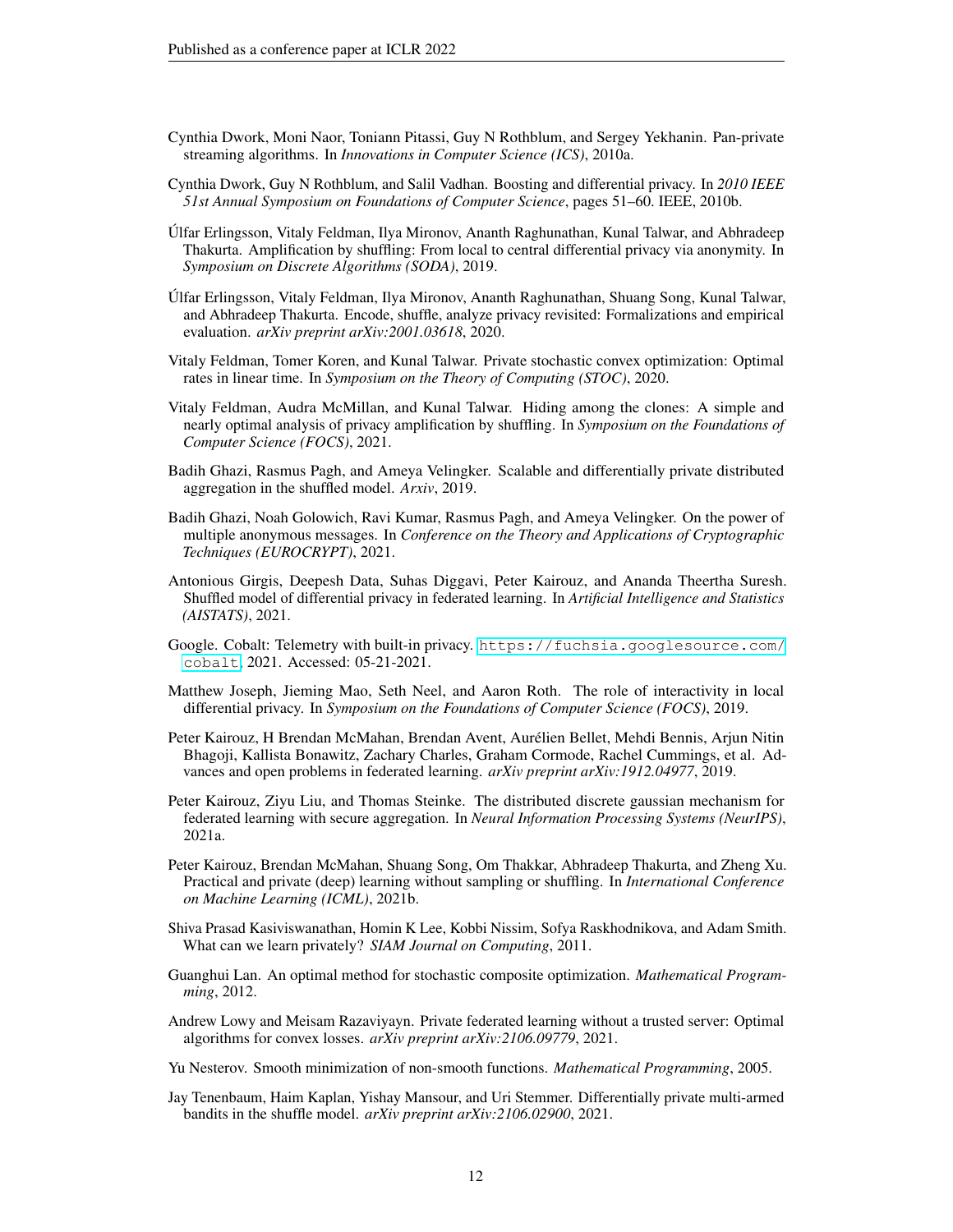Cynthia Dwork, Moni Naor, Toniann Pitassi, Guy N Rothblum, and Sergey Yekhanin. Pan-private streaming algorithms. In *Innovations in Computer Science (ICS)*, 2010a.

Cynthia Dwork, Guy N Rothblum, and Salil Vadhan. Boosting and differential privacy. In *2010 IEEE 51st Annual Symposium on Foundations of Computer Science*, pages 51–60. IEEE, 2010b.

Úlfar Erlingsson, Vitaly Feldman, Ilya Mironov, Ananth Raghunathan, Kunal Talwar, and Abhradeep Thakurta. Amplification by shuffling: From local to central differential privacy via anonymity. In *Symposium on Discrete Algorithms (SODA)*, 2019.

Úlfar Erlingsson, Vitaly Feldman, Ilya Mironov, Ananth Raghunathan, Shuang Song, Kunal Talwar, and Abhradeep Thakurta. Encode, shuffle, analyze privacy revisited: Formalizations and empirical evaluation. *arXiv preprint arXiv:2001.03618*, 2020.

Vitaly Feldman, Tomer Koren, and Kunal Talwar. Private stochastic convex optimization: Optimal rates in linear time. In *Symposium on the Theory of Computing (STOC)*, 2020.

Vitaly Feldman, Audra McMillan, and Kunal Talwar. Hiding among the clones: A simple and nearly optimal analysis of privacy amplification by shuffling. In *Symposium on the Foundations of Computer Science (FOCS)*, 2021.

Badih Ghazi, Rasmus Pagh, and Ameya Velingker. Scalable and differentially private distributed aggregation in the shuffled model. *Arxiv*, 2019.

Badih Ghazi, Noah Golowich, Ravi Kumar, Rasmus Pagh, and Ameya Velingker. On the power of multiple anonymous messages. In *Conference on the Theory and Applications of Cryptographic Techniques (EUROCRYPT)*, 2021.

Antonious Girgis, Deepesh Data, Suhas Diggavi, Peter Kairouz, and Ananda Theertha Suresh. Shuffled model of differential privacy in federated learning. In *Artificial Intelligence and Statistics (AISTATS)*, 2021.

Google. Cobalt: Telemetry with built-in privacy. https://fuchsia.googlesource.com/cobalt, 2021. Accessed: 05-21-2021.

Matthew Joseph, Jieming Mao, Seth Neel, and Aaron Roth. The role of interactivity in local differential privacy. In *Symposium on the Foundations of Computer Science (FOCS)*, 2019.

Peter Kairouz, H Brendan McMahan, Brendan Avent, Aurélien Bellet, Mehdi Bennis, Arjun Nitin Bhagoji, Kallista Bonawitz, Zachary Charles, Graham Cormode, Rachel Cummings, et al. Advances and open problems in federated learning. *arXiv preprint arXiv:1912.04977*, 2019.

Peter Kairouz, Ziyu Liu, and Thomas Steinke. The distributed discrete gaussian mechanism for federated learning with secure aggregation. In *Neural Information Processing Systems (NeurIPS)*, 2021a.

Peter Kairouz, Brendan McMahan, Shuang Song, Om Thakkar, Abhradeep Thakurta, and Zheng Xu. Practical and private (deep) learning without sampling or shuffling. In *International Conference on Machine Learning (ICML)*, 2021b.

Shiva Prasad Kasiviswanathan, Homin K Lee, Kobbi Nissim, Sofya Raskhodnikova, and Adam Smith. What can we learn privately? *SIAM Journal on Computing*, 2011.

Guanghui Lan. An optimal method for stochastic composite optimization. *Mathematical Programming*, 2012.

Andrew Lowy and Meisam Razaviyayn. Private federated learning without a trusted server: Optimal algorithms for convex losses. *arXiv preprint arXiv:2106.09779*, 2021.

Yu Nesterov. Smooth minimization of non-smooth functions. *Mathematical Programming*, 2005.

Jay Tenenbaum, Haim Kaplan, Yishay Mansour, and Uri Stemmer. Differentially private multi-armed bandits in the shuffle model. *arXiv preprint arXiv:2106.02900*, 2021.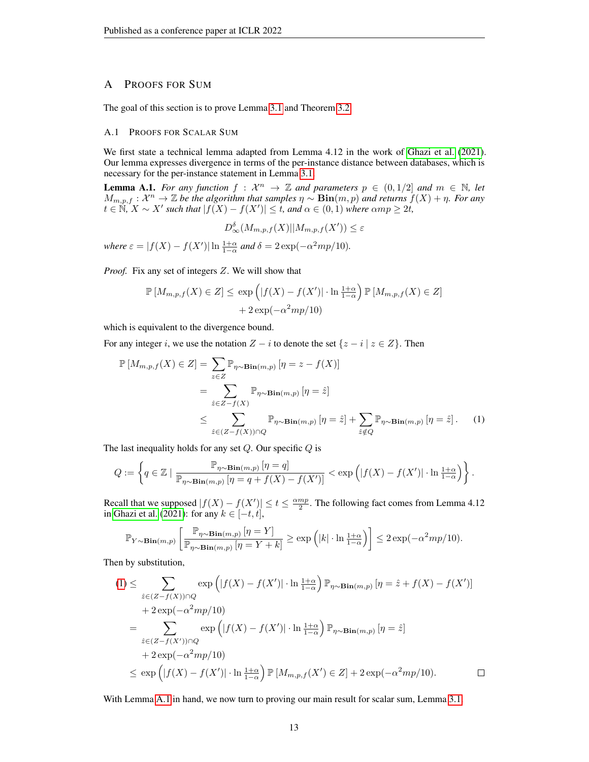# A PROOFS FOR SUM

The goal of this section is to prove Lemma 3.1 and Theorem 3.2.

## A.1 PROOFS FOR SCALAR SUM

We first state a technical lemma adapted from Lemma 4.12 in the work of Ghazi et al. (2021). Our lemma expresses divergence in terms of the per-instance distance between databases, which is necessary for the per-instance statement in Lemma 3.1.

**Lemma A.1.** *For any function $f : \mathcal{X}^n \to \mathbb{Z}$ and parameters $p \in (0, 1/2]$ and $m \in \mathbb{N}$, let $M_{m,p,f} : \mathcal{X}^n \to \mathbb{Z}$ be the algorithm that samples $\eta \sim \mathbf{Bin}(m, p)$ and returns $f(X) + \eta$. For any $t \in \mathbb{N}$, $X \sim X'$ such that $|f(X) - f(X')| \leq t$, and $\alpha \in (0, 1)$ where $\alpha mp \geq 2t$,*

$$D_\infty^\delta(M_{m,p,f}(X) || M_{m,p,f}(X')) \leq \varepsilon$$

*where $\varepsilon = |f(X) - f(X')| \ln \frac{1+\alpha}{1-\alpha}$ and $\delta = 2\exp(-\alpha^2 mp/10)$.*

*Proof.* Fix any set of integers $Z$. We will show that

$$\mathbb{P}\left[M_{m,p,f}(X) \in Z\right] \leq \exp\left(|f(X) - f(X')| \cdot \ln \tfrac{1+\alpha}{1-\alpha}\right) \mathbb{P}\left[M_{m,p,f}(X) \in Z\right] + 2\exp(-\alpha^2 mp/10)$$

which is equivalent to the divergence bound.

For any integer $i$, we use the notation $Z - i$ to denote the set $\{z - i \mid z \in Z\}$. Then

$$\begin{aligned}
\mathbb{P}\left[M_{m,p,f}(X) \in Z\right] &= \sum_{z \in Z} \mathbb{P}_{\eta \sim \mathbf{Bin}(m,p)}\left[\eta = z - f(X)\right] \\
&= \sum_{\hat{z} \in Z - f(X)} \mathbb{P}_{\eta \sim \mathbf{Bin}(m,p)}\left[\eta = \hat{z}\right] \\
&\leq \sum_{\hat{z} \in (Z - f(X)) \cap Q} \mathbb{P}_{\eta \sim \mathbf{Bin}(m,p)}\left[\eta = \hat{z}\right] + \sum_{\hat{z} \notin Q} \mathbb{P}_{\eta \sim \mathbf{Bin}(m,p)}\left[\eta = \hat{z}\right]. \qquad (1)
\end{aligned}$$

The last inequality holds for any set $Q$. Our specific $Q$ is

$$Q := \left\{ q \in \mathbb{Z} \mid \frac{\mathbb{P}_{\eta \sim \mathbf{Bin}(m,p)}\left[\eta = q\right]}{\mathbb{P}_{\eta \sim \mathbf{Bin}(m,p)}\left[\eta = q + f(X) - f(X')\right]} < \exp\left(|f(X) - f(X')| \cdot \ln \tfrac{1+\alpha}{1-\alpha}\right) \right\}.$$

Recall that we supposed $|f(X) - f(X')| \leq t \leq \frac{\alpha mp}{2}$. The following fact comes from Lemma 4.12 in Ghazi et al. (2021): for any $k \in [-t, t]$,

$$\mathbb{P}_{Y \sim \mathbf{Bin}(m,p)}\left[\frac{\mathbb{P}_{\eta \sim \mathbf{Bin}(m,p)}\left[\eta = Y\right]}{\mathbb{P}_{\eta \sim \mathbf{Bin}(m,p)}\left[\eta = Y + k\right]} \geq \exp\left(|k| \cdot \ln \tfrac{1+\alpha}{1-\alpha}\right)\right] \leq 2\exp(-\alpha^2 mp/10).$$

Then by substitution,

$$\begin{aligned}
(1) &\leq \sum_{\hat{z} \in (Z - f(X)) \cap Q} \exp\left(|f(X) - f(X')| \cdot \ln \tfrac{1+\alpha}{1-\alpha}\right) \mathbb{P}_{\eta \sim \mathbf{Bin}(m,p)}\left[\eta = \hat{z} + f(X) - f(X')\right] \\
&\quad + 2\exp(-\alpha^2 mp/10) \\
&= \sum_{\hat{z} \in (Z - f(X')) \cap Q} \exp\left(|f(X) - f(X')| \cdot \ln \tfrac{1+\alpha}{1-\alpha}\right) \mathbb{P}_{\eta \sim \mathbf{Bin}(m,p)}\left[\eta = \hat{z}\right] \\
&\quad + 2\exp(-\alpha^2 mp/10) \\
&\leq \exp\left(|f(X) - f(X')| \cdot \ln \tfrac{1+\alpha}{1-\alpha}\right) \mathbb{P}\left[M_{m,p,f}(X') \in Z\right] + 2\exp(-\alpha^2 mp/10).
\end{aligned}$$

□

With Lemma A.1 in hand, we now turn to proving our main result for scalar sum, Lemma 3.1.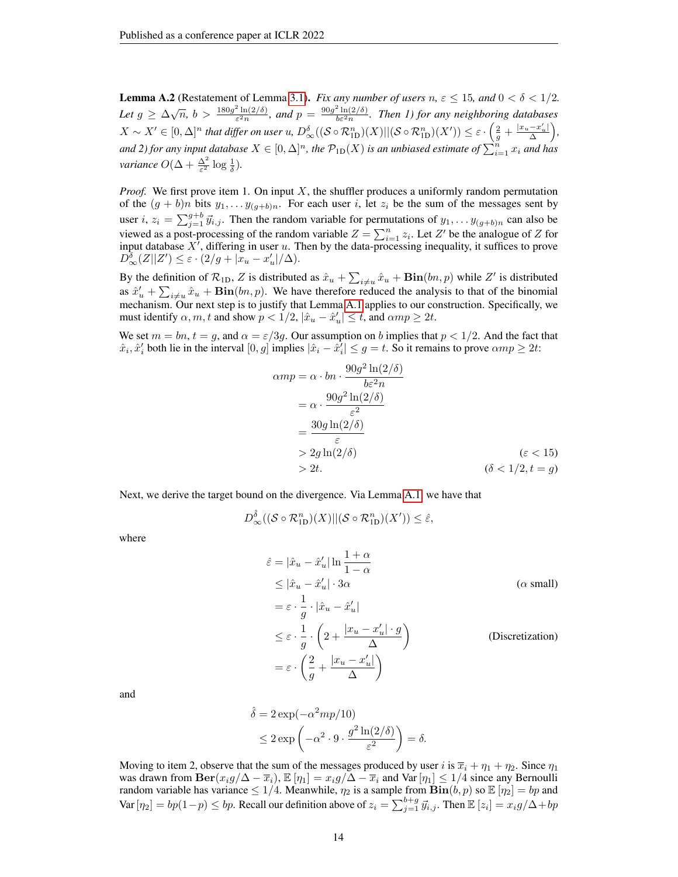**Lemma A.2** (Restatement of Lemma 3.1)**.** *Fix any number of users $n$, $\varepsilon \leq 15$, and $0 < \delta < 1/2$. Let $g \geq \Delta\sqrt{n}$, $b > \frac{180g^2 \ln(2/\delta)}{\varepsilon^2 n}$, and $p = \frac{90g^2 \ln(2/\delta)}{b\varepsilon^2 n}$. Then 1) for any neighboring databases $X \sim X' \in [0, \Delta]^n$ that differ on user $u$, $D^{\delta}_{\infty}((\mathcal{S} \circ \mathcal{R}^n_{\text{1D}})(X)||(\mathcal{S} \circ \mathcal{R}^n_{\text{1D}})(X')) \leq \varepsilon \cdot \left(\frac{2}{g} + \frac{|x_u - x'_u|}{\Delta}\right)$, and 2) for any input database $X \in [0, \Delta]^n$, the $\mathcal{P}_{\text{1D}}(X)$ is an unbiased estimate of $\sum_{i=1}^n x_i$ and has variance $O(\Delta + \frac{\Delta^2}{\varepsilon^2} \log \frac{1}{\delta})$.*

*Proof.* We first prove item 1. On input $X$, the shuffler produces a uniformly random permutation of the $(g + b)n$ bits $y_1, \ldots y_{(g+b)n}$. For each user $i$, let $z_i$ be the sum of the messages sent by user $i$, $z_i = \sum_{j=1}^{g+b} \vec{y}_{i,j}$. Then the random variable for permutations of $y_1, \ldots y_{(g+b)n}$ can also be viewed as a post-processing of the random variable $Z = \sum_{i=1}^n z_i$. Let $Z'$ be the analogue of $Z$ for input database $X'$, differing in user $u$. Then by the data-processing inequality, it suffices to prove $D^{\delta}_{\infty}(Z||Z') \leq \varepsilon \cdot (2/g + |x_u - x'_u|/\Delta)$.

By the definition of $\mathcal{R}_{\text{1D}}$, $Z$ is distributed as $\hat{x}_u + \sum_{i \neq u} \hat{x}_u + \mathbf{Bin}(bn, p)$ while $Z'$ is distributed as $\hat{x}'_u + \sum_{i \neq u} \hat{x}_u + \mathbf{Bin}(bn, p)$. We have therefore reduced the analysis to that of the binomial mechanism. Our next step is to justify that Lemma A.1 applies to our construction. Specifically, we must identify $\alpha, m, t$ and show $p < 1/2$, $|\hat{x}_u - \hat{x}'_u| \leq t$, and $\alpha m p \geq 2t$.

We set $m = bn$, $t = g$, and $\alpha = \varepsilon/3g$. Our assumption on $b$ implies that $p < 1/2$. And the fact that $\hat{x}_i, \hat{x}'_i$ both lie in the interval $[0, g]$ implies $|\hat{x}_i - \hat{x}'_i| \leq g = t$. So it remains to prove $\alpha m p \geq 2t$:

$$
\begin{aligned}
\alpha m p &= \alpha \cdot bn \cdot \frac{90g^2 \ln(2/\delta)}{b\varepsilon^2 n} \\
&= \alpha \cdot \frac{90g^2 \ln(2/\delta)}{\varepsilon^2} \\
&= \frac{30g \ln(2/\delta)}{\varepsilon} \\
&> 2g \ln(2/\delta) && (\varepsilon < 15) \\
&> 2t. && (\delta < 1/2, t = g)
\end{aligned}
$$

Next, we derive the target bound on the divergence. Via Lemma A.1, we have that

$$
D^{\hat{\delta}}_{\infty}((\mathcal{S} \circ \mathcal{R}^n_{\text{1D}})(X)||(\mathcal{S} \circ \mathcal{R}^n_{\text{1D}})(X')) \leq \hat{\varepsilon},
$$

where

$$
\begin{aligned}
\hat{\varepsilon} &= |\hat{x}_u - \hat{x}'_u| \ln \frac{1 + \alpha}{1 - \alpha} \\
&\leq |\hat{x}_u - \hat{x}'_u| \cdot 3\alpha && (\alpha \text{ small}) \\
&= \varepsilon \cdot \frac{1}{g} \cdot |\hat{x}_u - \hat{x}'_u| \\
&\leq \varepsilon \cdot \frac{1}{g} \cdot \left(2 + \frac{|x_u - x'_u| \cdot g}{\Delta}\right) && \text{(Discretization)} \\
&= \varepsilon \cdot \left(\frac{2}{g} + \frac{|x_u - x'_u|}{\Delta}\right)
\end{aligned}
$$

and

$$
\begin{aligned}
\hat{\delta} &= 2\exp(-\alpha^2 m p/10) \\
&\leq 2\exp\left(-\alpha^2 \cdot 9 \cdot \frac{g^2 \ln(2/\delta)}{\varepsilon^2}\right) = \delta.
\end{aligned}
$$

Moving to item 2, observe that the sum of the messages produced by user $i$ is $\overline{x}_i + \eta_1 + \eta_2$. Since $\eta_1$ was drawn from $\mathbf{Ber}(x_i g/\Delta - \overline{x}_i)$, $\mathbb{E}[\eta_1] = x_i g/\Delta - \overline{x}_i$ and $\text{Var}[\eta_1] \leq 1/4$ since any Bernoulli random variable has variance $\leq 1/4$. Meanwhile, $\eta_2$ is a sample from $\mathbf{Bin}(b, p)$ so $\mathbb{E}[\eta_2] = bp$ and $\text{Var}[\eta_2] = bp(1-p) \leq bp$. Recall our definition above of $z_i = \sum_{j=1}^{b+g} \vec{y}_{i,j}$. Then $\mathbb{E}[z_i] = x_i g/\Delta + bp$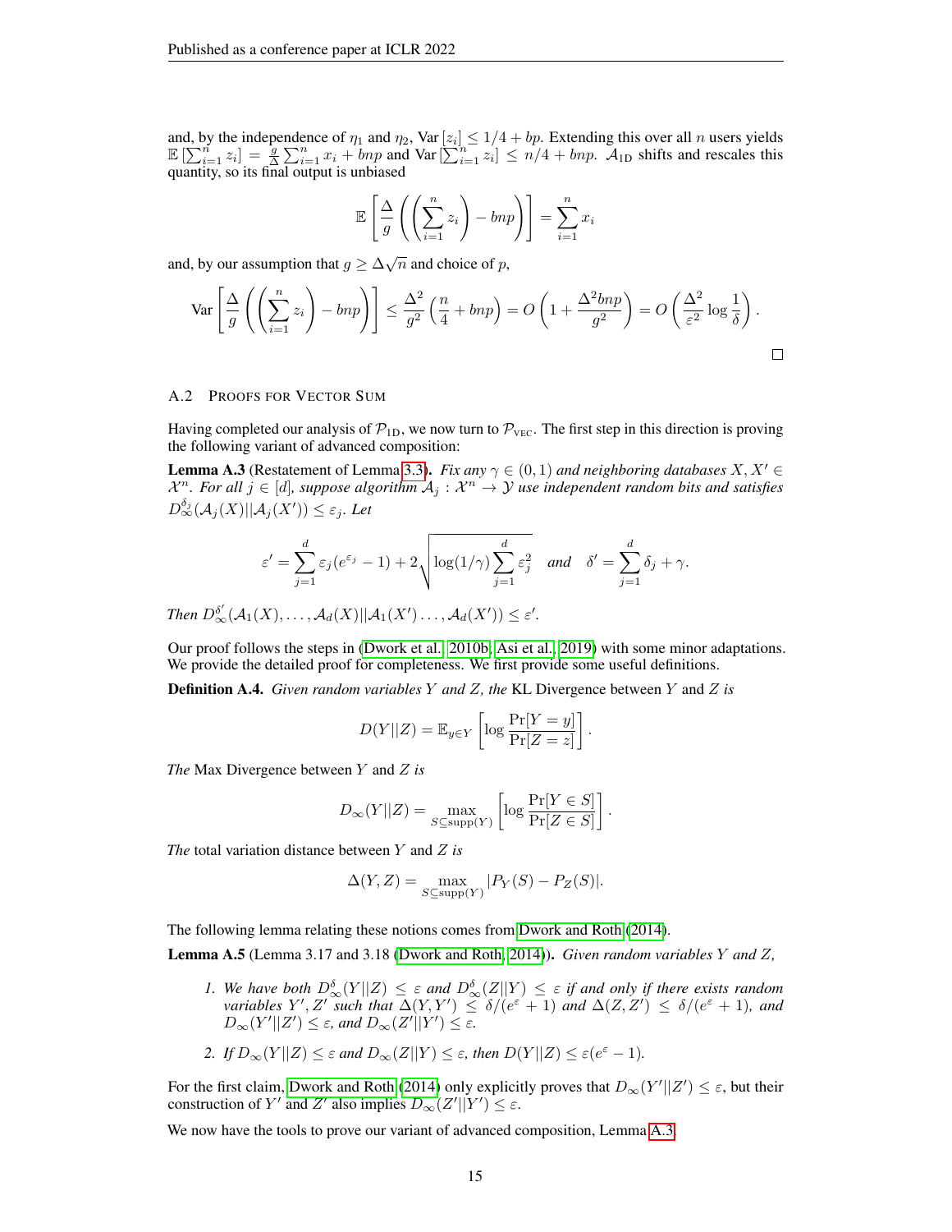and, by the independence of $\eta_1$ and $\eta_2$, $\text{Var}[z_i] \leq 1/4 + bp$. Extending this over all $n$ users yields $\mathbb{E}[\sum_{i=1}^n z_i] = \frac{g}{\Delta}\sum_{i=1}^n x_i + bnp$ and $\text{Var}[\sum_{i=1}^n z_i] \leq n/4 + bnp$. $\mathcal{A}_{\text{1D}}$ shifts and rescales this quantity, so its final output is unbiased

$$\mathbb{E}\left[\frac{\Delta}{g}\left(\left(\sum_{i=1}^n z_i\right) - bnp\right)\right] = \sum_{i=1}^n x_i$$

and, by our assumption that $g \geq \Delta\sqrt{n}$ and choice of $p$,

$$\text{Var}\left[\frac{\Delta}{g}\left(\left(\sum_{i=1}^n z_i\right) - bnp\right)\right] \leq \frac{\Delta^2}{g^2}\left(\frac{n}{4} + bnp\right) = O\left(1 + \frac{\Delta^2 bnp}{g^2}\right) = O\left(\frac{\Delta^2}{\varepsilon^2}\log\frac{1}{\delta}\right).$$

□

## A.2 Proofs for Vector Sum

Having completed our analysis of $\mathcal{P}_{\text{1D}}$, we now turn to $\mathcal{P}_{\text{VEC}}$. The first step in this direction is proving the following variant of advanced composition:

**Lemma A.3** (Restatement of Lemma 3.3)**.** *Fix any $\gamma \in (0, 1)$ and neighboring databases $X, X' \in \mathcal{X}^n$. For all $j \in [d]$, suppose algorithm $\mathcal{A}_j : \mathcal{X}^n \to \mathcal{Y}$ use independent random bits and satisfies $D_\infty^{\delta_j}(\mathcal{A}_j(X)||\mathcal{A}_j(X')) \leq \varepsilon_j$. Let*

$$\varepsilon' = \sum_{j=1}^d \varepsilon_j(e^{\varepsilon_j} - 1) + 2\sqrt{\log(1/\gamma)\sum_{j=1}^d \varepsilon_j^2} \quad \textit{and} \quad \delta' = \sum_{j=1}^d \delta_j + \gamma.$$

*Then $D_\infty^{\delta'}(\mathcal{A}_1(X), \ldots, \mathcal{A}_d(X)||\mathcal{A}_1(X')\ldots, \mathcal{A}_d(X')) \leq \varepsilon'$.*

Our proof follows the steps in (Dwork et al., 2010b; Asi et al., 2019) with some minor adaptations. We provide the detailed proof for completeness. We first provide some useful definitions.

**Definition A.4.** *Given random variables $Y$ and $Z$, the* KL Divergence between $Y$ and $Z$ *is*

$$D(Y||Z) = \mathbb{E}_{y \in Y}\left[\log\frac{\Pr[Y = y]}{\Pr[Z = z]}\right].$$

*The* Max Divergence between $Y$ and $Z$ *is*

$$D_\infty(Y||Z) = \max_{S \subseteq \text{supp}(Y)}\left[\log\frac{\Pr[Y \in S]}{\Pr[Z \in S]}\right].$$

*The* total variation distance between $Y$ and $Z$ *is*

$$\Delta(Y, Z) = \max_{S \subseteq \text{supp}(Y)}|P_Y(S) - P_Z(S)|.$$

The following lemma relating these notions comes from Dwork and Roth (2014).

**Lemma A.5** (Lemma 3.17 and 3.18 (Dwork and Roth, 2014))**.** *Given random variables $Y$ and $Z$,*

1. *We have both $D_\infty^\delta(Y||Z) \leq \varepsilon$ and $D_\infty^\delta(Z||Y) \leq \varepsilon$ if and only if there exists random variables $Y', Z'$ such that $\Delta(Y, Y') \leq \delta/(e^\varepsilon + 1)$ and $\Delta(Z, Z') \leq \delta/(e^\varepsilon + 1)$, and $D_\infty(Y'||Z') \leq \varepsilon$, and $D_\infty(Z'||Y') \leq \varepsilon$.*
2. *If $D_\infty(Y||Z) \leq \varepsilon$ and $D_\infty(Z||Y) \leq \varepsilon$, then $D(Y||Z) \leq \varepsilon(e^\varepsilon - 1)$.*

For the first claim, Dwork and Roth (2014) only explicitly proves that $D_\infty(Y'||Z') \leq \varepsilon$, but their construction of $Y'$ and $Z'$ also implies $D_\infty(Z'||Y') \leq \varepsilon$.

We now have the tools to prove our variant of advanced composition, Lemma A.3.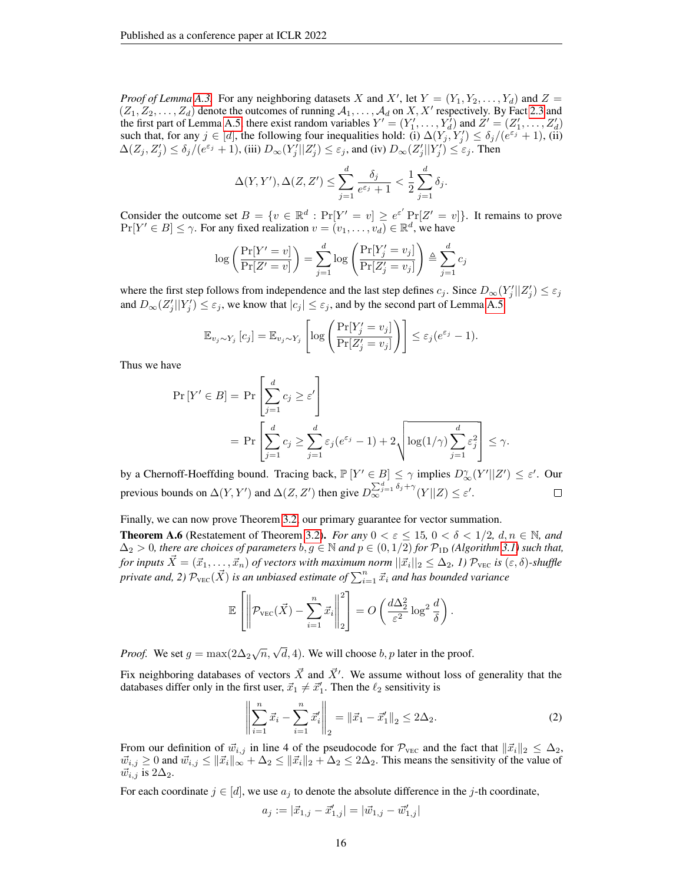*Proof of Lemma A.3.* For any neighboring datasets $X$ and $X'$, let $Y = (Y_1, Y_2, \ldots, Y_d)$ and $Z = (Z_1, Z_2, \ldots, Z_d)$ denote the outcomes of running $\mathcal{A}_1, \ldots, \mathcal{A}_d$ on $X, X'$ respectively. By Fact 2.3 and the first part of Lemma A.5, there exist random variables $Y' = (Y'_1, \ldots, Y'_d)$ and $Z' = (Z'_1, \ldots, Z'_d)$ such that, for any $j \in [d]$, the following four inequalities hold: (i) $\Delta(Y_j, Y'_j) \leq \delta_j/(e^{\varepsilon_j}+1)$, (ii) $\Delta(Z_j, Z'_j) \leq \delta_j/(e^{\varepsilon_j}+1)$, (iii) $D_\infty(Y'_j||Z'_j) \leq \varepsilon_j$, and (iv) $D_\infty(Z'_j||Y'_j) \leq \varepsilon_j$. Then

$$\Delta(Y, Y'), \Delta(Z, Z') \leq \sum_{j=1}^{d} \frac{\delta_j}{e^{\varepsilon_j}+1} < \frac{1}{2}\sum_{j=1}^{d} \delta_j.$$

Consider the outcome set $B = \{v \in \mathbb{R}^d : \Pr[Y' = v] \geq e^{\varepsilon'} \Pr[Z' = v]\}$. It remains to prove $\Pr[Y' \in B] \leq \gamma$. For any fixed realization $v = (v_1, \ldots, v_d) \in \mathbb{R}^d$, we have

$$\log\left(\frac{\Pr[Y' = v]}{\Pr[Z' = v]}\right) = \sum_{j=1}^{d} \log\left(\frac{\Pr[Y'_j = v_j]}{\Pr[Z'_j = v_j]}\right) \triangleq \sum_{j=1}^{d} c_j$$

where the first step follows from independence and the last step defines $c_j$. Since $D_\infty(Y'_j||Z'_j) \leq \varepsilon_j$ and $D_\infty(Z'_j||Y'_j) \leq \varepsilon_j$, we know that $|c_j| \leq \varepsilon_j$, and by the second part of Lemma A.5

$$\mathbb{E}_{v_j \sim Y_j}[c_j] = \mathbb{E}_{v_j \sim Y_j}\left[\log\left(\frac{\Pr[Y'_j = v_j]}{\Pr[Z'_j = v_j]}\right)\right] \leq \varepsilon_j(e^{\varepsilon_j} - 1).$$

Thus we have

$$\begin{aligned}
\Pr[Y' \in B] &= \Pr\left[\sum_{j=1}^{d} c_j \geq \varepsilon'\right] \\
&= \Pr\left[\sum_{j=1}^{d} c_j \geq \sum_{j=1}^{d} \varepsilon_j(e^{\varepsilon_j} - 1) + 2\sqrt{\log(1/\gamma)\sum_{j=1}^{d}\varepsilon_j^2}\right] \leq \gamma.
\end{aligned}$$

by a Chernoff-Hoeffding bound. Tracing back, $\mathbb{P}[Y' \in B] \leq \gamma$ implies $D_\infty^\gamma(Y'||Z') \leq \varepsilon'$. Our previous bounds on $\Delta(Y, Y')$ and $\Delta(Z, Z')$ then give $D_\infty^{\sum_{j=1}^{d}\delta_j + \gamma}(Y||Z) \leq \varepsilon'$. □

Finally, we can now prove Theorem 3.2, our primary guarantee for vector summation.

**Theorem A.6** (Restatement of Theorem 3.2). *For any $0 < \varepsilon \leq 15$, $0 < \delta < 1/2$, $d, n \in \mathbb{N}$, and $\Delta_2 > 0$, there are choices of parameters $b, g \in \mathbb{N}$ and $p \in (0, 1/2)$ for $\mathcal{P}_{1\text{D}}$ (Algorithm 3.1) such that, for inputs $\vec{X} = (\vec{x}_1, \ldots, \vec{x}_n)$ of vectors with maximum norm $||\vec{x}_i||_2 \leq \Delta_2$, 1) $\mathcal{P}_{\text{VEC}}$ is $(\varepsilon, \delta)$-shuffle private and, 2) $\mathcal{P}_{\text{VEC}}(\vec{X})$ is an unbiased estimate of $\sum_{i=1}^{n} \vec{x}_i$ and has bounded variance*

$$\mathbb{E}\left[\left\|\mathcal{P}_{\text{VEC}}(\vec{X}) - \sum_{i=1}^{n} \vec{x}_i\right\|_2^2\right] = O\left(\frac{d\Delta_2^2}{\varepsilon^2}\log^2\frac{d}{\delta}\right).$$

*Proof.* We set $g = \max(2\Delta_2\sqrt{n}, \sqrt{d}, 4)$. We will choose $b, p$ later in the proof.

Fix neighboring databases of vectors $\vec{X}$ and $\vec{X}'$. We assume without loss of generality that the databases differ only in the first user, $\vec{x}_1 \neq \vec{x}'_1$. Then the $\ell_2$ sensitivity is

$$\left\|\sum_{i=1}^{n} \vec{x}_i - \sum_{i=1}^{n} \vec{x}'_i\right\|_2 = \|\vec{x}_1 - \vec{x}'_1\|_2 \leq 2\Delta_2. \tag{2}$$

From our definition of $\vec{w}_{i,j}$ in line 4 of the pseudocode for $\mathcal{P}_{\text{VEC}}$ and the fact that $\|\vec{x}_i\|_2 \leq \Delta_2$, $\vec{w}_{i,j} \geq 0$ and $\vec{w}_{i,j} \leq \|\vec{x}_i\|_\infty + \Delta_2 \leq \|\vec{x}_i\|_2 + \Delta_2 \leq 2\Delta_2$. This means the sensitivity of the value of $\vec{w}_{i,j}$ is $2\Delta_2$.

For each coordinate $j \in [d]$, we use $a_j$ to denote the absolute difference in the $j$-th coordinate,

$$a_j := |\vec{x}_{1,j} - \vec{x}'_{1,j}| = |\vec{w}_{1,j} - \vec{w}'_{1,j}|$$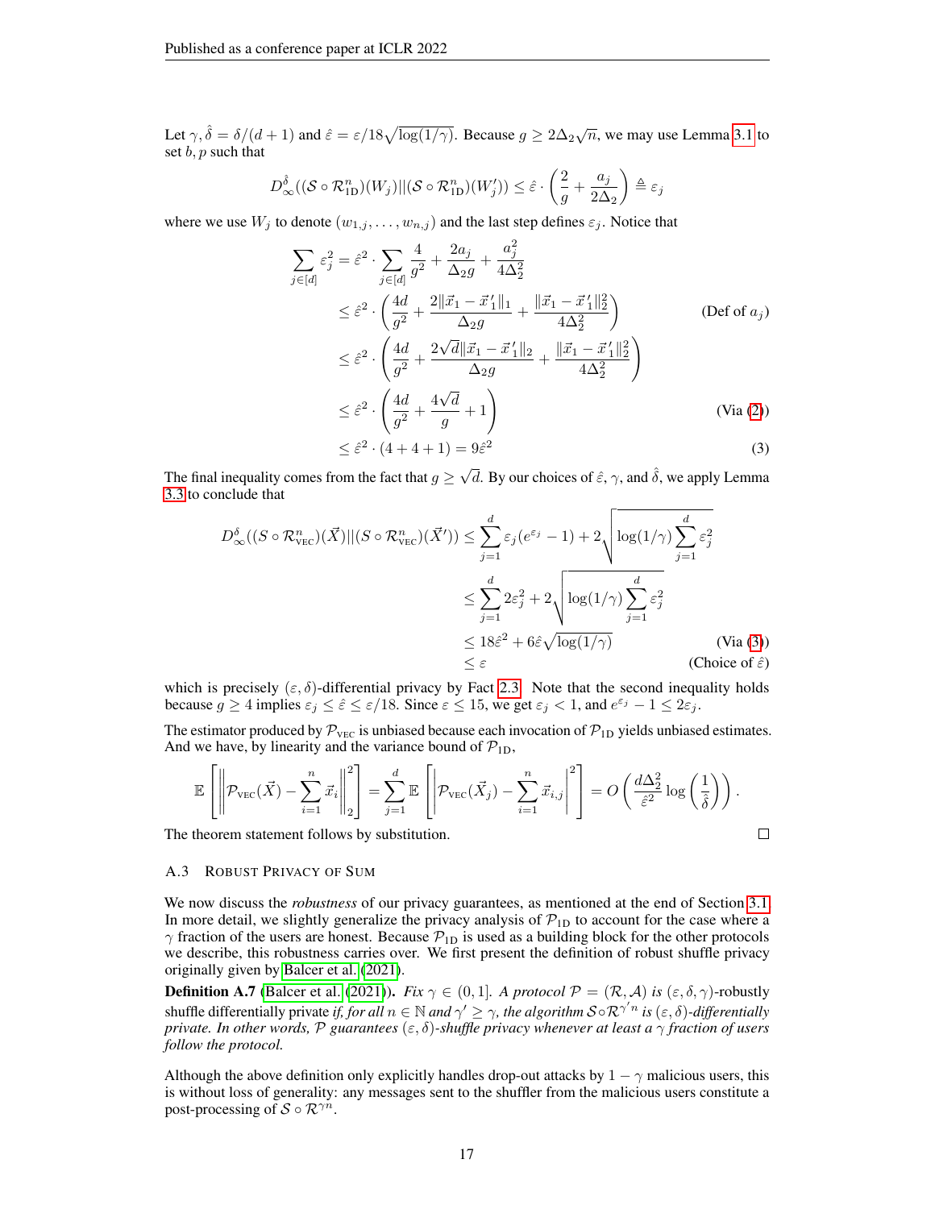Let $\gamma, \hat{\delta} = \delta/(d+1)$ and $\hat{\varepsilon} = \varepsilon/18\sqrt{\log(1/\gamma)}$. Because $g \geq 2\Delta_2\sqrt{n}$, we may use Lemma 3.1 to set $b, p$ such that

$$D_\infty^{\hat{\delta}}((\mathcal{S} \circ \mathcal{R}_{1\text{D}}^n)(W_j)||(\mathcal{S} \circ \mathcal{R}_{1\text{D}}^n)(W_j')) \leq \hat{\varepsilon} \cdot \left(\frac{2}{g} + \frac{a_j}{2\Delta_2}\right) \triangleq \varepsilon_j$$

where we use $W_j$ to denote $(w_{1,j}, \dots, w_{n,j})$ and the last step defines $\varepsilon_j$. Notice that

$$\begin{aligned}
\sum_{j \in [d]} \varepsilon_j^2 &= \hat{\varepsilon}^2 \cdot \sum_{j \in [d]} \frac{4}{g^2} + \frac{2a_j}{\Delta_2 g} + \frac{a_j^2}{4\Delta_2^2} \\
&\leq \hat{\varepsilon}^2 \cdot \left(\frac{4d}{g^2} + \frac{2\|\vec{x}_1 - \vec{x}'_1\|_1}{\Delta_2 g} + \frac{\|\vec{x}_1 - \vec{x}'_1\|_2^2}{4\Delta_2^2}\right) && \text{(Def of } a_j\text{)} \\
&\leq \hat{\varepsilon}^2 \cdot \left(\frac{4d}{g^2} + \frac{2\sqrt{d}\|\vec{x}_1 - \vec{x}'_1\|_2}{\Delta_2 g} + \frac{\|\vec{x}_1 - \vec{x}'_1\|_2^2}{4\Delta_2^2}\right) \\
&\leq \hat{\varepsilon}^2 \cdot \left(\frac{4d}{g^2} + \frac{4\sqrt{d}}{g} + 1\right) && \text{(Via (2))} \\
&\leq \hat{\varepsilon}^2 \cdot (4 + 4 + 1) = 9\hat{\varepsilon}^2 && (3)
\end{aligned}$$

The final inequality comes from the fact that $g \geq \sqrt{d}$. By our choices of $\hat{\varepsilon}$, $\gamma$, and $\hat{\delta}$, we apply Lemma 3.3 to conclude that

$$\begin{aligned}
D_\infty^\delta((S \circ \mathcal{R}_{\text{VEC}}^n)(\vec{X})||(S \circ \mathcal{R}_{\text{VEC}}^n)(\vec{X}')) &\leq \sum_{j=1}^d \varepsilon_j(e^{\varepsilon_j} - 1) + 2\sqrt{\log(1/\gamma)\sum_{j=1}^d \varepsilon_j^2} \\
&\leq \sum_{j=1}^d 2\varepsilon_j^2 + 2\sqrt{\log(1/\gamma)\sum_{j=1}^d \varepsilon_j^2} \\
&\leq 18\hat{\varepsilon}^2 + 6\hat{\varepsilon}\sqrt{\log(1/\gamma)} && \text{(Via (3))} \\
&\leq \varepsilon && \text{(Choice of } \hat{\varepsilon}\text{)}
\end{aligned}$$

which is precisely $(\varepsilon, \delta)$-differential privacy by Fact 2.3. Note that the second inequality holds because $g \geq 4$ implies $\varepsilon_j \leq \hat{\varepsilon} \leq \varepsilon/18$. Since $\varepsilon \leq 15$, we get $\varepsilon_j < 1$, and $e^{\varepsilon_j} - 1 \leq 2\varepsilon_j$.

The estimator produced by $\mathcal{P}_{\text{VEC}}$ is unbiased because each invocation of $\mathcal{P}_{1\text{D}}$ yields unbiased estimates. And we have, by linearity and the variance bound of $\mathcal{P}_{1\text{D}}$,

$$\mathbb{E}\left[\left\|\mathcal{P}_{\text{VEC}}(\vec{X}) - \sum_{i=1}^n \vec{x}_i\right\|_2^2\right] = \sum_{j=1}^d \mathbb{E}\left[\left|\mathcal{P}_{\text{VEC}}(\vec{X}_j) - \sum_{i=1}^n \vec{x}_{i,j}\right|^2\right] = O\left(\frac{d\Delta_2^2}{\hat{\varepsilon}^2}\log\left(\frac{1}{\hat{\delta}}\right)\right).$$

The theorem statement follows by substitution. □

### A.3 Robust Privacy of Sum

We now discuss the *robustness* of our privacy guarantees, as mentioned at the end of Section 3.1. In more detail, we slightly generalize the privacy analysis of $\mathcal{P}_{1\text{D}}$ to account for the case where a $\gamma$ fraction of the users are honest. Because $\mathcal{P}_{1\text{D}}$ is used as a building block for the other protocols we describe, this robustness carries over. We first present the definition of robust shuffle privacy originally given by Balcer et al. (2021).

**Definition A.7** (Balcer et al. (2021)). *Fix $\gamma \in (0, 1]$. A protocol $\mathcal{P} = (\mathcal{R}, \mathcal{A})$ is $(\varepsilon, \delta, \gamma)$-robustly* shuffle differentially private *if, for all $n \in \mathbb{N}$ and $\gamma' \geq \gamma$, the algorithm $\mathcal{S} \circ \mathcal{R}^{\gamma' n}$ is $(\varepsilon, \delta)$-differentially private. In other words, $\mathcal{P}$ guarantees $(\varepsilon, \delta)$-shuffle privacy whenever at least a $\gamma$ fraction of users follow the protocol.*

Although the above definition only explicitly handles drop-out attacks by $1 - \gamma$ malicious users, this is without loss of generality: any messages sent to the shuffler from the malicious users constitute a post-processing of $\mathcal{S} \circ \mathcal{R}^{\gamma n}$.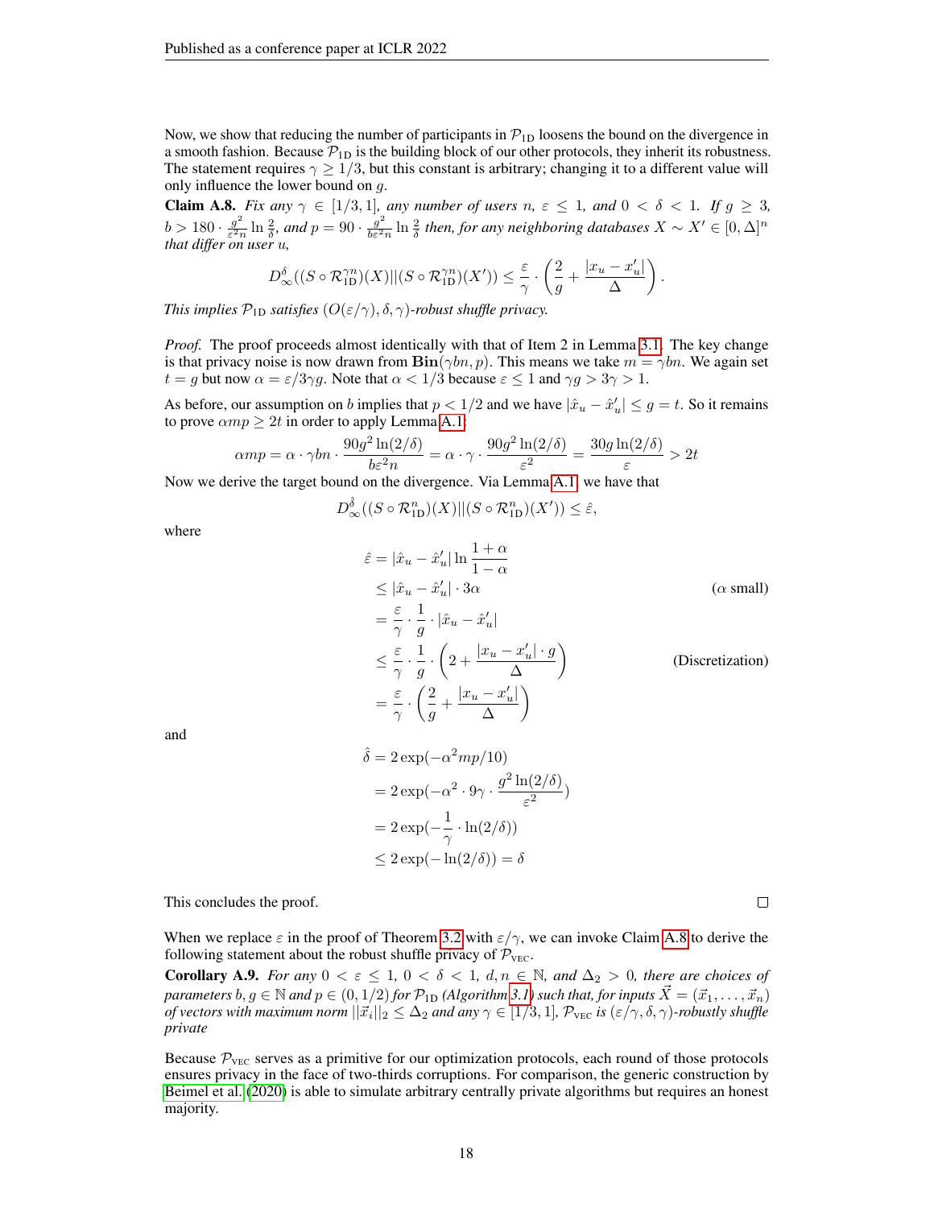Now, we show that reducing the number of participants in $\mathcal{P}_{\text{1D}}$ loosens the bound on the divergence in a smooth fashion. Because $\mathcal{P}_{\text{1D}}$ is the building block of our other protocols, they inherit its robustness. The statement requires $\gamma \geq 1/3$, but this constant is arbitrary; changing it to a different value will only influence the lower bound on $g$.

**Claim A.8.** *Fix any $\gamma \in [1/3, 1]$, any number of users $n$, $\varepsilon \leq 1$, and $0 < \delta < 1$. If $g \geq 3$, $b > 180 \cdot \frac{g^2}{\varepsilon^2 n} \ln \frac{2}{\delta}$, and $p = 90 \cdot \frac{g^2}{b\varepsilon^2 n} \ln \frac{2}{\delta}$ then, for any neighboring databases $X \sim X' \in [0, \Delta]^n$ that differ on user $u$,*

$$D_\infty^\delta((S \circ \mathcal{R}_{\text{1D}}^{\gamma n})(X) || (S \circ \mathcal{R}_{\text{1D}}^{\gamma n})(X')) \leq \frac{\varepsilon}{\gamma} \cdot \left( \frac{2}{g} + \frac{|x_u - x'_u|}{\Delta} \right).$$

*This implies $\mathcal{P}_{\text{1D}}$ satisfies $(O(\varepsilon/\gamma), \delta, \gamma)$-robust shuffle privacy.*

*Proof.* The proof proceeds almost identically with that of Item 2 in Lemma 3.1. The key change is that privacy noise is now drawn from $\mathbf{Bin}(\gamma bn, p)$. This means we take $m = \gamma bn$. We again set $t = g$ but now $\alpha = \varepsilon / 3\gamma g$. Note that $\alpha < 1/3$ because $\varepsilon \leq 1$ and $\gamma g > 3\gamma > 1$.

As before, our assumption on $b$ implies that $p < 1/2$ and we have $|\hat{x}_u - \hat{x}'_u| \leq g = t$. So it remains to prove $\alpha m p \geq 2t$ in order to apply Lemma A.1:

$$\alpha m p = \alpha \cdot \gamma bn \cdot \frac{90 g^2 \ln(2/\delta)}{b \varepsilon^2 n} = \alpha \cdot \gamma \cdot \frac{90 g^2 \ln(2/\delta)}{\varepsilon^2} = \frac{30 g \ln(2/\delta)}{\varepsilon} > 2t$$

Now we derive the target bound on the divergence. Via Lemma A.1, we have that

$$D_\infty^{\hat{\delta}}((S \circ \mathcal{R}_{\text{1D}}^n)(X) || (S \circ \mathcal{R}_{\text{1D}}^n)(X')) \leq \hat{\varepsilon},$$

where

$$\begin{aligned}
\hat{\varepsilon} &= |\hat{x}_u - \hat{x}'_u| \ln \frac{1+\alpha}{1-\alpha} \\
&\leq |\hat{x}_u - \hat{x}'_u| \cdot 3\alpha && (\alpha \text{ small}) \\
&= \frac{\varepsilon}{\gamma} \cdot \frac{1}{g} \cdot |\hat{x}_u - \hat{x}'_u| \\
&\leq \frac{\varepsilon}{\gamma} \cdot \frac{1}{g} \cdot \left( 2 + \frac{|x_u - x'_u| \cdot g}{\Delta} \right) && \text{(Discretization)} \\
&= \frac{\varepsilon}{\gamma} \cdot \left( \frac{2}{g} + \frac{|x_u - x'_u|}{\Delta} \right)
\end{aligned}$$

and

$$\begin{aligned}
\hat{\delta} &= 2 \exp(-\alpha^2 m p / 10) \\
&= 2 \exp(-\alpha^2 \cdot 9\gamma \cdot \frac{g^2 \ln(2/\delta)}{\varepsilon^2}) \\
&= 2 \exp(-\frac{1}{\gamma} \cdot \ln(2/\delta)) \\
&\leq 2 \exp(-\ln(2/\delta)) = \delta
\end{aligned}$$

This concludes the proof. ∎

When we replace $\varepsilon$ in the proof of Theorem 3.2 with $\varepsilon/\gamma$, we can invoke Claim A.8 to derive the following statement about the robust shuffle privacy of $\mathcal{P}_{\text{VEC}}$.

**Corollary A.9.** *For any $0 < \varepsilon \leq 1$, $0 < \delta < 1$, $d, n \in \mathbb{N}$, and $\Delta_2 > 0$, there are choices of parameters $b, g \in \mathbb{N}$ and $p \in (0, 1/2)$ for $\mathcal{P}_{\text{1D}}$ (Algorithm 3.1) such that, for inputs $\vec{X} = (\vec{x}_1, \ldots, \vec{x}_n)$ of vectors with maximum norm $||\vec{x}_i||_2 \leq \Delta_2$ and any $\gamma \in [1/3, 1]$, $\mathcal{P}_{\text{VEC}}$ is $(\varepsilon/\gamma, \delta, \gamma)$-robustly shuffle private*

Because $\mathcal{P}_{\text{VEC}}$ serves as a primitive for our optimization protocols, each round of those protocols ensures privacy in the face of two-thirds corruptions. For comparison, the generic construction by Beimel et al. (2020) is able to simulate arbitrary centrally private algorithms but requires an honest majority.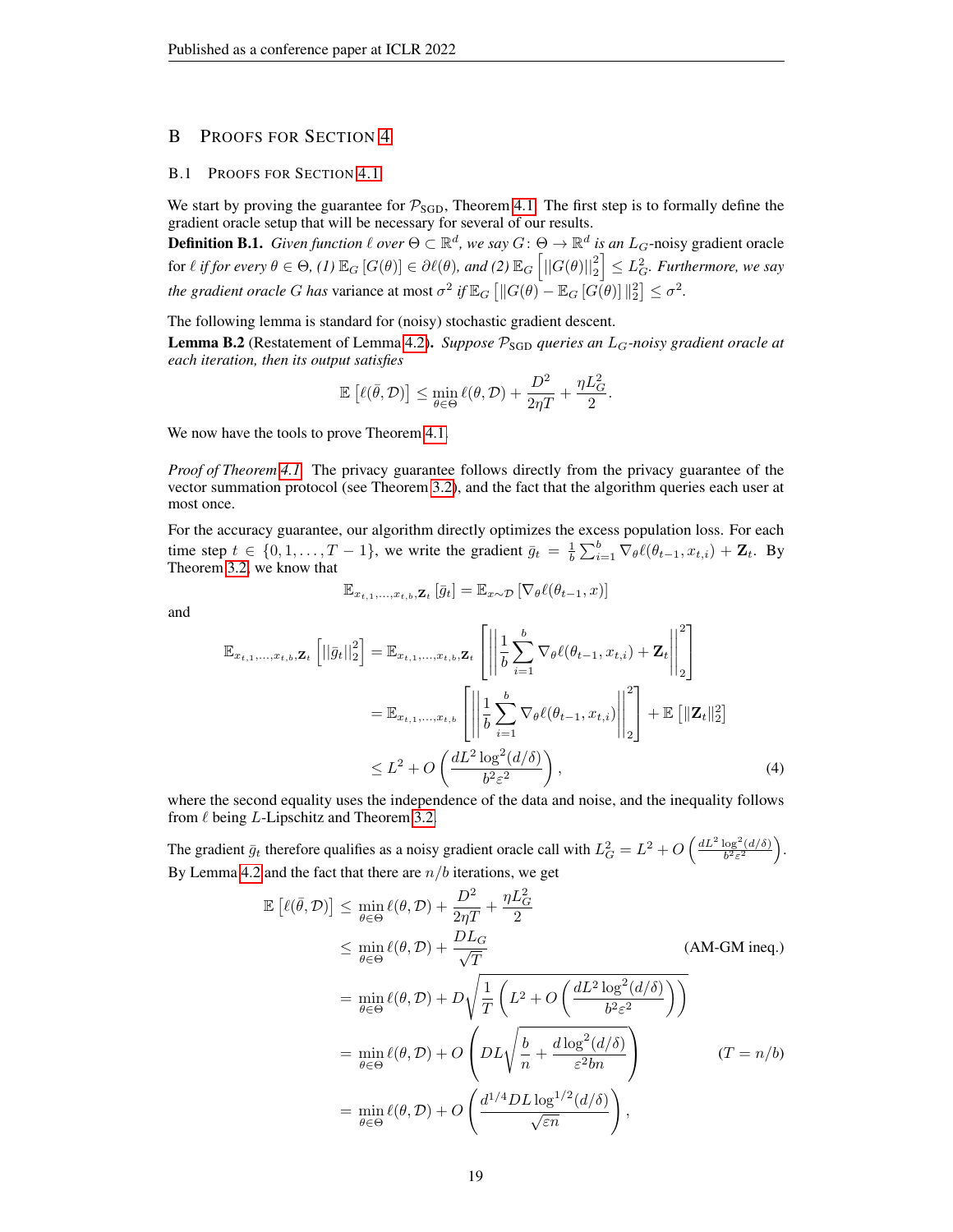## B Proofs for Section 4

### B.1 Proofs for Section 4.1

We start by proving the guarantee for $\mathcal{P}_{\text{SGD}}$, Theorem 4.1. The first step is to formally define the gradient oracle setup that will be necessary for several of our results.

**Definition B.1.** *Given function $\ell$ over $\Theta \subset \mathbb{R}^d$, we say $G \colon \Theta \to \mathbb{R}^d$ is an $L_G$-noisy gradient oracle for $\ell$ if for every $\theta \in \Theta$, (1) $\mathbb{E}_G\left[G(\theta)\right] \in \partial\ell(\theta)$, and (2) $\mathbb{E}_G\left[||G(\theta)||_2^2\right] \le L_G^2$. Furthermore, we say the gradient oracle $G$ has* variance *at most $\sigma^2$ if $\mathbb{E}_G\left[\|G(\theta) - \mathbb{E}_G\left[G(\theta)\right]\|_2^2\right] \le \sigma^2$.*

The following lemma is standard for (noisy) stochastic gradient descent.

**Lemma B.2** (Restatement of Lemma 4.2)**.** *Suppose $\mathcal{P}_{\text{SGD}}$ queries an $L_G$-noisy gradient oracle at each iteration, then its output satisfies*

$$\mathbb{E}\left[\ell(\bar{\theta}, \mathcal{D})\right] \le \min_{\theta \in \Theta} \ell(\theta, \mathcal{D}) + \frac{D^2}{2\eta T} + \frac{\eta L_G^2}{2}.$$

We now have the tools to prove Theorem 4.1.

*Proof of Theorem 4.1.* The privacy guarantee follows directly from the privacy guarantee of the vector summation protocol (see Theorem 3.2), and the fact that the algorithm queries each user at most once.

For the accuracy guarantee, our algorithm directly optimizes the excess population loss. For each time step $t \in \{0, 1, \ldots, T-1\}$, we write the gradient $\bar{g}_t = \frac{1}{b}\sum_{i=1}^{b} \nabla_\theta \ell(\theta_{t-1}, x_{t,i}) + \mathbf{Z}_t$. By Theorem 3.2, we know that

$$\mathbb{E}_{x_{t,1},\ldots,x_{t,b},\mathbf{Z}_t}\left[\bar{g}_t\right] = \mathbb{E}_{x\sim\mathcal{D}}\left[\nabla_\theta \ell(\theta_{t-1}, x)\right]$$

and

$$\begin{aligned}
\mathbb{E}_{x_{t,1},\ldots,x_{t,b},\mathbf{Z}_t}\left[||\bar{g}_t||_2^2\right] &= \mathbb{E}_{x_{t,1},\ldots,x_{t,b},\mathbf{Z}_t}\left[\left|\left|\frac{1}{b}\sum_{i=1}^{b}\nabla_\theta \ell(\theta_{t-1}, x_{t,i}) + \mathbf{Z}_t\right|\right|_2^2\right] \\
&= \mathbb{E}_{x_{t,1},\ldots,x_{t,b}}\left[\left|\left|\frac{1}{b}\sum_{i=1}^{b}\nabla_\theta \ell(\theta_{t-1}, x_{t,i})\right|\right|_2^2\right] + \mathbb{E}\left[\|\mathbf{Z}_t\|_2^2\right] \\
&\le L^2 + O\left(\frac{dL^2\log^2(d/\delta)}{b^2\varepsilon^2}\right), \qquad (4)
\end{aligned}$$

where the second equality uses the independence of the data and noise, and the inequality follows from $\ell$ being $L$-Lipschitz and Theorem 3.2.

The gradient $\bar{g}_t$ therefore qualifies as a noisy gradient oracle call with $L_G^2 = L^2 + O\left(\frac{dL^2\log^2(d/\delta)}{b^2\varepsilon^2}\right)$. By Lemma 4.2 and the fact that there are $n/b$ iterations, we get

$$\begin{aligned}
\mathbb{E}\left[\ell(\bar{\theta}, \mathcal{D})\right] &\le \min_{\theta\in\Theta} \ell(\theta, \mathcal{D}) + \frac{D^2}{2\eta T} + \frac{\eta L_G^2}{2} \\
&\le \min_{\theta\in\Theta} \ell(\theta, \mathcal{D}) + \frac{DL_G}{\sqrt{T}} && \text{(AM-GM ineq.)} \\
&= \min_{\theta\in\Theta} \ell(\theta, \mathcal{D}) + D\sqrt{\frac{1}{T}\left(L^2 + O\left(\frac{dL^2\log^2(d/\delta)}{b^2\varepsilon^2}\right)\right)} \\
&= \min_{\theta\in\Theta} \ell(\theta, \mathcal{D}) + O\left(DL\sqrt{\frac{b}{n} + \frac{d\log^2(d/\delta)}{\varepsilon^2 bn}}\right) && (T = n/b) \\
&= \min_{\theta\in\Theta} \ell(\theta, \mathcal{D}) + O\left(\frac{d^{1/4}DL\log^{1/2}(d/\delta)}{\sqrt{\varepsilon n}}\right),
\end{aligned}$$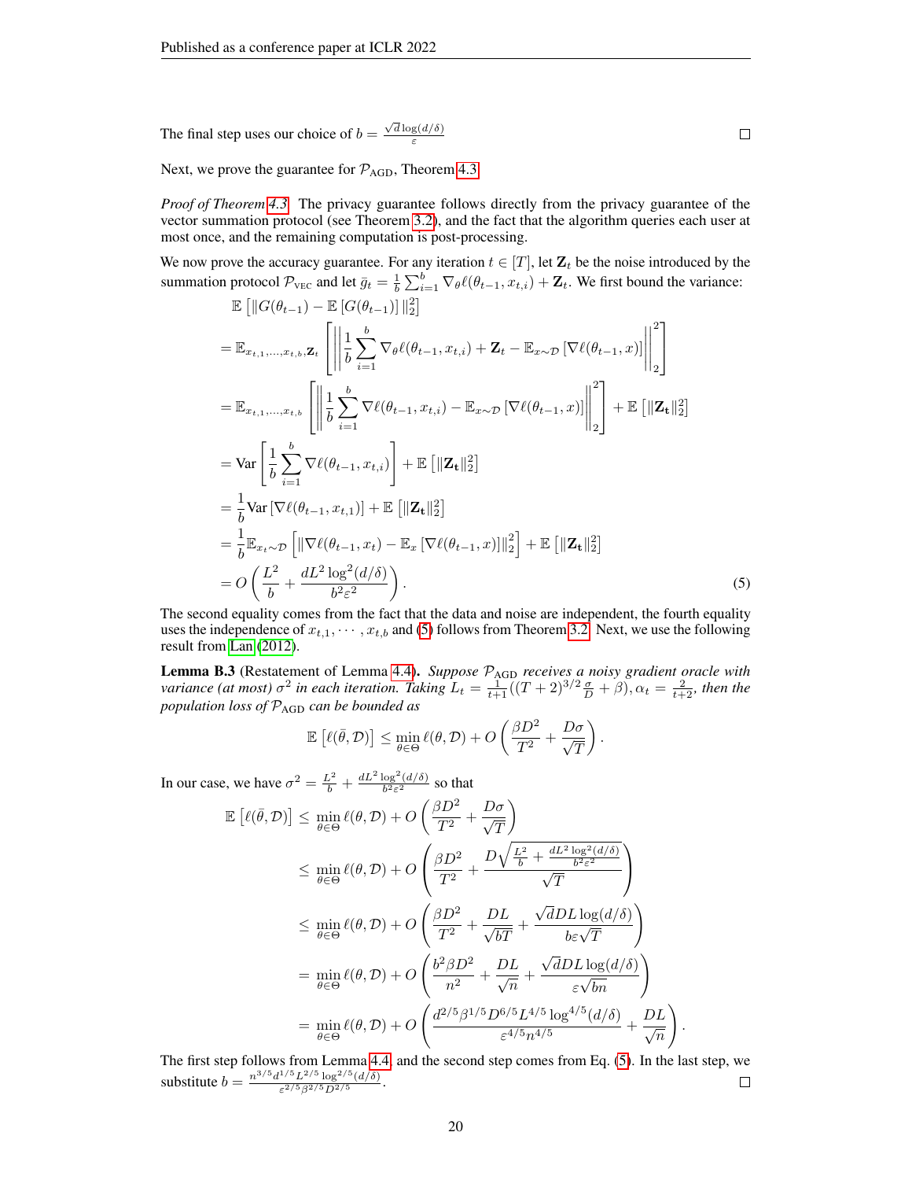The final step uses our choice of $b = \frac{\sqrt{d}\log(d/\delta)}{\varepsilon}$ $\square$

Next, we prove the guarantee for $\mathcal{P}_{\text{AGD}}$, Theorem 4.3

*Proof of Theorem 4.3.* The privacy guarantee follows directly from the privacy guarantee of the vector summation protocol (see Theorem 3.2), and the fact that the algorithm queries each user at most once, and the remaining computation is post-processing.

We now prove the accuracy guarantee. For any iteration $t \in [T]$, let $\mathbf{Z}_t$ be the noise introduced by the summation protocol $\mathcal{P}_{\text{VEC}}$ and let $\bar{g}_t = \frac{1}{b}\sum_{i=1}^{b} \nabla_\theta \ell(\theta_{t-1}, x_{t,i}) + \mathbf{Z}_t$. We first bound the variance:

$$
\begin{aligned}
&\mathbb{E}\left[\|G(\theta_{t-1}) - \mathbb{E}\left[G(\theta_{t-1})\right]\|_2^2\right] \\
&= \mathbb{E}_{x_{t,1},\ldots,x_{t,b},\mathbf{Z}_t}\left[\left\|\frac{1}{b}\sum_{i=1}^{b} \nabla_\theta \ell(\theta_{t-1}, x_{t,i}) + \mathbf{Z}_t - \mathbb{E}_{x\sim\mathcal{D}}\left[\nabla\ell(\theta_{t-1}, x)\right]\right\|_2^2\right] \\
&= \mathbb{E}_{x_{t,1},\ldots,x_{t,b}}\left[\left\|\frac{1}{b}\sum_{i=1}^{b} \nabla \ell(\theta_{t-1}, x_{t,i}) - \mathbb{E}_{x\sim\mathcal{D}}\left[\nabla\ell(\theta_{t-1}, x)\right]\right\|_2^2\right] + \mathbb{E}\left[\|\mathbf{Z}_t\|_2^2\right] \\
&= \mathrm{Var}\left[\frac{1}{b}\sum_{i=1}^{b} \nabla\ell(\theta_{t-1}, x_{t,i})\right] + \mathbb{E}\left[\|\mathbf{Z}_t\|_2^2\right] \\
&= \frac{1}{b}\mathrm{Var}\left[\nabla\ell(\theta_{t-1}, x_{t,1})\right] + \mathbb{E}\left[\|\mathbf{Z}_t\|_2^2\right] \\
&= \frac{1}{b}\mathbb{E}_{x_t\sim\mathcal{D}}\left[\|\nabla\ell(\theta_{t-1}, x_t) - \mathbb{E}_x\left[\nabla\ell(\theta_{t-1}, x)\right]\|_2^2\right] + \mathbb{E}\left[\|\mathbf{Z}_t\|_2^2\right] \\
&= O\left(\frac{L^2}{b} + \frac{dL^2\log^2(d/\delta)}{b^2\varepsilon^2}\right).
\end{aligned}
\tag{5}
$$

The second equality comes from the fact that the data and noise are independent, the fourth equality uses the independence of $x_{t,1}, \cdots, x_{t,b}$ and (5) follows from Theorem 3.2. Next, we use the following result from Lan (2012).

**Lemma B.3** (Restatement of Lemma 4.4)**.** *Suppose $\mathcal{P}_{\text{AGD}}$ receives a noisy gradient oracle with variance (at most) $\sigma^2$ in each iteration. Taking $L_t = \frac{1}{t+1}((T+2)^{3/2}\frac{\sigma}{D} + \beta), \alpha_t = \frac{2}{t+2}$, then the population loss of $\mathcal{P}_{\text{AGD}}$ can be bounded as*

$$
\mathbb{E}\left[\ell(\bar{\theta}, \mathcal{D})\right] \leq \min_{\theta\in\Theta} \ell(\theta, \mathcal{D}) + O\left(\frac{\beta D^2}{T^2} + \frac{D\sigma}{\sqrt{T}}\right).
$$

In our case, we have $\sigma^2 = \frac{L^2}{b} + \frac{dL^2\log^2(d/\delta)}{b^2\varepsilon^2}$ so that

$$
\begin{aligned}
\mathbb{E}\left[\ell(\bar{\theta}, \mathcal{D})\right] &\leq \min_{\theta\in\Theta} \ell(\theta, \mathcal{D}) + O\left(\frac{\beta D^2}{T^2} + \frac{D\sigma}{\sqrt{T}}\right) \\
&\leq \min_{\theta\in\Theta} \ell(\theta, \mathcal{D}) + O\left(\frac{\beta D^2}{T^2} + \frac{D\sqrt{\frac{L^2}{b} + \frac{dL^2\log^2(d/\delta)}{b^2\varepsilon^2}}}{\sqrt{T}}\right) \\
&\leq \min_{\theta\in\Theta} \ell(\theta, \mathcal{D}) + O\left(\frac{\beta D^2}{T^2} + \frac{DL}{\sqrt{bT}} + \frac{\sqrt{d}DL\log(d/\delta)}{b\varepsilon\sqrt{T}}\right) \\
&= \min_{\theta\in\Theta} \ell(\theta, \mathcal{D}) + O\left(\frac{b^2\beta D^2}{n^2} + \frac{DL}{\sqrt{n}} + \frac{\sqrt{d}DL\log(d/\delta)}{\varepsilon\sqrt{bn}}\right) \\
&= \min_{\theta\in\Theta} \ell(\theta, \mathcal{D}) + O\left(\frac{d^{2/5}\beta^{1/5}D^{6/5}L^{4/5}\log^{4/5}(d/\delta)}{\varepsilon^{4/5}n^{4/5}} + \frac{DL}{\sqrt{n}}\right).
\end{aligned}
$$

The first step follows from Lemma 4.4, and the second step comes from Eq. (5). In the last step, we substitute $b = \frac{n^{3/5}d^{1/5}L^{2/5}\log^{2/5}(d/\delta)}{\varepsilon^{2/5}\beta^{2/5}D^{2/5}}$. $\square$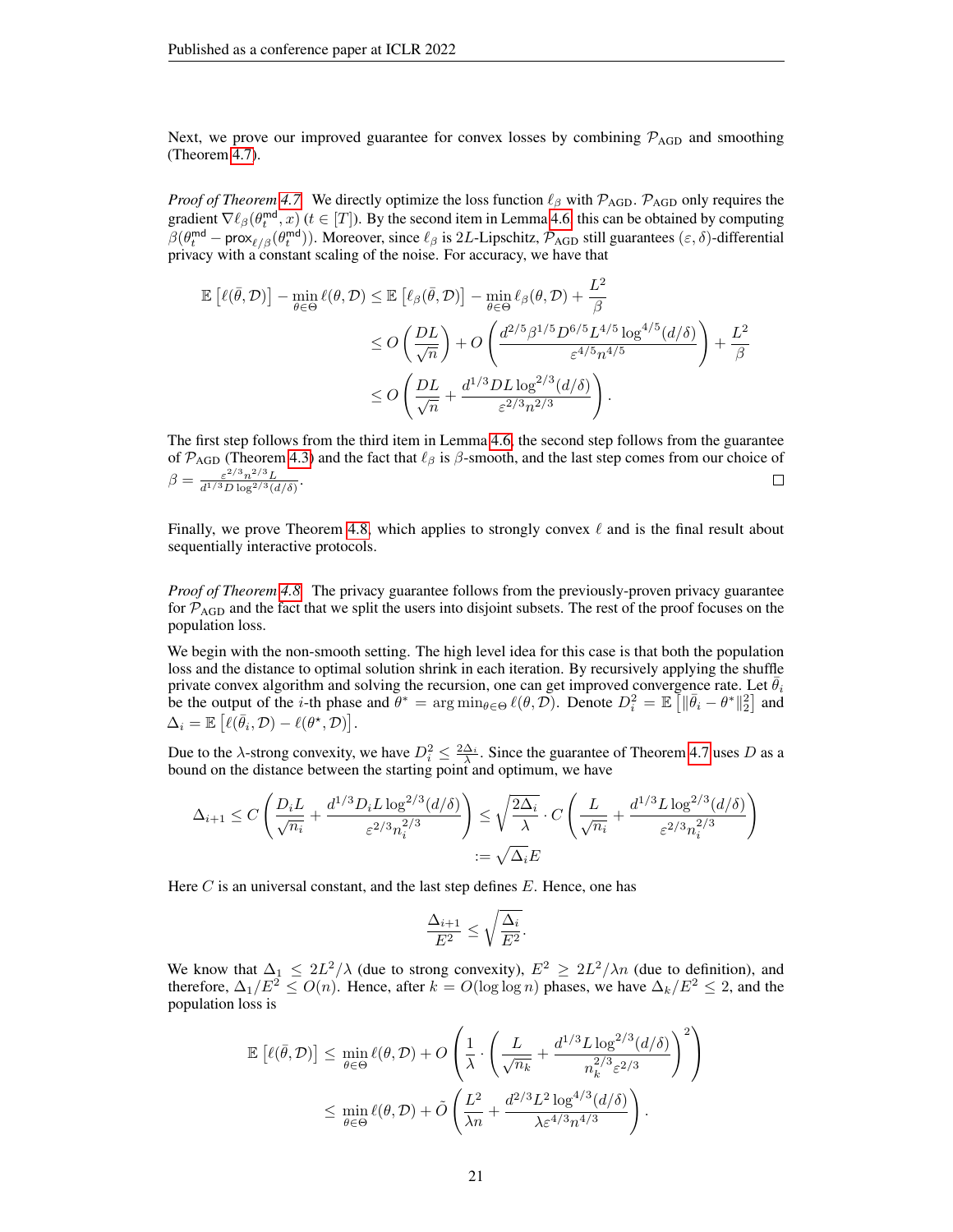Next, we prove our improved guarantee for convex losses by combining $\mathcal{P}_{\text{AGD}}$ and smoothing (Theorem 4.7).

*Proof of Theorem 4.7.* We directly optimize the loss function $\ell_\beta$ with $\mathcal{P}_{\text{AGD}}$. $\mathcal{P}_{\text{AGD}}$ only requires the gradient $\nabla \ell_\beta(\theta_t^{\text{md}}, x)$ $(t \in [T])$. By the second item in Lemma 4.6, this can be obtained by computing $\beta(\theta_t^{\text{md}} - \text{prox}_{\ell/\beta}(\theta_t^{\text{md}}))$. Moreover, since $\ell_\beta$ is $2L$-Lipschitz, $\mathcal{P}_{\text{AGD}}$ still guarantees $(\varepsilon, \delta)$-differential privacy with a constant scaling of the noise. For accuracy, we have that

$$
\begin{aligned}
\mathbb{E}\left[\ell(\bar{\theta}, \mathcal{D})\right] - \min_{\theta \in \Theta} \ell(\theta, \mathcal{D}) &\leq \mathbb{E}\left[\ell_\beta(\bar{\theta}, \mathcal{D})\right] - \min_{\theta \in \Theta} \ell_\beta(\theta, \mathcal{D}) + \frac{L^2}{\beta} \\
&\leq O\left(\frac{DL}{\sqrt{n}}\right) + O\left(\frac{d^{2/5}\beta^{1/5}D^{6/5}L^{4/5}\log^{4/5}(d/\delta)}{\varepsilon^{4/5}n^{4/5}}\right) + \frac{L^2}{\beta} \\
&\leq O\left(\frac{DL}{\sqrt{n}} + \frac{d^{1/3}DL\log^{2/3}(d/\delta)}{\varepsilon^{2/3}n^{2/3}}\right).
\end{aligned}
$$

The first step follows from the third item in Lemma 4.6, the second step follows from the guarantee of $\mathcal{P}_{\text{AGD}}$ (Theorem 4.3) and the fact that $\ell_\beta$ is $\beta$-smooth, and the last step comes from our choice of $\beta = \frac{\varepsilon^{2/3}n^{2/3}L}{d^{1/3}D\log^{2/3}(d/\delta)}$. □

Finally, we prove Theorem 4.8, which applies to strongly convex $\ell$ and is the final result about sequentially interactive protocols.

*Proof of Theorem 4.8.* The privacy guarantee follows from the previously-proven privacy guarantee for $\mathcal{P}_{\text{AGD}}$ and the fact that we split the users into disjoint subsets. The rest of the proof focuses on the population loss.

We begin with the non-smooth setting. The high level idea for this case is that both the population loss and the distance to optimal solution shrink in each iteration. By recursively applying the shuffle private convex algorithm and solving the recursion, one can get improved convergence rate. Let $\bar{\theta}_i$ be the output of the $i$-th phase and $\theta^* = \arg\min_{\theta \in \Theta} \ell(\theta, \mathcal{D})$. Denote $D_i^2 = \mathbb{E}\left[\|\bar{\theta}_i - \theta^*\|_2^2\right]$ and $\Delta_i = \mathbb{E}\left[\ell(\bar{\theta}_i, \mathcal{D}) - \ell(\theta^\star, \mathcal{D})\right]$.

Due to the $\lambda$-strong convexity, we have $D_i^2 \leq \frac{2\Delta_i}{\lambda}$. Since the guarantee of Theorem 4.7 uses $D$ as a bound on the distance between the starting point and optimum, we have

$$
\begin{aligned}
\Delta_{i+1} \leq C\left(\frac{D_i L}{\sqrt{n_i}} + \frac{d^{1/3}D_i L\log^{2/3}(d/\delta)}{\varepsilon^{2/3}n_i^{2/3}}\right) &\leq \sqrt{\frac{2\Delta_i}{\lambda}} \cdot C\left(\frac{L}{\sqrt{n_i}} + \frac{d^{1/3}L\log^{2/3}(d/\delta)}{\varepsilon^{2/3}n_i^{2/3}}\right) \\
&:= \sqrt{\Delta_i}E
\end{aligned}
$$

Here $C$ is an universal constant, and the last step defines $E$. Hence, one has

$$
\frac{\Delta_{i+1}}{E^2} \leq \sqrt{\frac{\Delta_i}{E^2}}.
$$

We know that $\Delta_1 \leq 2L^2/\lambda$ (due to strong convexity), $E^2 \geq 2L^2/\lambda n$ (due to definition), and therefore, $\Delta_1/E^2 \leq O(n)$. Hence, after $k = O(\log\log n)$ phases, we have $\Delta_k/E^2 \leq 2$, and the population loss is

$$
\begin{aligned}
\mathbb{E}\left[\ell(\bar{\theta}, \mathcal{D})\right] &\leq \min_{\theta \in \Theta} \ell(\theta, \mathcal{D}) + O\left(\frac{1}{\lambda} \cdot \left(\frac{L}{\sqrt{n_k}} + \frac{d^{1/3}L\log^{2/3}(d/\delta)}{n_k^{2/3}\varepsilon^{2/3}}\right)^2\right) \\
&\leq \min_{\theta \in \Theta} \ell(\theta, \mathcal{D}) + \tilde{O}\left(\frac{L^2}{\lambda n} + \frac{d^{2/3}L^2\log^{4/3}(d/\delta)}{\lambda\varepsilon^{4/3}n^{4/3}}\right).
\end{aligned}
$$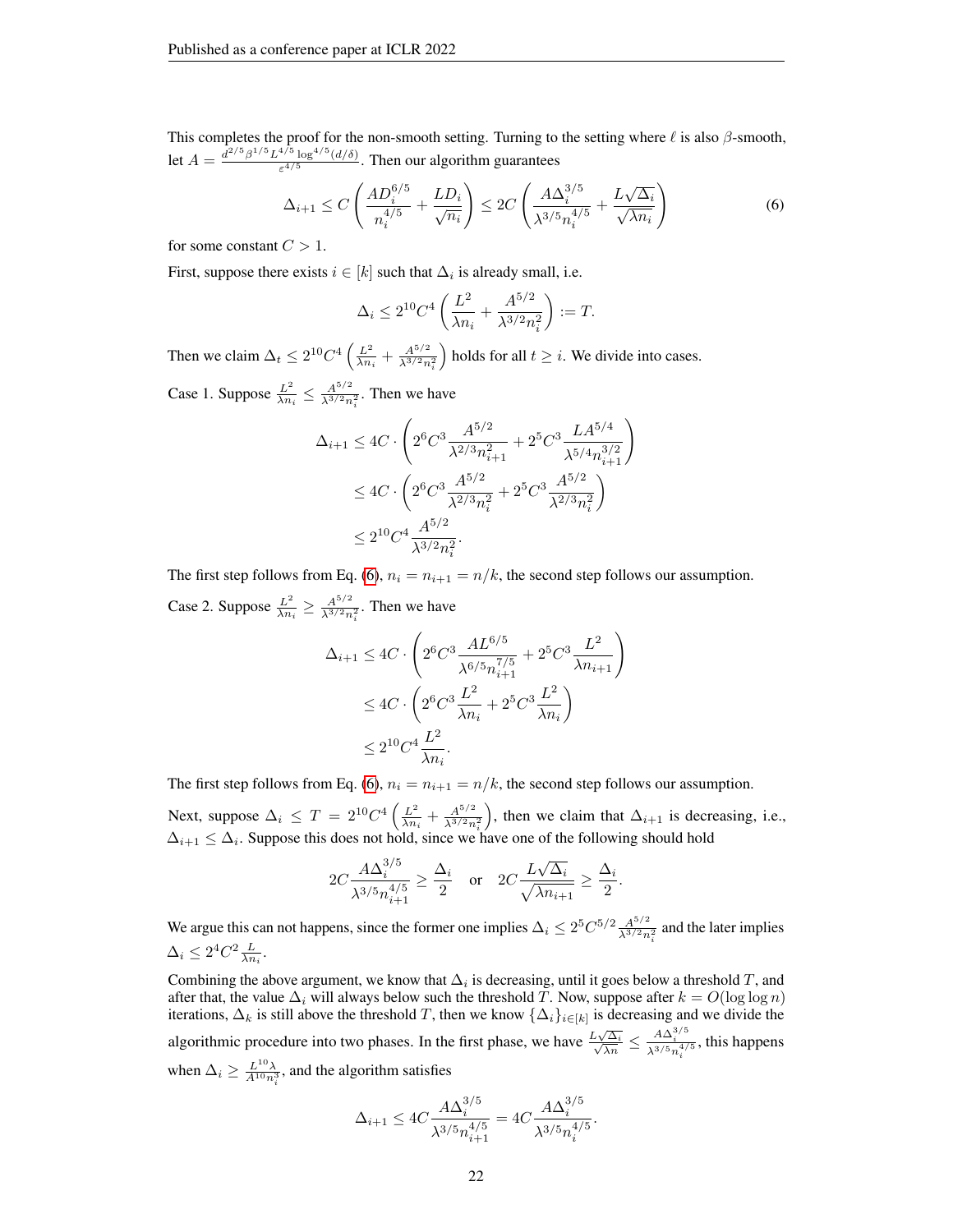This completes the proof for the non-smooth setting. Turning to the setting where $\ell$ is also $\beta$-smooth, let $A = \frac{d^{2/5}\beta^{1/5}L^{4/5}\log^{4/5}(d/\delta)}{\varepsilon^{4/5}}$. Then our algorithm guarantees

$$\Delta_{i+1} \leq C\left(\frac{AD_i^{6/5}}{n_i^{4/5}} + \frac{LD_i}{\sqrt{n_i}}\right) \leq 2C\left(\frac{A\Delta_i^{3/5}}{\lambda^{3/5}n_i^{4/5}} + \frac{L\sqrt{\Delta_i}}{\sqrt{\lambda n_i}}\right) \tag{6}$$

for some constant $C > 1$.

First, suppose there exists $i \in [k]$ such that $\Delta_i$ is already small, i.e.

$$\Delta_i \leq 2^{10}C^4\left(\frac{L^2}{\lambda n_i} + \frac{A^{5/2}}{\lambda^{3/2}n_i^2}\right) := T.$$

Then we claim $\Delta_t \leq 2^{10}C^4\left(\frac{L^2}{\lambda n_i} + \frac{A^{5/2}}{\lambda^{3/2}n_i^2}\right)$ holds for all $t \geq i$. We divide into cases.

Case 1. Suppose $\frac{L^2}{\lambda n_i} \leq \frac{A^{5/2}}{\lambda^{3/2}n_i^2}$. Then we have

$$\begin{aligned}
\Delta_{i+1} &\leq 4C \cdot \left(2^6C^3\frac{A^{5/2}}{\lambda^{2/3}n_{i+1}^2} + 2^5C^3\frac{LA^{5/4}}{\lambda^{5/4}n_{i+1}^{3/2}}\right) \\
&\leq 4C \cdot \left(2^6C^3\frac{A^{5/2}}{\lambda^{2/3}n_i^2} + 2^5C^3\frac{A^{5/2}}{\lambda^{2/3}n_i^2}\right) \\
&\leq 2^{10}C^4\frac{A^{5/2}}{\lambda^{3/2}n_i^2}.
\end{aligned}$$

The first step follows from Eq. (6), $n_i = n_{i+1} = n/k$, the second step follows our assumption.

Case 2. Suppose $\frac{L^2}{\lambda n_i} \geq \frac{A^{5/2}}{\lambda^{3/2}n_i^2}$. Then we have

$$\begin{aligned}
\Delta_{i+1} &\leq 4C \cdot \left(2^6C^3\frac{AL^{6/5}}{\lambda^{6/5}n_{i+1}^{7/5}} + 2^5C^3\frac{L^2}{\lambda n_{i+1}}\right) \\
&\leq 4C \cdot \left(2^6C^3\frac{L^2}{\lambda n_i} + 2^5C^3\frac{L^2}{\lambda n_i}\right) \\
&\leq 2^{10}C^4\frac{L^2}{\lambda n_i}.
\end{aligned}$$

The first step follows from Eq. (6), $n_i = n_{i+1} = n/k$, the second step follows our assumption.

Next, suppose $\Delta_i \leq T = 2^{10}C^4\left(\frac{L^2}{\lambda n_i} + \frac{A^{5/2}}{\lambda^{3/2}n_i^2}\right)$, then we claim that $\Delta_{i+1}$ is decreasing, i.e., $\Delta_{i+1} \leq \Delta_i$. Suppose this does not hold, since we have one of the following should hold

$$2C\frac{A\Delta_i^{3/5}}{\lambda^{3/5}n_{i+1}^{4/5}} \geq \frac{\Delta_i}{2} \quad \text{or} \quad 2C\frac{L\sqrt{\Delta_i}}{\sqrt{\lambda n_{i+1}}} \geq \frac{\Delta_i}{2}.$$

We argue this can not happens, since the former one implies $\Delta_i \leq 2^5C^{5/2}\frac{A^{5/2}}{\lambda^{3/2}n_i^2}$ and the later implies $\Delta_i \leq 2^4C^2\frac{L}{\lambda n_i}$.

Combining the above argument, we know that $\Delta_i$ is decreasing, until it goes below a threshold $T$, and after that, the value $\Delta_i$ will always below such the threshold $T$. Now, suppose after $k = O(\log\log n)$ iterations, $\Delta_k$ is still above the threshold $T$, then we know $\{\Delta_i\}_{i\in[k]}$ is decreasing and we divide the algorithmic procedure into two phases. In the first phase, we have $\frac{L\sqrt{\Delta_i}}{\sqrt{\lambda n}} \leq \frac{A\Delta_i^{3/5}}{\lambda^{3/5}n_i^{4/5}}$, this happens when $\Delta_i \geq \frac{L^{10}\lambda}{A^{10}n_i^3}$, and the algorithm satisfies

$$\Delta_{i+1} \leq 4C\frac{A\Delta_i^{3/5}}{\lambda^{3/5}n_{i+1}^{4/5}} = 4C\frac{A\Delta_i^{3/5}}{\lambda^{3/5}n_i^{4/5}}.$$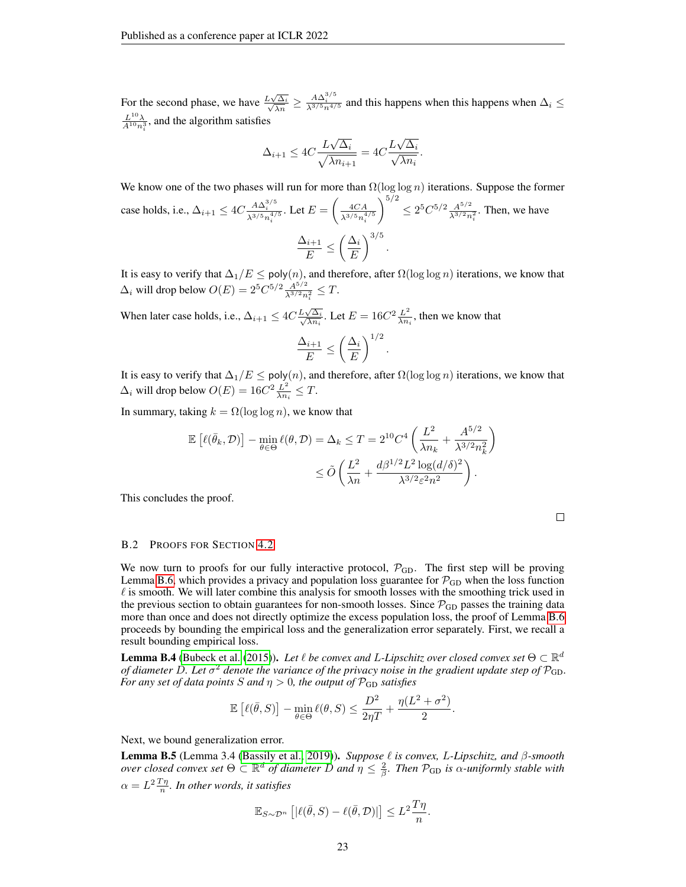For the second phase, we have $\frac{L\sqrt{\Delta_i}}{\sqrt{\lambda n}} \geq \frac{A\Delta_i^{3/5}}{\lambda^{3/5} n^{4/5}}$ and this happens when this happens when $\Delta_i \leq \frac{L^{10}\lambda}{A^{10} n_i^3}$, and the algorithm satisfies

$$\Delta_{i+1} \leq 4C\frac{L\sqrt{\Delta_i}}{\sqrt{\lambda n_{i+1}}} = 4C\frac{L\sqrt{\Delta_i}}{\sqrt{\lambda n_i}}.$$

We know one of the two phases will run for more than $\Omega(\log\log n)$ iterations. Suppose the former case holds, i.e., $\Delta_{i+1} \leq 4C\frac{A\Delta_i^{3/5}}{\lambda^{3/5} n_i^{4/5}}$. Let $E = \left(\frac{4CA}{\lambda^{3/5} n_i^{4/5}}\right)^{5/2} \leq 2^5 C^{5/2} \frac{A^{5/2}}{\lambda^{3/2} n_i^2}$. Then, we have

$$\frac{\Delta_{i+1}}{E} \leq \left(\frac{\Delta_i}{E}\right)^{3/5}.$$

It is easy to verify that $\Delta_1/E \leq \mathsf{poly}(n)$, and therefore, after $\Omega(\log\log n)$ iterations, we know that $\Delta_i$ will drop below $O(E) = 2^5 C^{5/2} \frac{A^{5/2}}{\lambda^{3/2} n_i^2} \leq T$.

When later case holds, i.e., $\Delta_{i+1} \leq 4C\frac{L\sqrt{\Delta_i}}{\sqrt{\lambda n_i}}$. Let $E = 16C^2\frac{L^2}{\lambda n_i}$, then we know that

$$\frac{\Delta_{i+1}}{E} \leq \left(\frac{\Delta_i}{E}\right)^{1/2}.$$

It is easy to verify that $\Delta_1/E \leq \mathsf{poly}(n)$, and therefore, after $\Omega(\log\log n)$ iterations, we know that $\Delta_i$ will drop below $O(E) = 16C^2\frac{L^2}{\lambda n_i} \leq T$.

In summary, taking $k = \Omega(\log\log n)$, we know that

$$\begin{aligned}
\mathbb{E}\left[\ell(\bar{\theta}_k, \mathcal{D})\right] - \min_{\theta\in\Theta} \ell(\theta, \mathcal{D}) = \Delta_k \leq T = 2^{10}C^4\left(\frac{L^2}{\lambda n_k} + \frac{A^{5/2}}{\lambda^{3/2} n_k^2}\right) \\
\leq \tilde{O}\left(\frac{L^2}{\lambda n} + \frac{d\beta^{1/2}L^2\log(d/\delta)^2}{\lambda^{3/2}\varepsilon^2 n^2}\right).
\end{aligned}$$

This concludes the proof.

□

### B.2 Proofs for Section 4.2

We now turn to proofs for our fully interactive protocol, $\mathcal{P}_{\text{GD}}$. The first step will be proving Lemma B.6, which provides a privacy and population loss guarantee for $\mathcal{P}_{\text{GD}}$ when the loss function $\ell$ is smooth. We will later combine this analysis for smooth losses with the smoothing trick used in the previous section to obtain guarantees for non-smooth losses. Since $\mathcal{P}_{\text{GD}}$ passes the training data more than once and does not directly optimize the excess population loss, the proof of Lemma B.6 proceeds by bounding the empirical loss and the generalization error separately. First, we recall a result bounding empirical loss.

**Lemma B.4** (Bubeck et al. (2015)). *Let $\ell$ be convex and $L$-Lipschitz over closed convex set $\Theta \subset \mathbb{R}^d$ of diameter $D$. Let $\sigma^2$ denote the variance of the privacy noise in the gradient update step of $\mathcal{P}_{\text{GD}}$. For any set of data points $S$ and $\eta > 0$, the output of $\mathcal{P}_{\text{GD}}$ satisfies*

$$\mathbb{E}\left[\ell(\bar{\theta}, S)\right] - \min_{\theta\in\Theta} \ell(\theta, S) \leq \frac{D^2}{2\eta T} + \frac{\eta(L^2+\sigma^2)}{2}.$$

Next, we bound generalization error.

**Lemma B.5** (Lemma 3.4 (Bassily et al., 2019)). *Suppose $\ell$ is convex, $L$-Lipschitz, and $\beta$-smooth over closed convex set $\Theta \subset \mathbb{R}^d$ of diameter $D$ and $\eta \leq \frac{2}{\beta}$. Then $\mathcal{P}_{\text{GD}}$ is $\alpha$-uniformly stable with $\alpha = L^2\frac{T\eta}{n}$. In other words, it satisfies*

$$\mathbb{E}_{S\sim\mathcal{D}^n}\left[|\ell(\bar{\theta}, S) - \ell(\bar{\theta}, \mathcal{D})|\right] \leq L^2\frac{T\eta}{n}.$$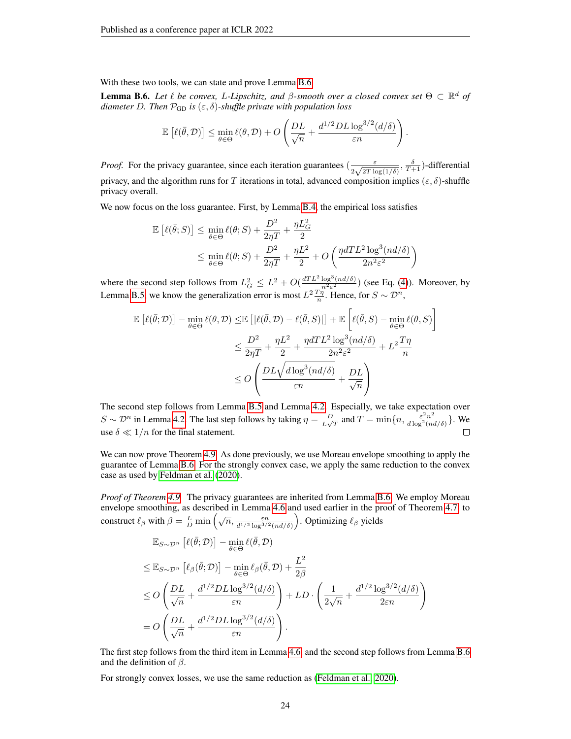With these two tools, we can state and prove Lemma B.6.

**Lemma B.6.** *Let $\ell$ be convex, $L$-Lipschitz, and $\beta$-smooth over a closed convex set $\Theta \subset \mathbb{R}^d$ of diameter $D$. Then $\mathcal{P}_{\text{GD}}$ is $(\varepsilon, \delta)$-shuffle private with population loss*

$$\mathbb{E}\left[\ell(\bar{\theta}, \mathcal{D})\right] \leq \min_{\theta \in \Theta} \ell(\theta, \mathcal{D}) + O\left(\frac{DL}{\sqrt{n}} + \frac{d^{1/2} DL \log^{3/2}(d/\delta)}{\varepsilon n}\right).$$

*Proof.* For the privacy guarantee, since each iteration guarantees $(\frac{\varepsilon}{2\sqrt{2T\log(1/\delta)}}, \frac{\delta}{T+1})$-differential privacy, and the algorithm runs for $T$ iterations in total, advanced composition implies $(\varepsilon, \delta)$-shuffle privacy overall.

We now focus on the loss guarantee. First, by Lemma B.4, the empirical loss satisfies

$$\begin{aligned}
\mathbb{E}\left[\ell(\bar{\theta}; S)\right] &\leq \min_{\theta \in \Theta} \ell(\theta; S) + \frac{D^2}{2\eta T} + \frac{\eta L_G^2}{2} \\
&\leq \min_{\theta \in \Theta} \ell(\theta; S) + \frac{D^2}{2\eta T} + \frac{\eta L^2}{2} + O\left(\frac{\eta d T L^2 \log^3(nd/\delta)}{2n^2\varepsilon^2}\right)
\end{aligned}$$

where the second step follows from $L_G^2 \leq L^2 + O(\frac{dTL^2\log^3(nd/\delta)}{n^2\varepsilon^2})$ (see Eq. (4)). Moreover, by Lemma B.5, we know the generalization error is most $L^2 \frac{T\eta}{n}$. Hence, for $S \sim \mathcal{D}^n$,

$$\begin{aligned}
\mathbb{E}\left[\ell(\bar{\theta}; \mathcal{D})\right] - \min_{\theta \in \Theta} \ell(\theta, \mathcal{D}) &\leq \mathbb{E}\left[|\ell(\bar{\theta}, \mathcal{D}) - \ell(\bar{\theta}, S)|\right] + \mathbb{E}\left[\ell(\bar{\theta}, S) - \min_{\theta \in \Theta} \ell(\theta, S)\right] \\
&\leq \frac{D^2}{2\eta T} + \frac{\eta L^2}{2} + \frac{\eta d T L^2 \log^3(nd/\delta)}{2n^2\varepsilon^2} + L^2 \frac{T\eta}{n} \\
&\leq O\left(\frac{DL\sqrt{d\log^3(nd/\delta)}}{\varepsilon n} + \frac{DL}{\sqrt{n}}\right)
\end{aligned}$$

The second step follows from Lemma B.5 and Lemma 4.2. Especially, we take expectation over $S \sim \mathcal{D}^n$ in Lemma 4.2. The last step follows by taking $\eta = \frac{D}{L\sqrt{T}}$ and $T = \min\{n, \frac{\varepsilon^2 n^2}{d\log^2(nd/\delta)}\}$. We use $\delta \ll 1/n$ for the final statement. $\square$

We can now prove Theorem 4.9. As done previously, we use Moreau envelope smoothing to apply the guarantee of Lemma B.6. For the strongly convex case, we apply the same reduction to the convex case as used by Feldman et al. (2020).

*Proof of Theorem 4.9.* The privacy guarantees are inherited from Lemma B.6. We employ Moreau envelope smoothing, as described in Lemma 4.6 and used earlier in the proof of Theorem 4.7, to construct $\ell_\beta$ with $\beta = \frac{L}{D}\min\left(\sqrt{n}, \frac{\varepsilon n}{d^{1/2}\log^{3/2}(nd/\delta)}\right)$. Optimizing $\ell_\beta$ yields

$$\begin{aligned}
&\mathbb{E}_{S\sim\mathcal{D}^n}\left[\ell(\bar{\theta}; \mathcal{D})\right] - \min_{\theta \in \Theta} \ell(\bar{\theta}, \mathcal{D}) \\
&\leq \mathbb{E}_{S\sim\mathcal{D}^n}\left[\ell_\beta(\bar{\theta}; \mathcal{D})\right] - \min_{\theta \in \Theta} \ell_\beta(\bar{\theta}, \mathcal{D}) + \frac{L^2}{2\beta} \\
&\leq O\left(\frac{DL}{\sqrt{n}} + \frac{d^{1/2}DL\log^{3/2}(d/\delta)}{\varepsilon n}\right) + LD \cdot \left(\frac{1}{2\sqrt{n}} + \frac{d^{1/2}\log^{3/2}(d/\delta)}{2\varepsilon n}\right) \\
&= O\left(\frac{DL}{\sqrt{n}} + \frac{d^{1/2}DL\log^{3/2}(d/\delta)}{\varepsilon n}\right).
\end{aligned}$$

The first step follows from the third item in Lemma 4.6, and the second step follows from Lemma B.6 and the definition of $\beta$.

For strongly convex losses, we use the same reduction as (Feldman et al., 2020).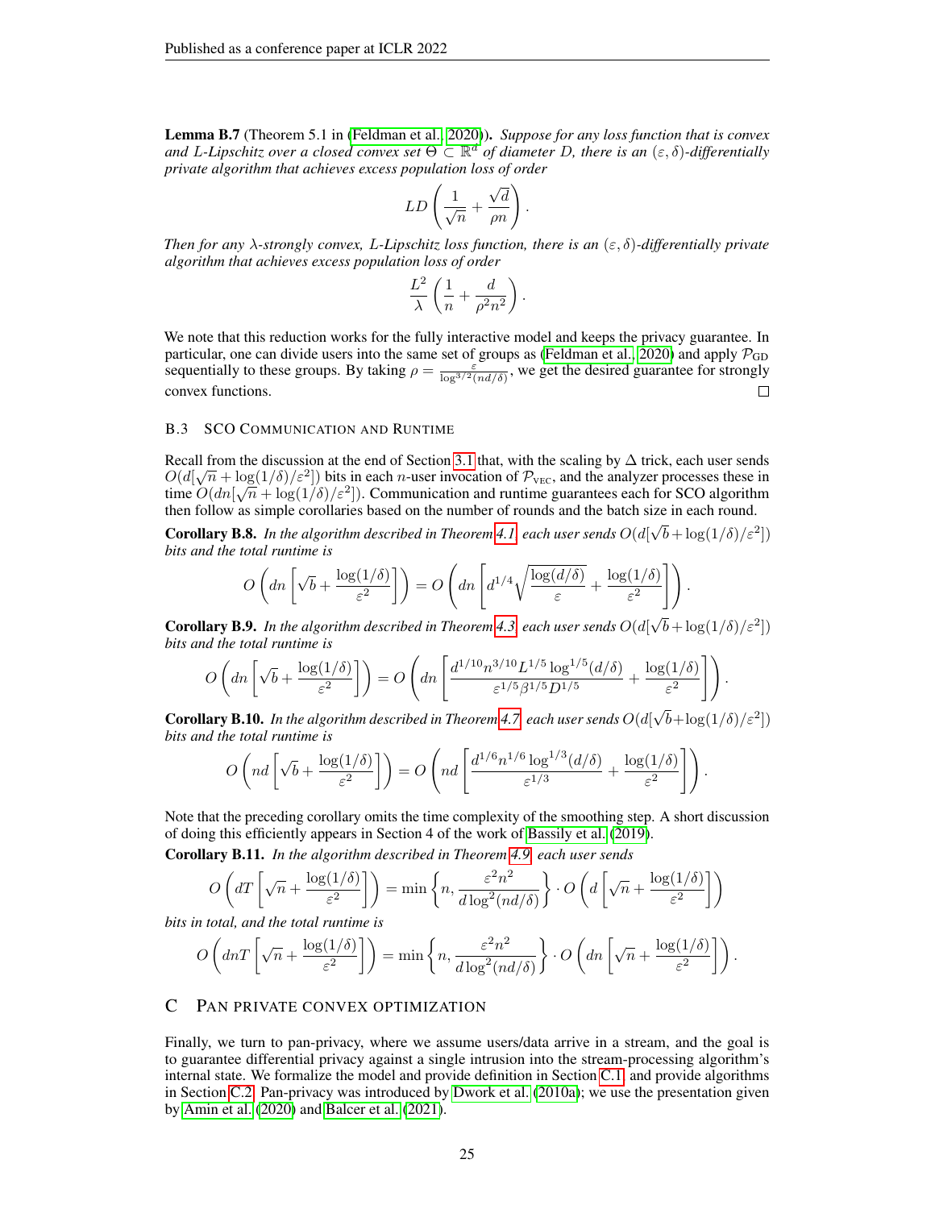**Lemma B.7** (Theorem 5.1 in (Feldman et al., 2020)). *Suppose for any loss function that is convex and $L$-Lipschitz over a closed convex set $\Theta \subset \mathbb{R}^d$ of diameter $D$, there is an $(\varepsilon, \delta)$-differentially private algorithm that achieves excess population loss of order*

$$LD\left(\frac{1}{\sqrt{n}} + \frac{\sqrt{d}}{\rho n}\right).$$

*Then for any $\lambda$-strongly convex, $L$-Lipschitz loss function, there is an $(\varepsilon, \delta)$-differentially private algorithm that achieves excess population loss of order*

$$\frac{L^2}{\lambda}\left(\frac{1}{n} + \frac{d}{\rho^2 n^2}\right).$$

We note that this reduction works for the fully interactive model and keeps the privacy guarantee. In particular, one can divide users into the same set of groups as (Feldman et al., 2020) and apply $\mathcal{P}_{\text{GD}}$ sequentially to these groups. By taking $\rho = \frac{\varepsilon}{\log^{3/2}(nd/\delta)}$, we get the desired guarantee for strongly convex functions. □

### B.3 SCO Communication and Runtime

Recall from the discussion at the end of Section 3.1 that, with the scaling by $\Delta$ trick, each user sends $O(d[\sqrt{n} + \log(1/\delta)/\varepsilon^2])$ bits in each $n$-user invocation of $\mathcal{P}_{\text{VEC}}$, and the analyzer processes these in time $O(dn[\sqrt{n} + \log(1/\delta)/\varepsilon^2])$. Communication and runtime guarantees each for SCO algorithm then follow as simple corollaries based on the number of rounds and the batch size in each round.

**Corollary B.8.** *In the algorithm described in Theorem 4.1, each user sends $O(d[\sqrt{b} + \log(1/\delta)/\varepsilon^2])$ bits and the total runtime is*

$$O\left(dn\left[\sqrt{b} + \frac{\log(1/\delta)}{\varepsilon^2}\right]\right) = O\left(dn\left[d^{1/4}\sqrt{\frac{\log(d/\delta)}{\varepsilon}} + \frac{\log(1/\delta)}{\varepsilon^2}\right]\right).$$

**Corollary B.9.** *In the algorithm described in Theorem 4.3, each user sends $O(d[\sqrt{b} + \log(1/\delta)/\varepsilon^2])$ bits and the total runtime is*

$$O\left(dn\left[\sqrt{b} + \frac{\log(1/\delta)}{\varepsilon^2}\right]\right) = O\left(dn\left[\frac{d^{1/10} n^{3/10} L^{1/5} \log^{1/5}(d/\delta)}{\varepsilon^{1/5}\beta^{1/5}D^{1/5}} + \frac{\log(1/\delta)}{\varepsilon^2}\right]\right).$$

**Corollary B.10.** *In the algorithm described in Theorem 4.7, each user sends $O(d[\sqrt{b} + \log(1/\delta)/\varepsilon^2])$ bits and the total runtime is*

$$O\left(nd\left[\sqrt{b} + \frac{\log(1/\delta)}{\varepsilon^2}\right]\right) = O\left(nd\left[\frac{d^{1/6} n^{1/6} \log^{1/3}(d/\delta)}{\varepsilon^{1/3}} + \frac{\log(1/\delta)}{\varepsilon^2}\right]\right).$$

Note that the preceding corollary omits the time complexity of the smoothing step. A short discussion of doing this efficiently appears in Section 4 of the work of Bassily et al. (2019).

**Corollary B.11.** *In the algorithm described in Theorem 4.9, each user sends*

$$O\left(dT\left[\sqrt{n} + \frac{\log(1/\delta)}{\varepsilon^2}\right]\right) = \min\left\{n, \frac{\varepsilon^2 n^2}{d\log^2(nd/\delta)}\right\} \cdot O\left(d\left[\sqrt{n} + \frac{\log(1/\delta)}{\varepsilon^2}\right]\right)$$

*bits in total, and the total runtime is*

$$O\left(dnT\left[\sqrt{n} + \frac{\log(1/\delta)}{\varepsilon^2}\right]\right) = \min\left\{n, \frac{\varepsilon^2 n^2}{d\log^2(nd/\delta)}\right\} \cdot O\left(dn\left[\sqrt{n} + \frac{\log(1/\delta)}{\varepsilon^2}\right]\right).$$

## C Pan Private Convex Optimization

Finally, we turn to pan-privacy, where we assume users/data arrive in a stream, and the goal is to guarantee differential privacy against a single intrusion into the stream-processing algorithm's internal state. We formalize the model and provide definition in Section C.1 and provide algorithms in Section C.2. Pan-privacy was introduced by Dwork et al. (2010a); we use the presentation given by Amin et al. (2020) and Balcer et al. (2021).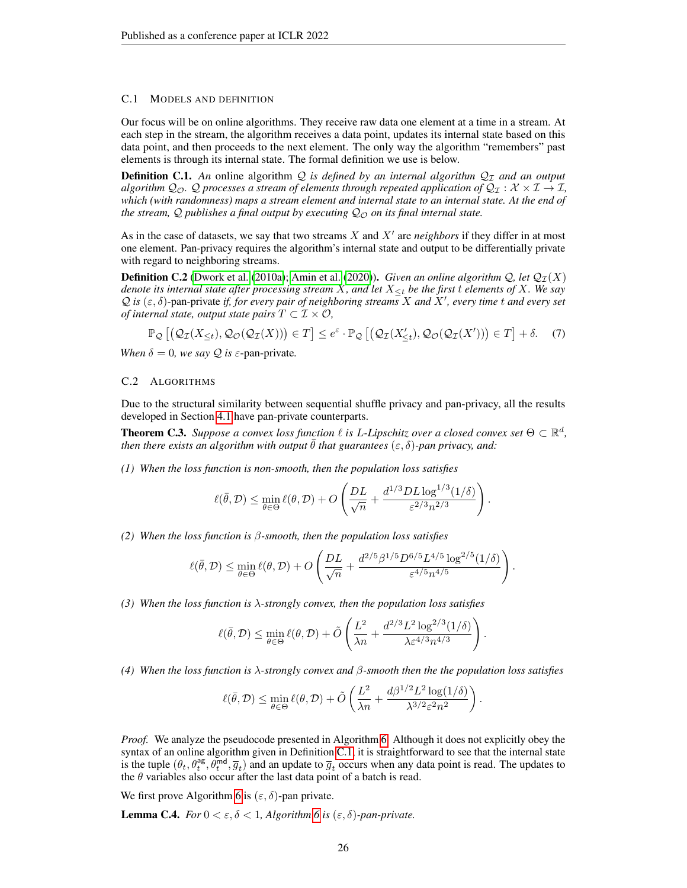### C.1 Models and definition

Our focus will be on online algorithms. They receive raw data one element at a time in a stream. At each step in the stream, the algorithm receives a data point, updates its internal state based on this data point, and then proceeds to the next element. The only way the algorithm "remembers" past elements is through its internal state. The formal definition we use is below.

**Definition C.1.** *An* online algorithm $\mathcal{Q}$ *is defined by an internal algorithm* $\mathcal{Q}_{\mathcal{I}}$ *and an output algorithm* $\mathcal{Q}_{\mathcal{O}}$*.* $\mathcal{Q}$ *processes a stream of elements through repeated application of* $\mathcal{Q}_{\mathcal{I}} : \mathcal{X} \times \mathcal{I} \to \mathcal{I}$*, which (with randomness) maps a stream element and internal state to an internal state. At the end of the stream,* $\mathcal{Q}$ *publishes a final output by executing* $\mathcal{Q}_{\mathcal{O}}$ *on its final internal state.*

As in the case of datasets, we say that two streams $X$ and $X'$ are *neighbors* if they differ in at most one element. Pan-privacy requires the algorithm's internal state and output to be differentially private with regard to neighboring streams.

**Definition C.2** (Dwork et al. (2010a); Amin et al. (2020))**.** *Given an online algorithm* $\mathcal{Q}$*, let* $\mathcal{Q}_{\mathcal{I}}(X)$ *denote its internal state after processing stream* $X$*, and let* $X_{\le t}$ *be the first* $t$ *elements of* $X$*. We say* $\mathcal{Q}$ *is* $(\varepsilon, \delta)$*-pan-private if, for every pair of neighboring streams* $X$ *and* $X'$*, every time* $t$ *and every set of internal state, output state pairs* $T \subset \mathcal{I} \times \mathcal{O}$*,*

$$\mathbb{P}_{\mathcal{Q}}\left[\left(\mathcal{Q}_{\mathcal{I}}(X_{\le t}), \mathcal{Q}_{\mathcal{O}}(\mathcal{Q}_{\mathcal{I}}(X))\right) \in T\right] \le e^{\varepsilon} \cdot \mathbb{P}_{\mathcal{Q}}\left[\left(\mathcal{Q}_{\mathcal{I}}(X'_{\le t}), \mathcal{Q}_{\mathcal{O}}(\mathcal{Q}_{\mathcal{I}}(X'))\right) \in T\right] + \delta. \quad (7)$$

*When* $\delta = 0$*, we say* $\mathcal{Q}$ *is* $\varepsilon$*-pan-private.*

### C.2 Algorithms

Due to the structural similarity between sequential shuffle privacy and pan-privacy, all the results developed in Section 4.1 have pan-private counterparts.

**Theorem C.3.** *Suppose a convex loss function* $\ell$ *is* $L$*-Lipschitz over a closed convex set* $\Theta \subset \mathbb{R}^d$*, then there exists an algorithm with output* $\bar{\theta}$ *that guarantees* $(\varepsilon, \delta)$*-pan privacy, and:*

*(1) When the loss function is non-smooth, then the population loss satisfies*

$$\ell(\bar{\theta}, \mathcal{D}) \le \min_{\theta \in \Theta} \ell(\theta, \mathcal{D}) + O\left(\frac{DL}{\sqrt{n}} + \frac{d^{1/3} DL \log^{1/3}(1/\delta)}{\varepsilon^{2/3} n^{2/3}}\right).$$

*(2) When the loss function is* $\beta$*-smooth, then the population loss satisfies*

$$\ell(\bar{\theta}, \mathcal{D}) \le \min_{\theta \in \Theta} \ell(\theta, \mathcal{D}) + O\left(\frac{DL}{\sqrt{n}} + \frac{d^{2/5} \beta^{1/5} D^{6/5} L^{4/5} \log^{2/5}(1/\delta)}{\varepsilon^{4/5} n^{4/5}}\right).$$

*(3) When the loss function is* $\lambda$*-strongly convex, then the population loss satisfies*

$$\ell(\bar{\theta}, \mathcal{D}) \le \min_{\theta \in \Theta} \ell(\theta, \mathcal{D}) + \tilde{O}\left(\frac{L^2}{\lambda n} + \frac{d^{2/3} L^2 \log^{2/3}(1/\delta)}{\lambda \varepsilon^{4/3} n^{4/3}}\right).$$

*(4) When the loss function is* $\lambda$*-strongly convex and* $\beta$*-smooth then the the population loss satisfies*

$$\ell(\bar{\theta}, \mathcal{D}) \le \min_{\theta \in \Theta} \ell(\theta, \mathcal{D}) + \tilde{O}\left(\frac{L^2}{\lambda n} + \frac{d \beta^{1/2} L^2 \log(1/\delta)}{\lambda^{3/2} \varepsilon^2 n^2}\right).$$

*Proof.* We analyze the pseudocode presented in Algorithm 6. Although it does not explicitly obey the syntax of an online algorithm given in Definition C.1, it is straightforward to see that the internal state is the tuple $(\theta_t, \theta_t^{\mathsf{ag}}, \theta_t^{\mathsf{md}}, \overline{g}_t)$ and an update to $\overline{g}_t$ occurs when any data point is read. The updates to the $\theta$ variables also occur after the last data point of a batch is read.

We first prove Algorithm 6 is $(\varepsilon, \delta)$-pan private.

**Lemma C.4.** *For* $0 < \varepsilon, \delta < 1$*, Algorithm 6 is* $(\varepsilon, \delta)$*-pan-private.*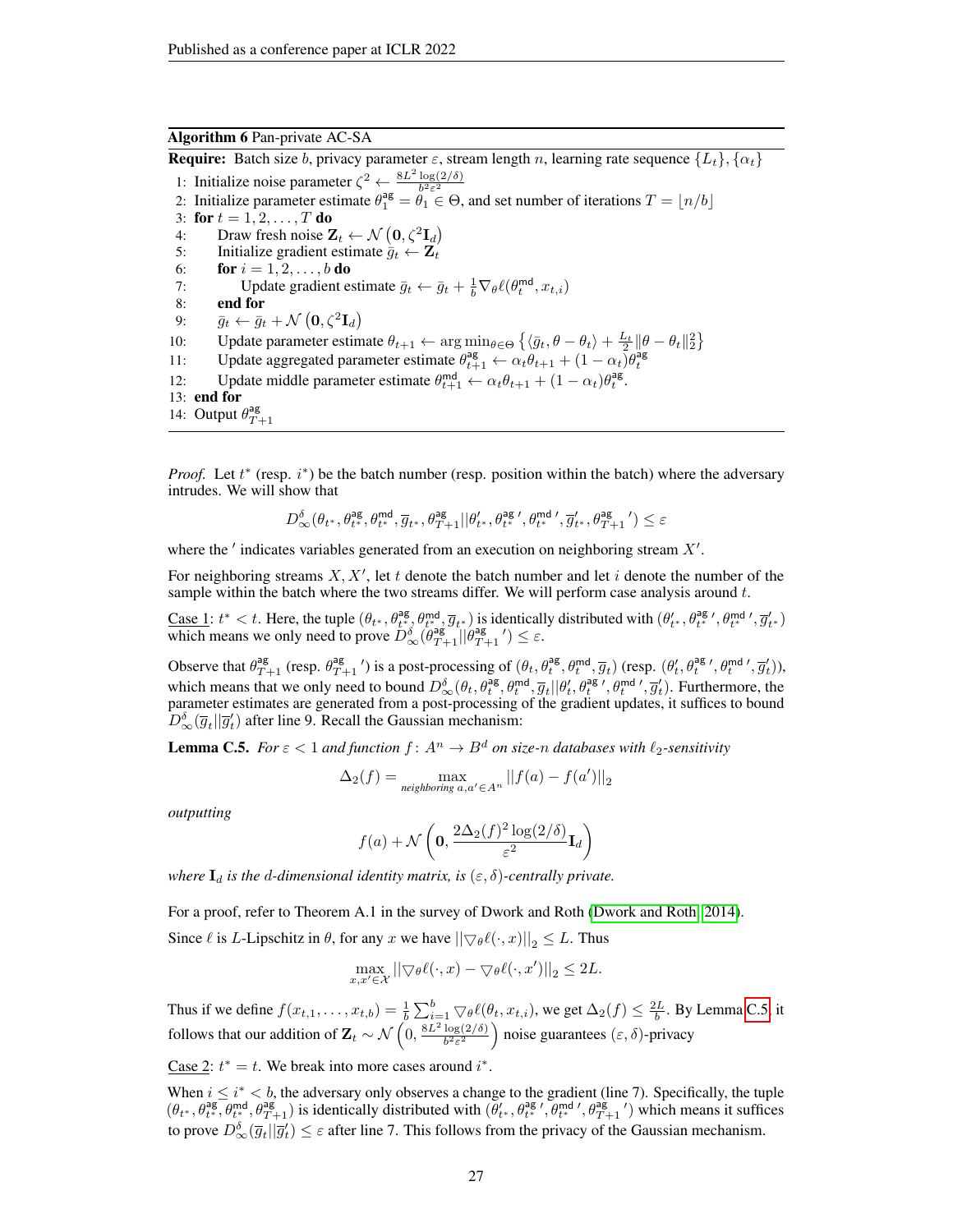**Algorithm 6** Pan-private AC-SA

**Require:** Batch size $b$, privacy parameter $\varepsilon$, stream length $n$, learning rate sequence $\{L_t\}$, $\{\alpha_t\}$

1: Initialize noise parameter $\zeta^2 \leftarrow \frac{8L^2 \log(2/\delta)}{b^2\varepsilon^2}$
2: Initialize parameter estimate $\theta_1^{\mathsf{ag}} = \theta_1 \in \Theta$, and set number of iterations $T = \lfloor n/b \rfloor$
3: **for** $t = 1, 2, \ldots, T$ **do**
4: Draw fresh noise $\mathbf{Z}_t \leftarrow \mathcal{N}\left(\mathbf{0}, \zeta^2 \mathbf{I}_d\right)$
5: Initialize gradient estimate $\bar{g}_t \leftarrow \mathbf{Z}_t$
6: **for** $i = 1, 2, \ldots, b$ **do**
7: Update gradient estimate $\bar{g}_t \leftarrow \bar{g}_t + \frac{1}{b}\nabla_\theta \ell(\theta_t^{\mathsf{md}}, x_{t,i})$
8: **end for**
9: $\bar{g}_t \leftarrow \bar{g}_t + \mathcal{N}\left(\mathbf{0}, \zeta^2 \mathbf{I}_d\right)$
10: Update parameter estimate $\theta_{t+1} \leftarrow \arg\min_{\theta \in \Theta} \left\{\langle \bar{g}_t, \theta - \theta_t \rangle + \frac{L_t}{2}\|\theta - \theta_t\|_2^2\right\}$
11: Update aggregated parameter estimate $\theta_{t+1}^{\mathsf{ag}} \leftarrow \alpha_t \theta_{t+1} + (1 - \alpha_t)\theta_t^{\mathsf{ag}}$
12: Update middle parameter estimate $\theta_{t+1}^{\mathsf{md}} \leftarrow \alpha_t \theta_{t+1} + (1 - \alpha_t)\theta_t^{\mathsf{ag}}$.
13: **end for**
14: Output $\theta_{T+1}^{\mathsf{ag}}$

*Proof.* Let $t^*$ (resp. $i^*$) be the batch number (resp. position within the batch) where the adversary intrudes. We will show that

$$D_\infty^\delta(\theta_{t^*}, \theta_{t^*}^{\mathsf{ag}}, \theta_{t^*}^{\mathsf{md}}, \overline{g}_{t^*}, \theta_{T+1}^{\mathsf{ag}} || \theta_{t^*}', \theta_{t^*}^{\mathsf{ag}\,\prime}, \theta_{t^*}^{\mathsf{md}\,\prime}, \overline{g}_{t^*}', \theta_{T+1}^{\mathsf{ag}\,\prime}) \le \varepsilon$$

where the $'$ indicates variables generated from an execution on neighboring stream $X'$.

For neighboring streams $X, X'$, let $t$ denote the batch number and let $i$ denote the number of the sample within the batch where the two streams differ. We will perform case analysis around $t$.

Case 1: $t^* < t$. Here, the tuple $(\theta_{t^*}, \theta_{t^*}^{\mathsf{ag}}, \theta_{t^*}^{\mathsf{md}}, \overline{g}_{t^*})$ is identically distributed with $(\theta_{t^*}', \theta_{t^*}^{\mathsf{ag}\,\prime}, \theta_{t^*}^{\mathsf{md}\,\prime}, \overline{g}_{t^*}')$ which means we only need to prove $D_\infty^\delta(\theta_{T+1}^{\mathsf{ag}} || \theta_{T+1}^{\mathsf{ag}\,\prime}) \le \varepsilon$.

Observe that $\theta_{T+1}^{\mathsf{ag}}$ (resp. $\theta_{T+1}^{\mathsf{ag}\,\prime}$) is a post-processing of $(\theta_t, \theta_t^{\mathsf{ag}}, \theta_t^{\mathsf{md}}, \overline{g}_t)$ (resp. $(\theta_t', \theta_t^{\mathsf{ag}\,\prime}, \theta_t^{\mathsf{md}\,\prime}, \overline{g}_t')$), which means that we only need to bound $D_\infty^\delta(\theta_t, \theta_t^{\mathsf{ag}}, \theta_t^{\mathsf{md}}, \overline{g}_t || \theta_t', \theta_t^{\mathsf{ag}\,\prime}, \theta_t^{\mathsf{md}\,\prime}, \overline{g}_t')$. Furthermore, the parameter estimates are generated from a post-processing of the gradient updates, it suffices to bound $D_\infty^\delta(\overline{g}_t || \overline{g}_t')$ after line 9. Recall the Gaussian mechanism:

**Lemma C.5.** *For $\varepsilon < 1$ and function $f: A^n \to B^d$ on size-$n$ databases with $\ell_2$-sensitivity*

$$\Delta_2(f) = \max_{\text{neighboring } a, a' \in A^n} ||f(a) - f(a')||_2$$

*outputting*

$$f(a) + \mathcal{N}\left(\mathbf{0}, \frac{2\Delta_2(f)^2 \log(2/\delta)}{\varepsilon^2}\mathbf{I}_d\right)$$

*where $\mathbf{I}_d$ is the $d$-dimensional identity matrix, is $(\varepsilon, \delta)$-centrally private.*

For a proof, refer to Theorem A.1 in the survey of Dwork and Roth (Dwork and Roth, 2014).

Since $\ell$ is $L$-Lipschitz in $\theta$, for any $x$ we have $||\nabla_\theta \ell(\cdot, x)||_2 \le L$. Thus

$$\max_{x, x' \in \mathcal{X}} ||\nabla_\theta \ell(\cdot, x) - \nabla_\theta \ell(\cdot, x')||_2 \le 2L.$$

Thus if we define $f(x_{t,1}, \ldots, x_{t,b}) = \frac{1}{b}\sum_{i=1}^{b} \nabla_\theta \ell(\theta_t, x_{t,i})$, we get $\Delta_2(f) \le \frac{2L}{b}$. By Lemma C.5, it follows that our addition of $\mathbf{Z}_t \sim \mathcal{N}\left(0, \frac{8L^2 \log(2/\delta)}{b^2\varepsilon^2}\right)$ noise guarantees $(\varepsilon, \delta)$-privacy

Case 2: $t^* = t$. We break into more cases around $i^*$.

When $i \le i^* < b$, the adversary only observes a change to the gradient (line 7). Specifically, the tuple $(\theta_{t^*}, \theta_{t^*}^{\mathsf{ag}}, \theta_{t^*}^{\mathsf{md}}, \theta_{T+1}^{\mathsf{ag}})$ is identically distributed with $(\theta_{t^*}', \theta_{t^*}^{\mathsf{ag}\,\prime}, \theta_{t^*}^{\mathsf{md}\,\prime}, \theta_{T+1}^{\mathsf{ag}\,\prime})$ which means it suffices to prove $D_\infty^\delta(\overline{g}_t || \overline{g}_t') \le \varepsilon$ after line 7. This follows from the privacy of the Gaussian mechanism.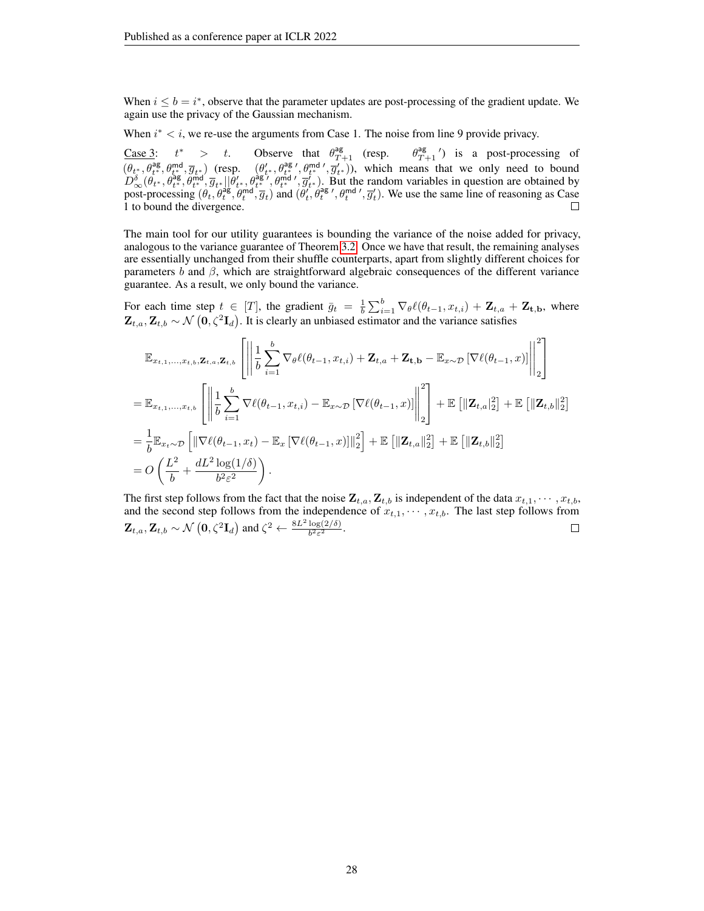When $i \leq b = i^*$, observe that the parameter updates are post-processing of the gradient update. We again use the privacy of the Gaussian mechanism.

When $i^* < i$, we re-use the arguments from Case 1. The noise from line 9 provide privacy.

Case 3: $t^* > t$. Observe that $\theta^{\mathsf{ag}}_{T+1}$ (resp. $\theta^{\mathsf{ag}}_{T+1}{}'$) is a post-processing of $(\theta_{t^*}, \theta^{\mathsf{ag}}_{t^*}, \theta^{\mathsf{md}}_{t^*}, \overline{g}_{t^*})$ (resp. $(\theta'_{t^*}, \theta^{\mathsf{ag}}_{t^*}{}', \theta^{\mathsf{md}}_{t^*}{}', \overline{g}'_{t^*})$), which means that we only need to bound $D^{\delta}_{\infty}(\theta_{t^*}, \theta^{\mathsf{ag}}_{t^*}, \theta^{\mathsf{md}}_{t^*}, \overline{g}_{t^*} || \theta'_{t^*}, \theta^{\mathsf{ag}}_{t^*}{}', \theta^{\mathsf{md}}_{t^*}{}', \overline{g}'_{t^*})$. But the random variables in question are obtained by post-processing $(\theta_t, \theta^{\mathsf{ag}}_t, \theta^{\mathsf{md}}_t, \overline{g}_t)$ and $(\theta'_t, \theta^{\mathsf{ag}}_t{}', \theta^{\mathsf{md}}_t{}', \overline{g}'_t)$. We use the same line of reasoning as Case 1 to bound the divergence. $\square$

The main tool for our utility guarantees is bounding the variance of the noise added for privacy, analogous to the variance guarantee of Theorem 3.2. Once we have that result, the remaining analyses are essentially unchanged from their shuffle counterparts, apart from slightly different choices for parameters $b$ and $\beta$, which are straightforward algebraic consequences of the different variance guarantee. As a result, we only bound the variance.

For each time step $t \in [T]$, the gradient $\bar{g}_t = \frac{1}{b}\sum_{i=1}^{b} \nabla_\theta \ell(\theta_{t-1}, x_{t,i}) + \mathbf{Z}_{t,a} + \mathbf{Z}_{\mathbf{t},\mathbf{b}}$, where $\mathbf{Z}_{t,a}, \mathbf{Z}_{t,b} \sim \mathcal{N}\left(\mathbf{0}, \zeta^2 \mathbf{I}_d\right)$. It is clearly an unbiased estimator and the variance satisfies

$$
\begin{aligned}
&\mathbb{E}_{x_{t,1},\ldots,x_{t,b},\mathbf{Z}_{t,a},\mathbf{Z}_{t,b}}\left[\left\|\frac{1}{b}\sum_{i=1}^{b}\nabla_\theta \ell(\theta_{t-1}, x_{t,i}) + \mathbf{Z}_{t,a} + \mathbf{Z}_{\mathbf{t},\mathbf{b}} - \mathbb{E}_{x\sim\mathcal{D}}\left[\nabla \ell(\theta_{t-1}, x)\right]\right\|_2^2\right] \\
&= \mathbb{E}_{x_{t,1},\ldots,x_{t,b}}\left[\left\|\frac{1}{b}\sum_{i=1}^{b}\nabla \ell(\theta_{t-1}, x_{t,i}) - \mathbb{E}_{x\sim\mathcal{D}}\left[\nabla \ell(\theta_{t-1}, x)\right]\right\|_2^2\right] + \mathbb{E}\left[\|\mathbf{Z}_{t,a}\|_2^2\right] + \mathbb{E}\left[\|\mathbf{Z}_{t,b}\|_2^2\right] \\
&= \frac{1}{b}\mathbb{E}_{x_t\sim\mathcal{D}}\left[\|\nabla \ell(\theta_{t-1}, x_t) - \mathbb{E}_x\left[\nabla \ell(\theta_{t-1}, x)\right]\|_2^2\right] + \mathbb{E}\left[\|\mathbf{Z}_{t,a}\|_2^2\right] + \mathbb{E}\left[\|\mathbf{Z}_{t,b}\|_2^2\right] \\
&= O\left(\frac{L^2}{b} + \frac{dL^2\log(1/\delta)}{b^2\varepsilon^2}\right).
\end{aligned}
$$

The first step follows from the fact that the noise $\mathbf{Z}_{t,a}, \mathbf{Z}_{t,b}$ is independent of the data $x_{t,1}, \cdots, x_{t,b}$, and the second step follows from the independence of $x_{t,1}, \cdots, x_{t,b}$. The last step follows from $\mathbf{Z}_{t,a}, \mathbf{Z}_{t,b} \sim \mathcal{N}\left(\mathbf{0}, \zeta^2 \mathbf{I}_d\right)$ and $\zeta^2 \leftarrow \frac{8L^2\log(2/\delta)}{b^2\varepsilon^2}$. $\square$